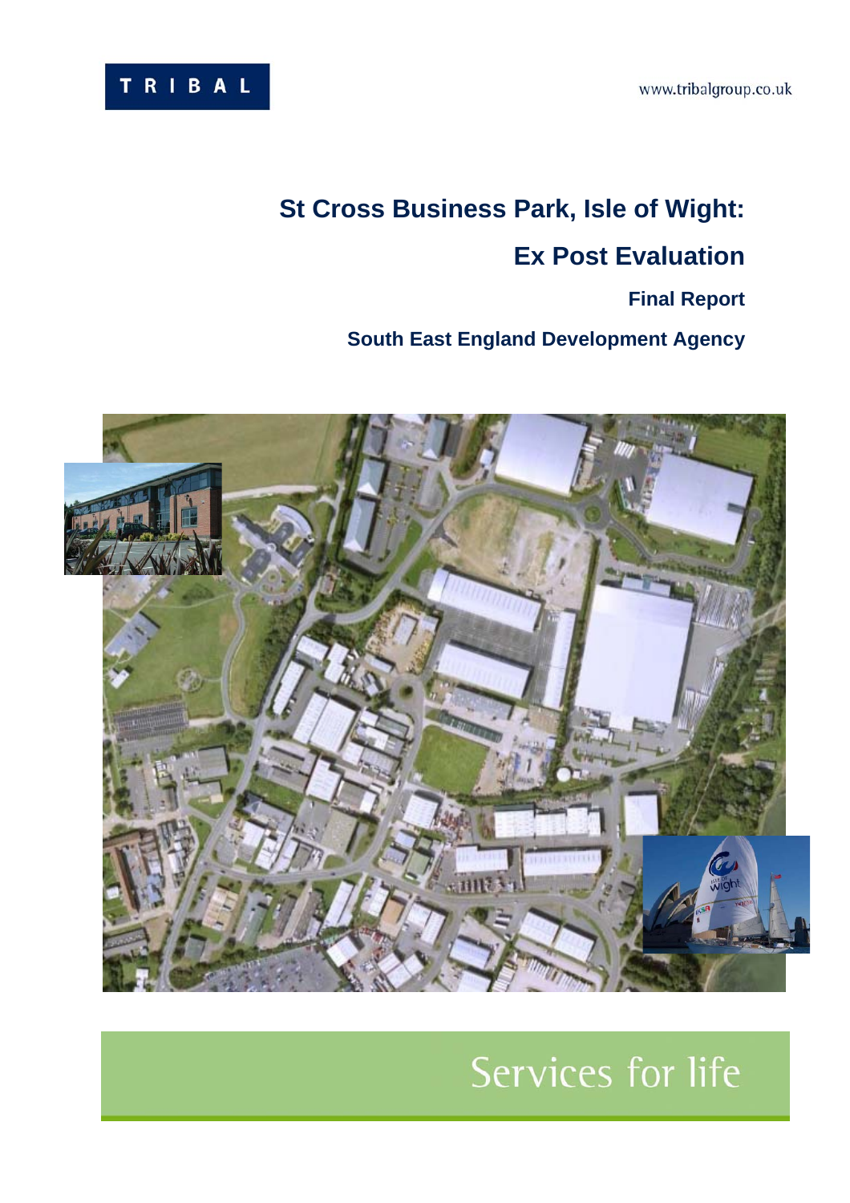TRIBAL

www.tribalgroup.co.uk

# St Cross Business Park, Isle of Wight:

# Ex Post Evaluation

**Final Report**

**South East England Development Agency**

Services for life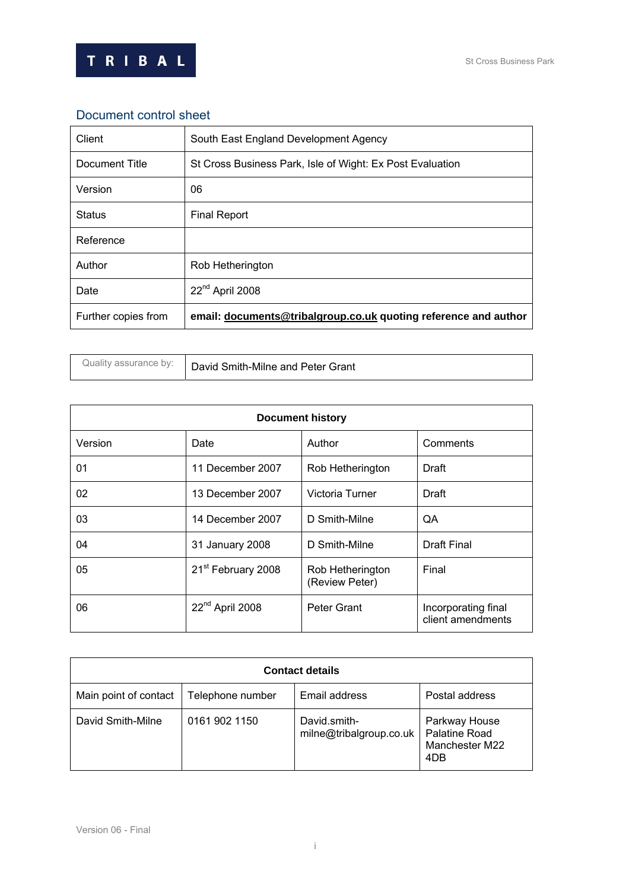## Document control sheet

| Client | South East England Development Agency |
|---|---|
| Document Title | St Cross Business Park, Isle of Wight: Ex Post Evaluation |
| Version | 06 |
| Status | Final Report |
| Reference | |
| Author | Rob Hetherington |
| Date | 22nd April 2008 |
| Further copies from | **email: documents@tribalgroup.co.uk quoting reference and author** |

| Quality assurance by: | David Smith-Milne and Peter Grant |
|---|---|

| **Document history** | | | |
|---|---|---|---|
| Version | Date | Author | Comments |
| 01 | 11 December 2007 | Rob Hetherington | Draft |
| 02 | 13 December 2007 | Victoria Turner | Draft |
| 03 | 14 December 2007 | D Smith-Milne | QA |
| 04 | 31 January 2008 | D Smith-Milne | Draft Final |
| 05 | 21st February 2008 | Rob Hetherington (Review Peter) | Final |
| 06 | 22nd April 2008 | Peter Grant | Incorporating final client amendments |

| **Contact details** | | | |
|---|---|---|---|
| Main point of contact | Telephone number | Email address | Postal address |
| David Smith-Milne | 0161 902 1150 | David.smith-milne@tribalgroup.co.uk | Parkway House Palatine Road Manchester M22 4DB |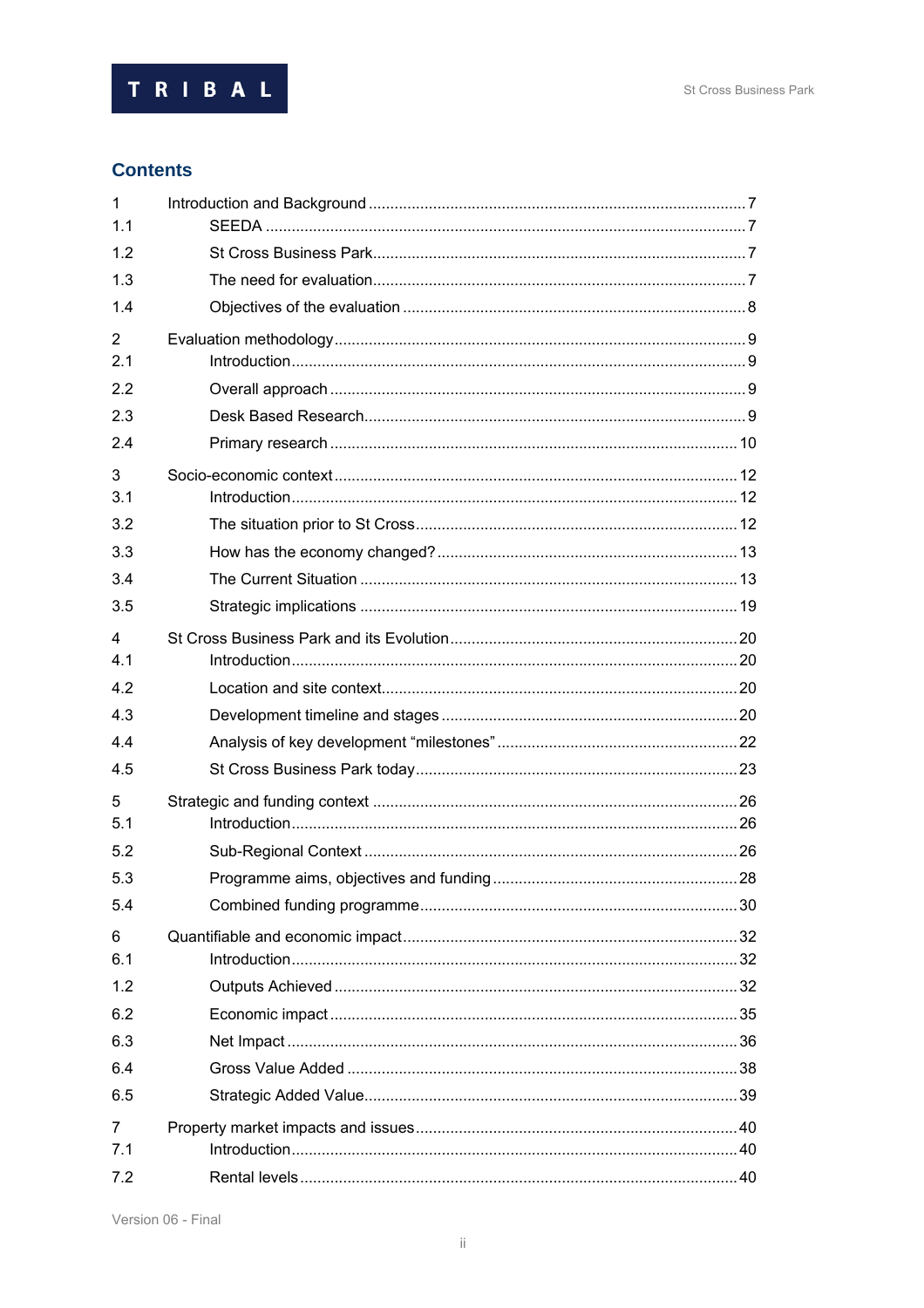## Contents

| | | |
|---|---|---|
| 1 | Introduction and Background | 7 |
| 1.1 | SEEDA | 7 |
| 1.2 | St Cross Business Park | 7 |
| 1.3 | The need for evaluation | 7 |
| 1.4 | Objectives of the evaluation | 8 |
| 2 | Evaluation methodology | 9 |
| 2.1 | Introduction | 9 |
| 2.2 | Overall approach | 9 |
| 2.3 | Desk Based Research | 9 |
| 2.4 | Primary research | 10 |
| 3 | Socio-economic context | 12 |
| 3.1 | Introduction | 12 |
| 3.2 | The situation prior to St Cross | 12 |
| 3.3 | How has the economy changed? | 13 |
| 3.4 | The Current Situation | 13 |
| 3.5 | Strategic implications | 19 |
| 4 | St Cross Business Park and its Evolution | 20 |
| 4.1 | Introduction | 20 |
| 4.2 | Location and site context | 20 |
| 4.3 | Development timeline and stages | 20 |
| 4.4 | Analysis of key development "milestones" | 22 |
| 4.5 | St Cross Business Park today | 23 |
| 5 | Strategic and funding context | 26 |
| 5.1 | Introduction | 26 |
| 5.2 | Sub-Regional Context | 26 |
| 5.3 | Programme aims, objectives and funding | 28 |
| 5.4 | Combined funding programme | 30 |
| 6 | Quantifiable and economic impact | 32 |
| 6.1 | Introduction | 32 |
| 1.2 | Outputs Achieved | 32 |
| 6.2 | Economic impact | 35 |
| 6.3 | Net Impact | 36 |
| 6.4 | Gross Value Added | 38 |
| 6.5 | Strategic Added Value | 39 |
| 7 | Property market impacts and issues | 40 |
| 7.1 | Introduction | 40 |
| 7.2 | Rental levels | 40 |

Version 06 - Final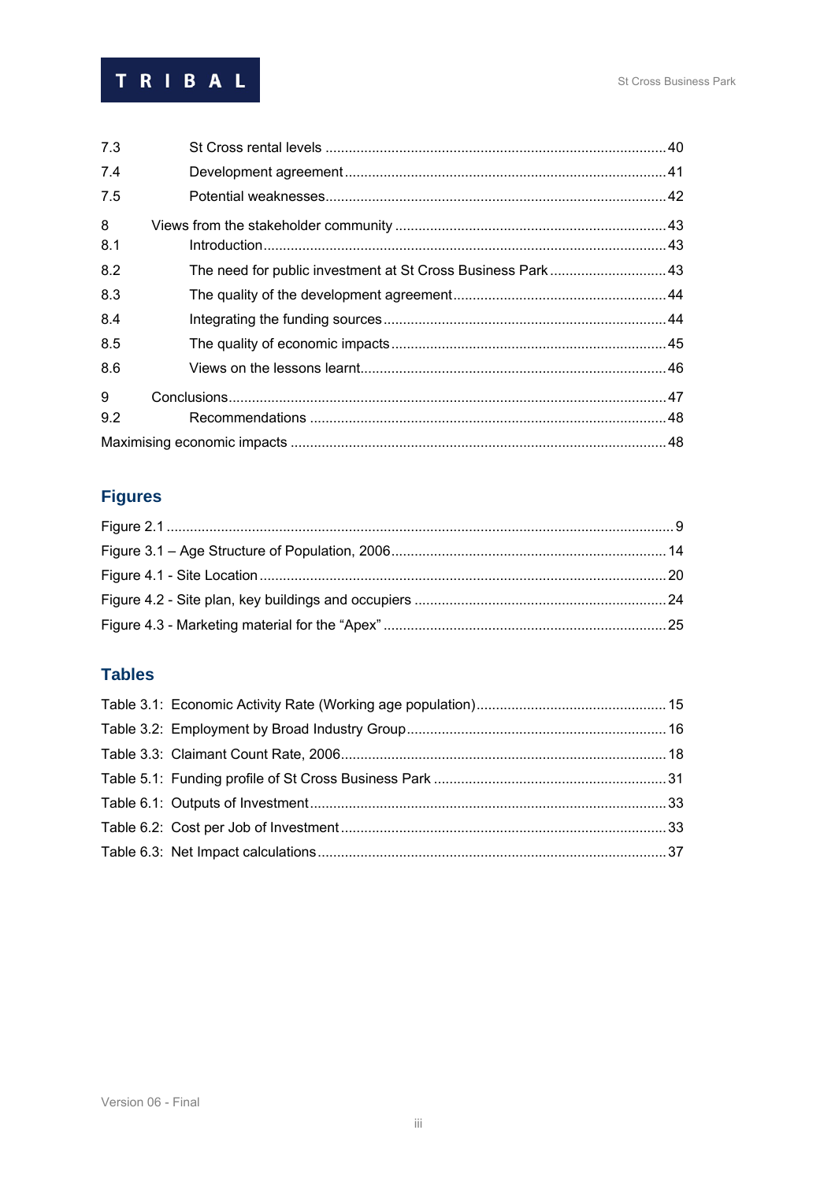7.3 St Cross rental levels ........................................................................................ 40
7.4 Development agreement .................................................................................. 41
7.5 Potential weaknesses....................................................................................... 42

8 Views from the stakeholder community ..................................................................... 43
8.1 Introduction....................................................................................................... 43
8.2 The need for public investment at St Cross Business Park .............................. 43
8.3 The quality of the development agreement....................................................... 44
8.4 Integrating the funding sources ........................................................................ 44
8.5 The quality of economic impacts....................................................................... 45
8.6 Views on the lessons learnt.............................................................................. 46

9 Conclusions................................................................................................................ 47
9.2 Recommendations ........................................................................................... 48

Maximising economic impacts ................................................................................................ 48

## Figures

Figure 2.1 .................................................................................................................................. 9
Figure 3.1 – Age Structure of Population, 2006...................................................................... 14
Figure 4.1 - Site Location ........................................................................................................ 20
Figure 4.2 - Site plan, key buildings and occupiers ................................................................ 24
Figure 4.3 - Marketing material for the “Apex” ........................................................................ 25

## Tables

Table 3.1: Economic Activity Rate (Working age population)................................................. 15
Table 3.2: Employment by Broad Industry Group................................................................... 16
Table 3.3: Claimant Count Rate, 2006.................................................................................... 18
Table 5.1: Funding profile of St Cross Business Park ............................................................ 31
Table 6.1: Outputs of Investment........................................................................................... 33
Table 6.2: Cost per Job of Investment ................................................................................... 33
Table 6.3: Net Impact calculations ......................................................................................... 37

Version 06 - Final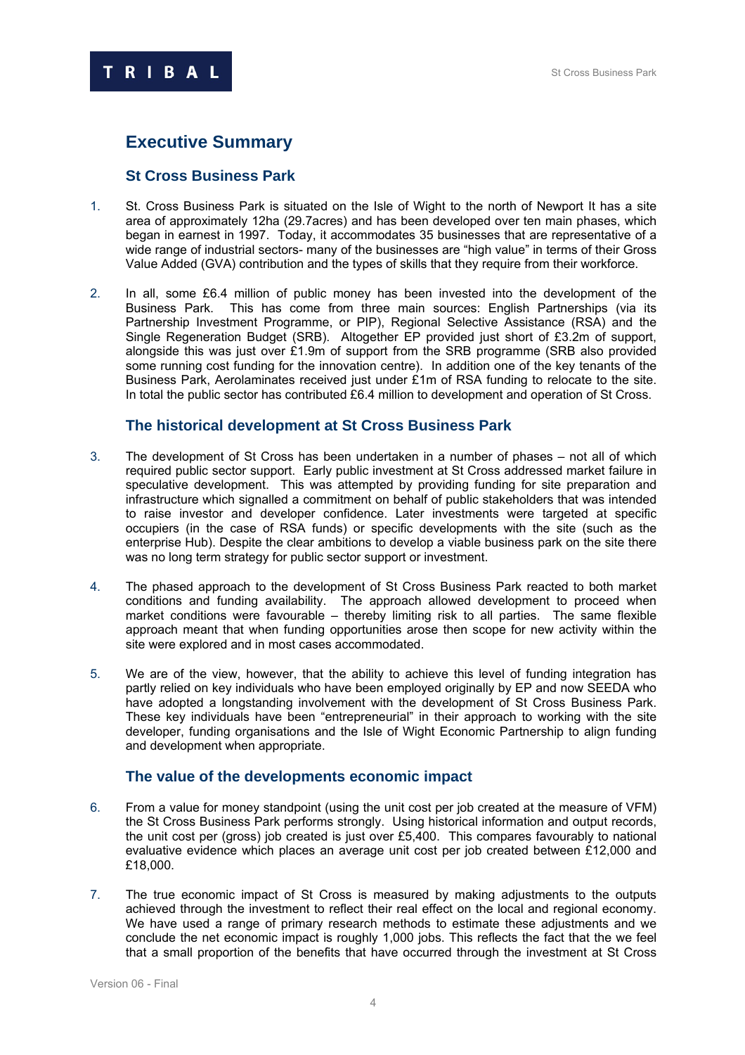# Executive Summary

## St Cross Business Park

1. St. Cross Business Park is situated on the Isle of Wight to the north of Newport It has a site area of approximately 12ha (29.7acres) and has been developed over ten main phases, which began in earnest in 1997. Today, it accommodates 35 businesses that are representative of a wide range of industrial sectors- many of the businesses are "high value" in terms of their Gross Value Added (GVA) contribution and the types of skills that they require from their workforce.

2. In all, some £6.4 million of public money has been invested into the development of the Business Park. This has come from three main sources: English Partnerships (via its Partnership Investment Programme, or PIP), Regional Selective Assistance (RSA) and the Single Regeneration Budget (SRB). Altogether EP provided just short of £3.2m of support, alongside this was just over £1.9m of support from the SRB programme (SRB also provided some running cost funding for the innovation centre). In addition one of the key tenants of the Business Park, Aerolaminates received just under £1m of RSA funding to relocate to the site. In total the public sector has contributed £6.4 million to development and operation of St Cross.

## The historical development at St Cross Business Park

3. The development of St Cross has been undertaken in a number of phases – not all of which required public sector support. Early public investment at St Cross addressed market failure in speculative development. This was attempted by providing funding for site preparation and infrastructure which signalled a commitment on behalf of public stakeholders that was intended to raise investor and developer confidence. Later investments were targeted at specific occupiers (in the case of RSA funds) or specific developments with the site (such as the enterprise Hub). Despite the clear ambitions to develop a viable business park on the site there was no long term strategy for public sector support or investment.

4. The phased approach to the development of St Cross Business Park reacted to both market conditions and funding availability. The approach allowed development to proceed when market conditions were favourable – thereby limiting risk to all parties. The same flexible approach meant that when funding opportunities arose then scope for new activity within the site were explored and in most cases accommodated.

5. We are of the view, however, that the ability to achieve this level of funding integration has partly relied on key individuals who have been employed originally by EP and now SEEDA who have adopted a longstanding involvement with the development of St Cross Business Park. These key individuals have been "entrepreneurial" in their approach to working with the site developer, funding organisations and the Isle of Wight Economic Partnership to align funding and development when appropriate.

## The value of the developments economic impact

6. From a value for money standpoint (using the unit cost per job created at the measure of VFM) the St Cross Business Park performs strongly. Using historical information and output records, the unit cost per (gross) job created is just over £5,400. This compares favourably to national evaluative evidence which places an average unit cost per job created between £12,000 and £18,000.

7. The true economic impact of St Cross is measured by making adjustments to the outputs achieved through the investment to reflect their real effect on the local and regional economy. We have used a range of primary research methods to estimate these adjustments and we conclude the net economic impact is roughly 1,000 jobs. This reflects the fact that the we feel that a small proportion of the benefits that have occurred through the investment at St Cross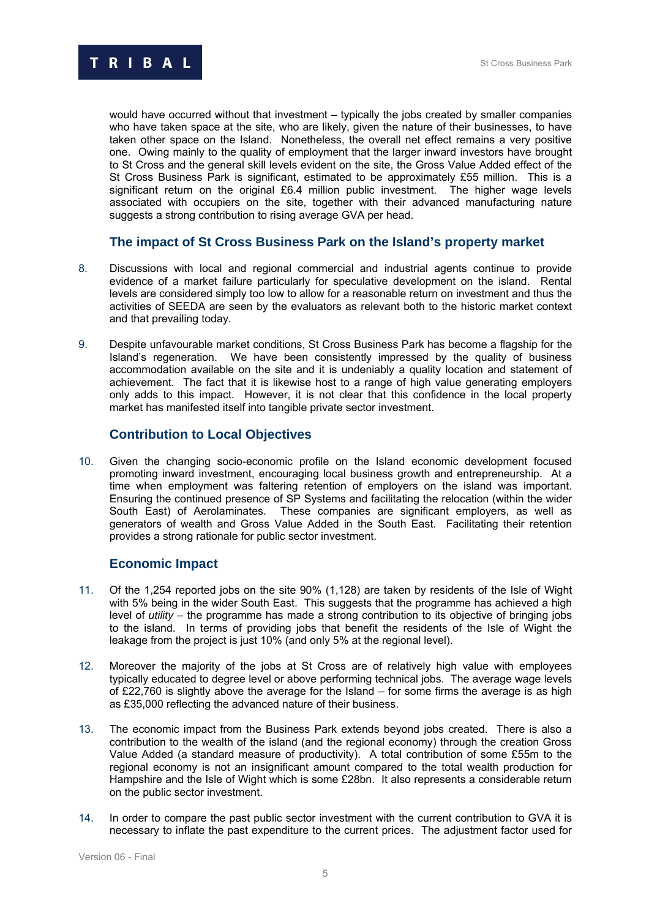would have occurred without that investment – typically the jobs created by smaller companies who have taken space at the site, who are likely, given the nature of their businesses, to have taken other space on the Island. Nonetheless, the overall net effect remains a very positive one. Owing mainly to the quality of employment that the larger inward investors have brought to St Cross and the general skill levels evident on the site, the Gross Value Added effect of the St Cross Business Park is significant, estimated to be approximately £55 million. This is a significant return on the original £6.4 million public investment. The higher wage levels associated with occupiers on the site, together with their advanced manufacturing nature suggests a strong contribution to rising average GVA per head.

### The impact of St Cross Business Park on the Island's property market

8. Discussions with local and regional commercial and industrial agents continue to provide evidence of a market failure particularly for speculative development on the island. Rental levels are considered simply too low to allow for a reasonable return on investment and thus the activities of SEEDA are seen by the evaluators as relevant both to the historic market context and that prevailing today.

9. Despite unfavourable market conditions, St Cross Business Park has become a flagship for the Island's regeneration. We have been consistently impressed by the quality of business accommodation available on the site and it is undeniably a quality location and statement of achievement. The fact that it is likewise host to a range of high value generating employers only adds to this impact. However, it is not clear that this confidence in the local property market has manifested itself into tangible private sector investment.

### Contribution to Local Objectives

10. Given the changing socio-economic profile on the Island economic development focused promoting inward investment, encouraging local business growth and entrepreneurship. At a time when employment was faltering retention of employers on the island was important. Ensuring the continued presence of SP Systems and facilitating the relocation (within the wider South East) of Aerolaminates. These companies are significant employers, as well as generators of wealth and Gross Value Added in the South East. Facilitating their retention provides a strong rationale for public sector investment.

### Economic Impact

11. Of the 1,254 reported jobs on the site 90% (1,128) are taken by residents of the Isle of Wight with 5% being in the wider South East. This suggests that the programme has achieved a high level of *utility* – the programme has made a strong contribution to its objective of bringing jobs to the island. In terms of providing jobs that benefit the residents of the Isle of Wight the leakage from the project is just 10% (and only 5% at the regional level).

12. Moreover the majority of the jobs at St Cross are of relatively high value with employees typically educated to degree level or above performing technical jobs. The average wage levels of £22,760 is slightly above the average for the Island – for some firms the average is as high as £35,000 reflecting the advanced nature of their business.

13. The economic impact from the Business Park extends beyond jobs created. There is also a contribution to the wealth of the island (and the regional economy) through the creation Gross Value Added (a standard measure of productivity). A total contribution of some £55m to the regional economy is not an insignificant amount compared to the total wealth production for Hampshire and the Isle of Wight which is some £28bn. It also represents a considerable return on the public sector investment.

14. In order to compare the past public sector investment with the current contribution to GVA it is necessary to inflate the past expenditure to the current prices. The adjustment factor used for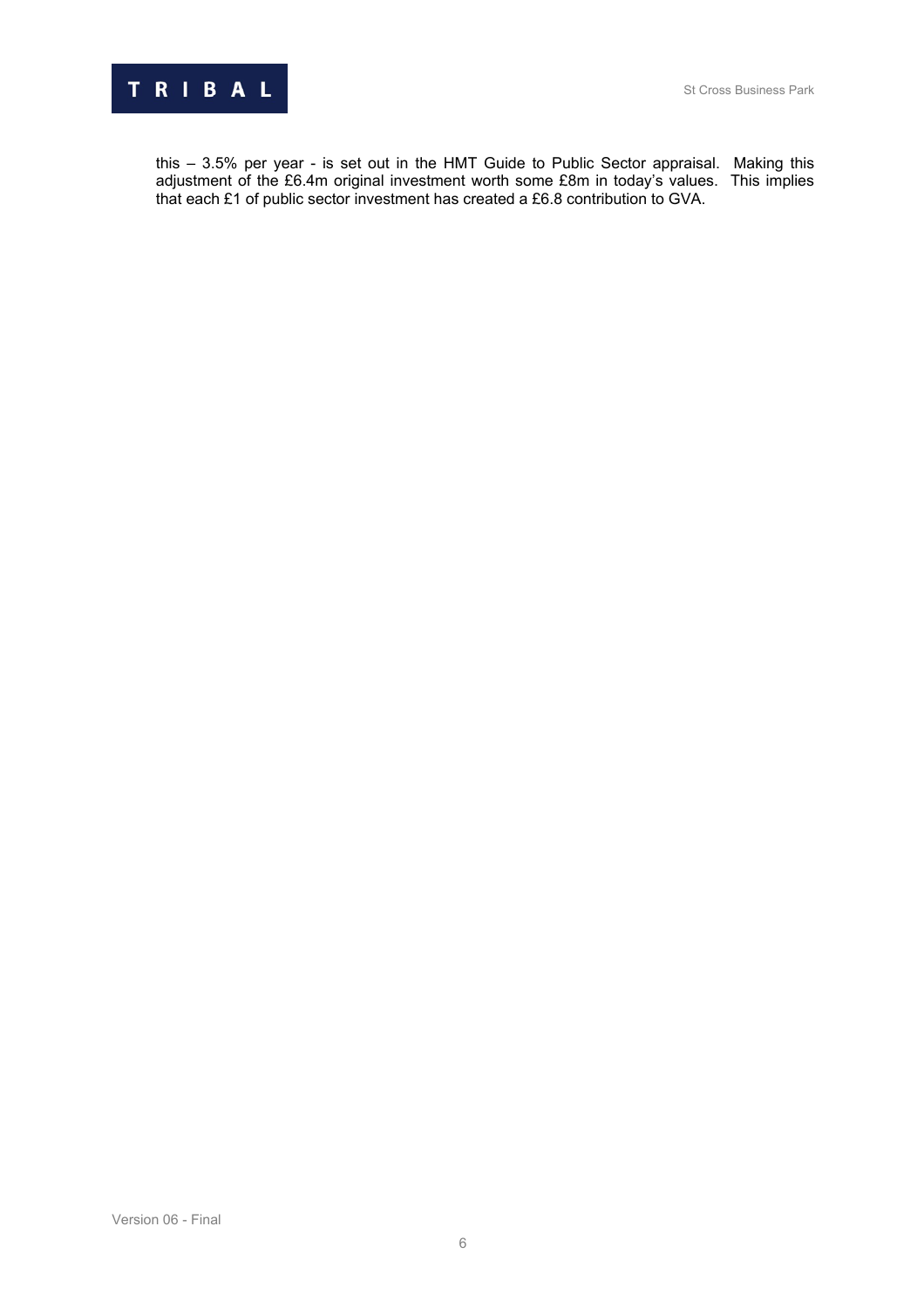this – 3.5% per year - is set out in the HMT Guide to Public Sector appraisal. Making this adjustment of the £6.4m original investment worth some £8m in today's values. This implies that each £1 of public sector investment has created a £6.8 contribution to GVA.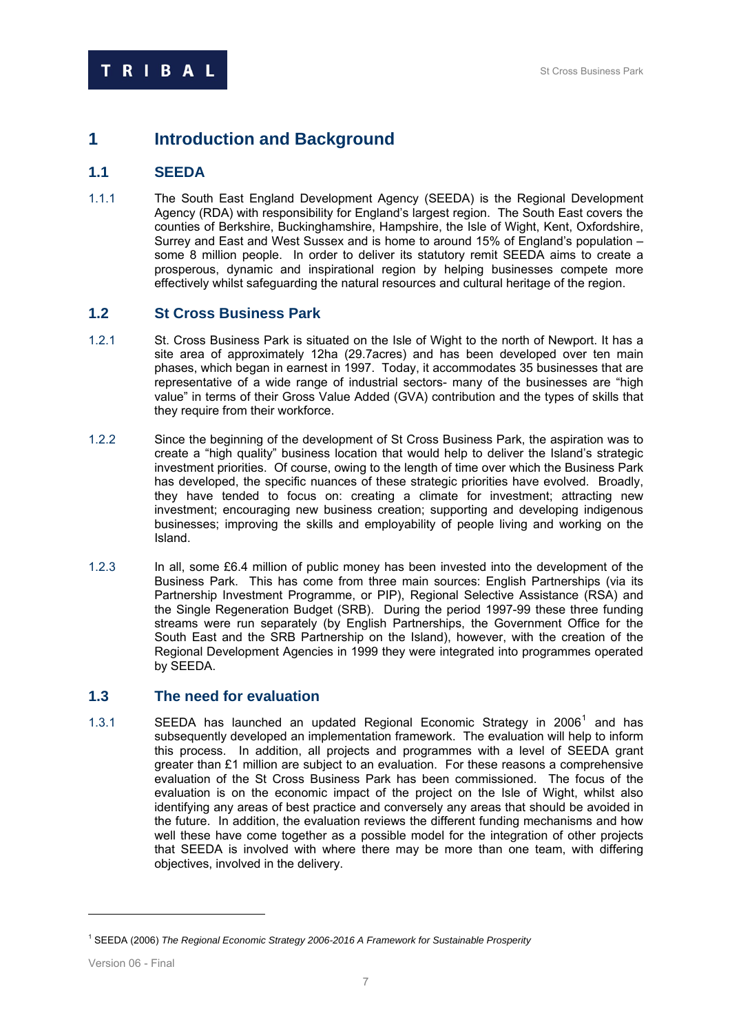# 1 Introduction and Background

## 1.1 SEEDA

1.1.1 The South East England Development Agency (SEEDA) is the Regional Development Agency (RDA) with responsibility for England's largest region. The South East covers the counties of Berkshire, Buckinghamshire, Hampshire, the Isle of Wight, Kent, Oxfordshire, Surrey and East and West Sussex and is home to around 15% of England's population – some 8 million people. In order to deliver its statutory remit SEEDA aims to create a prosperous, dynamic and inspirational region by helping businesses compete more effectively whilst safeguarding the natural resources and cultural heritage of the region.

## 1.2 St Cross Business Park

1.2.1 St. Cross Business Park is situated on the Isle of Wight to the north of Newport. It has a site area of approximately 12ha (29.7acres) and has been developed over ten main phases, which began in earnest in 1997. Today, it accommodates 35 businesses that are representative of a wide range of industrial sectors- many of the businesses are "high value" in terms of their Gross Value Added (GVA) contribution and the types of skills that they require from their workforce.

1.2.2 Since the beginning of the development of St Cross Business Park, the aspiration was to create a "high quality" business location that would help to deliver the Island's strategic investment priorities. Of course, owing to the length of time over which the Business Park has developed, the specific nuances of these strategic priorities have evolved. Broadly, they have tended to focus on: creating a climate for investment; attracting new investment; encouraging new business creation; supporting and developing indigenous businesses; improving the skills and employability of people living and working on the Island.

1.2.3 In all, some £6.4 million of public money has been invested into the development of the Business Park. This has come from three main sources: English Partnerships (via its Partnership Investment Programme, or PIP), Regional Selective Assistance (RSA) and the Single Regeneration Budget (SRB). During the period 1997-99 these three funding streams were run separately (by English Partnerships, the Government Office for the South East and the SRB Partnership on the Island), however, with the creation of the Regional Development Agencies in 1999 they were integrated into programmes operated by SEEDA.

## 1.3 The need for evaluation

1.3.1 SEEDA has launched an updated Regional Economic Strategy in 2006[1] and has subsequently developed an implementation framework. The evaluation will help to inform this process. In addition, all projects and programmes with a level of SEEDA grant greater than £1 million are subject to an evaluation. For these reasons a comprehensive evaluation of the St Cross Business Park has been commissioned. The focus of the evaluation is on the economic impact of the project on the Isle of Wight, whilst also identifying any areas of best practice and conversely any areas that should be avoided in the future. In addition, the evaluation reviews the different funding mechanisms and how well these have come together as a possible model for the integration of other projects that SEEDA is involved with where there may be more than one team, with differing objectives, involved in the delivery.

---

[1] SEEDA (2006) *The Regional Economic Strategy 2006-2016 A Framework for Sustainable Prosperity*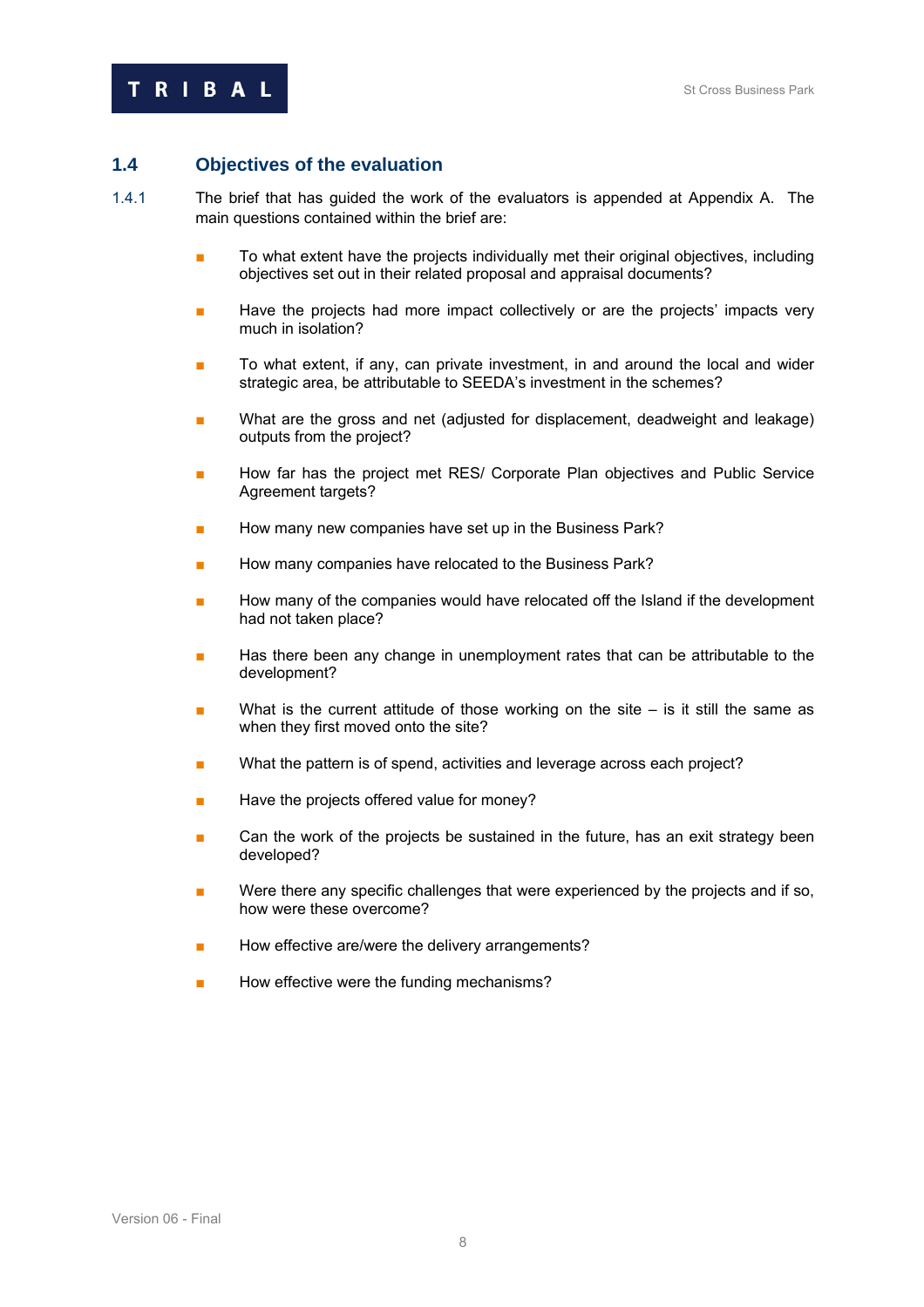## 1.4 Objectives of the evaluation

1.4.1 The brief that has guided the work of the evaluators is appended at Appendix A. The main questions contained within the brief are:

- To what extent have the projects individually met their original objectives, including objectives set out in their related proposal and appraisal documents?
- Have the projects had more impact collectively or are the projects' impacts very much in isolation?
- To what extent, if any, can private investment, in and around the local and wider strategic area, be attributable to SEEDA's investment in the schemes?
- What are the gross and net (adjusted for displacement, deadweight and leakage) outputs from the project?
- How far has the project met RES/ Corporate Plan objectives and Public Service Agreement targets?
- How many new companies have set up in the Business Park?
- How many companies have relocated to the Business Park?
- How many of the companies would have relocated off the Island if the development had not taken place?
- Has there been any change in unemployment rates that can be attributable to the development?
- What is the current attitude of those working on the site – is it still the same as when they first moved onto the site?
- What the pattern is of spend, activities and leverage across each project?
- Have the projects offered value for money?
- Can the work of the projects be sustained in the future, has an exit strategy been developed?
- Were there any specific challenges that were experienced by the projects and if so, how were these overcome?
- How effective are/were the delivery arrangements?
- How effective were the funding mechanisms?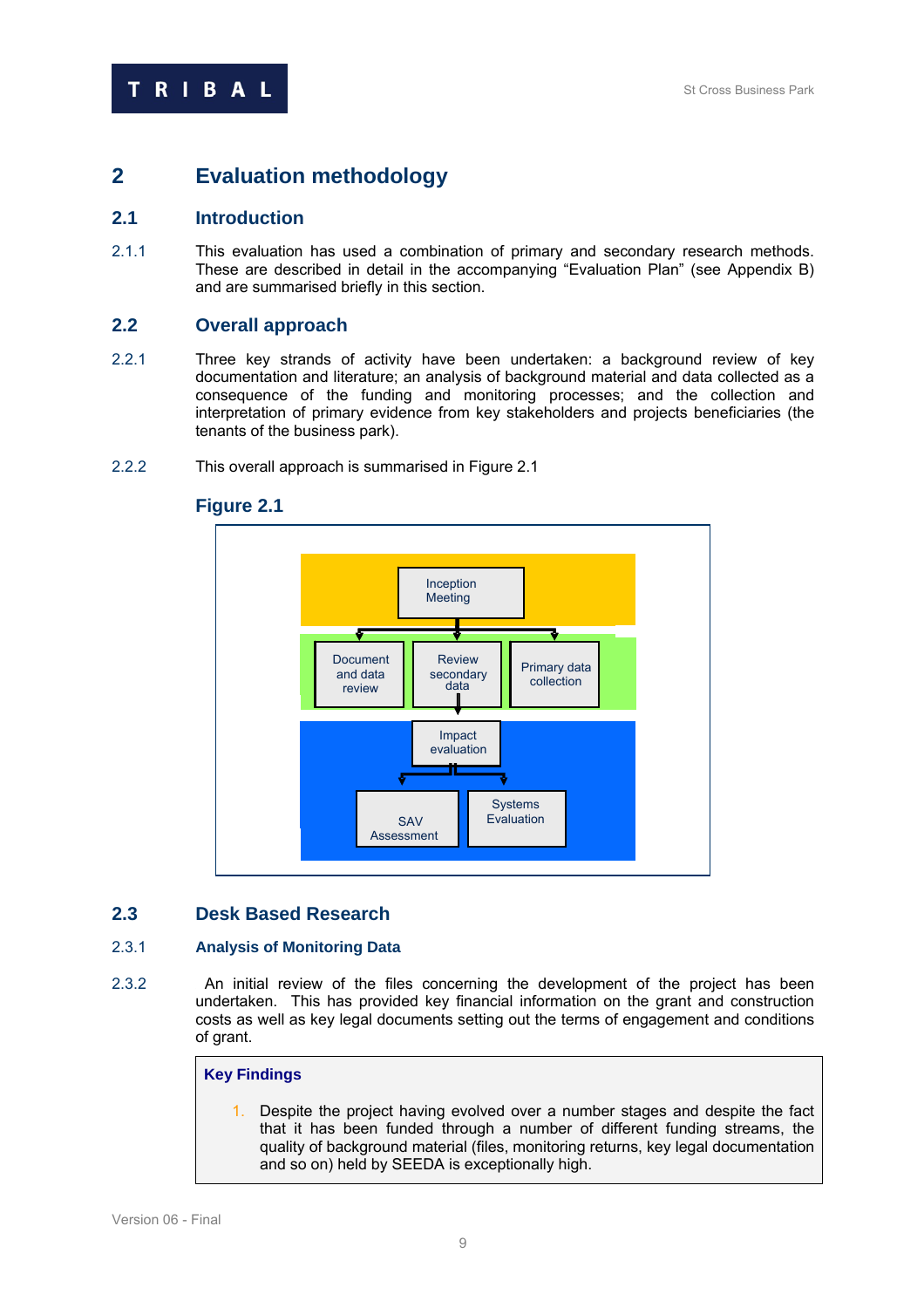# 2 Evaluation methodology

## 2.1 Introduction

2.1.1 This evaluation has used a combination of primary and secondary research methods. These are described in detail in the accompanying "Evaluation Plan" (see Appendix B) and are summarised briefly in this section.

## 2.2 Overall approach

2.2.1 Three key strands of activity have been undertaken: a background review of key documentation and literature; an analysis of background material and data collected as a consequence of the funding and monitoring processes; and the collection and interpretation of primary evidence from key stakeholders and projects beneficiaries (the tenants of the business park).

2.2.2 This overall approach is summarised in Figure 2.1

### Figure 2.1

Inception Meeting

Document and data review | Review secondary data | Primary data collection

Impact evaluation

SAV Assessment | Systems Evaluation

## 2.3 Desk Based Research

### 2.3.1 Analysis of Monitoring Data

2.3.2 An initial review of the files concerning the development of the project has been undertaken. This has provided key financial information on the grant and construction costs as well as key legal documents setting out the terms of engagement and conditions of grant.

**Key Findings**

1. Despite the project having evolved over a number stages and despite the fact that it has been funded through a number of different funding streams, the quality of background material (files, monitoring returns, key legal documentation and so on) held by SEEDA is exceptionally high.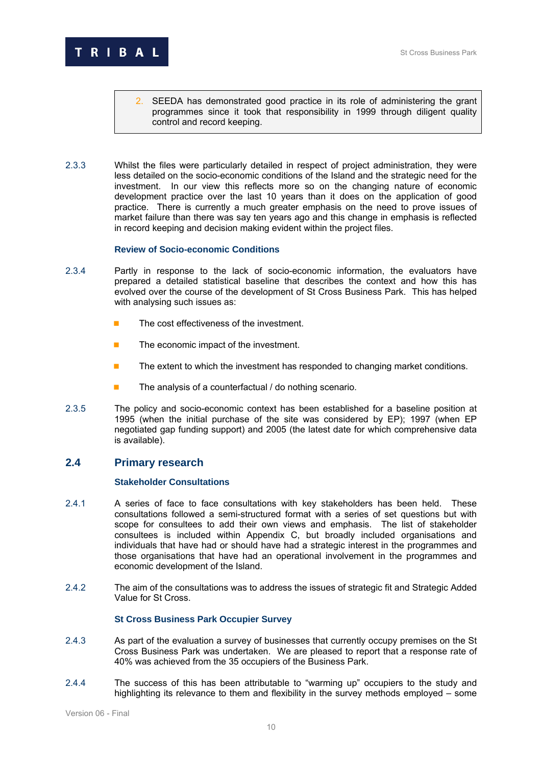> 2. SEEDA has demonstrated good practice in its role of administering the grant programmes since it took that responsibility in 1999 through diligent quality control and record keeping.

2.3.3 Whilst the files were particularly detailed in respect of project administration, they were less detailed on the socio-economic conditions of the Island and the strategic need for the investment. In our view this reflects more so on the changing nature of economic development practice over the last 10 years than it does on the application of good practice. There is currently a much greater emphasis on the need to prove issues of market failure than there was say ten years ago and this change in emphasis is reflected in record keeping and decision making evident within the project files.

#### Review of Socio-economic Conditions

2.3.4 Partly in response to the lack of socio-economic information, the evaluators have prepared a detailed statistical baseline that describes the context and how this has evolved over the course of the development of St Cross Business Park. This has helped with analysing such issues as:

- The cost effectiveness of the investment.
- The economic impact of the investment.
- The extent to which the investment has responded to changing market conditions.
- The analysis of a counterfactual / do nothing scenario.

2.3.5 The policy and socio-economic context has been established for a baseline position at 1995 (when the initial purchase of the site was considered by EP); 1997 (when EP negotiated gap funding support) and 2005 (the latest date for which comprehensive data is available).

## 2.4 Primary research

#### Stakeholder Consultations

2.4.1 A series of face to face consultations with key stakeholders has been held. These consultations followed a semi-structured format with a series of set questions but with scope for consultees to add their own views and emphasis. The list of stakeholder consultees is included within Appendix C, but broadly included organisations and individuals that have had or should have had a strategic interest in the programmes and those organisations that have had an operational involvement in the programmes and economic development of the Island.

2.4.2 The aim of the consultations was to address the issues of strategic fit and Strategic Added Value for St Cross.

#### St Cross Business Park Occupier Survey

2.4.3 As part of the evaluation a survey of businesses that currently occupy premises on the St Cross Business Park was undertaken. We are pleased to report that a response rate of 40% was achieved from the 35 occupiers of the Business Park.

2.4.4 The success of this has been attributable to "warming up" occupiers to the study and highlighting its relevance to them and flexibility in the survey methods employed – some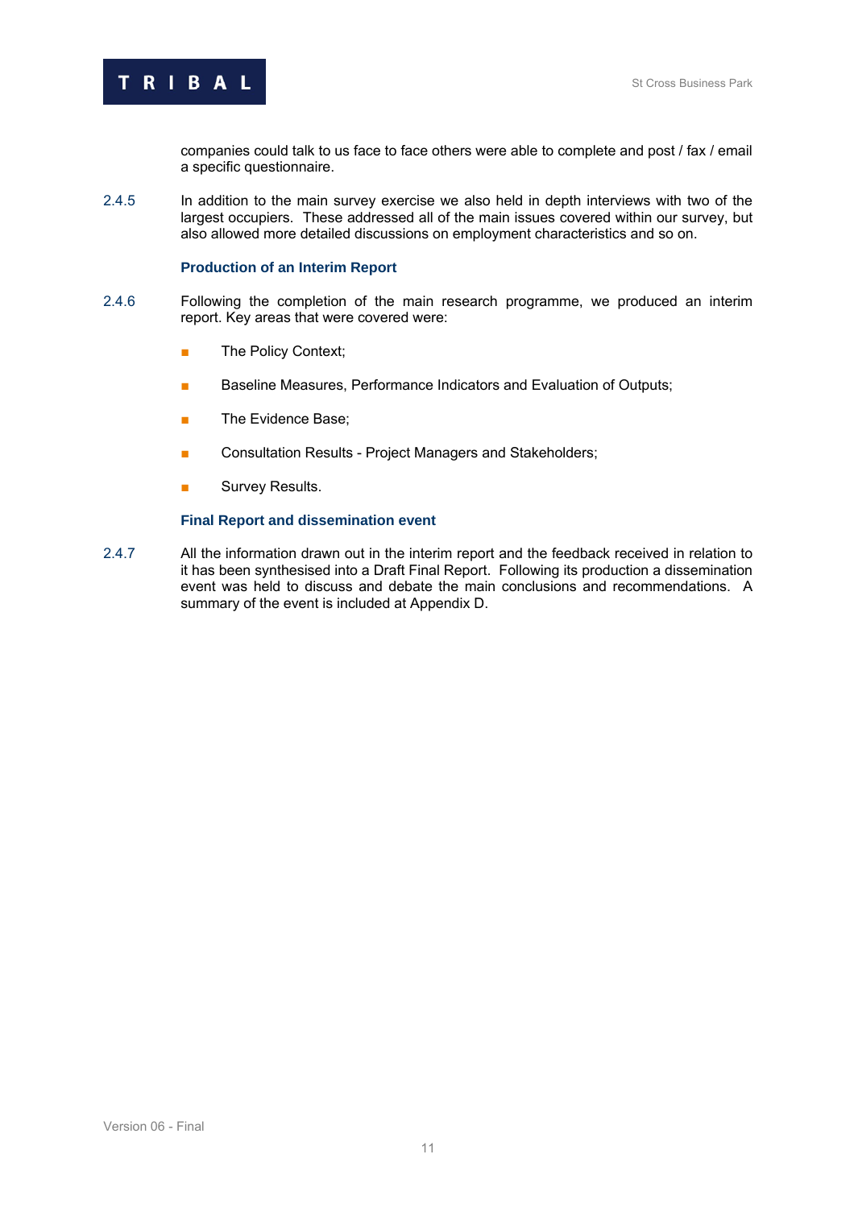companies could talk to us face to face others were able to complete and post / fax / email a specific questionnaire.

2.4.5 In addition to the main survey exercise we also held in depth interviews with two of the largest occupiers. These addressed all of the main issues covered within our survey, but also allowed more detailed discussions on employment characteristics and so on.

### Production of an Interim Report

2.4.6 Following the completion of the main research programme, we produced an interim report. Key areas that were covered were:

- The Policy Context;
- Baseline Measures, Performance Indicators and Evaluation of Outputs;
- The Evidence Base;
- Consultation Results - Project Managers and Stakeholders;
- Survey Results.

### Final Report and dissemination event

2.4.7 All the information drawn out in the interim report and the feedback received in relation to it has been synthesised into a Draft Final Report. Following its production a dissemination event was held to discuss and debate the main conclusions and recommendations. A summary of the event is included at Appendix D.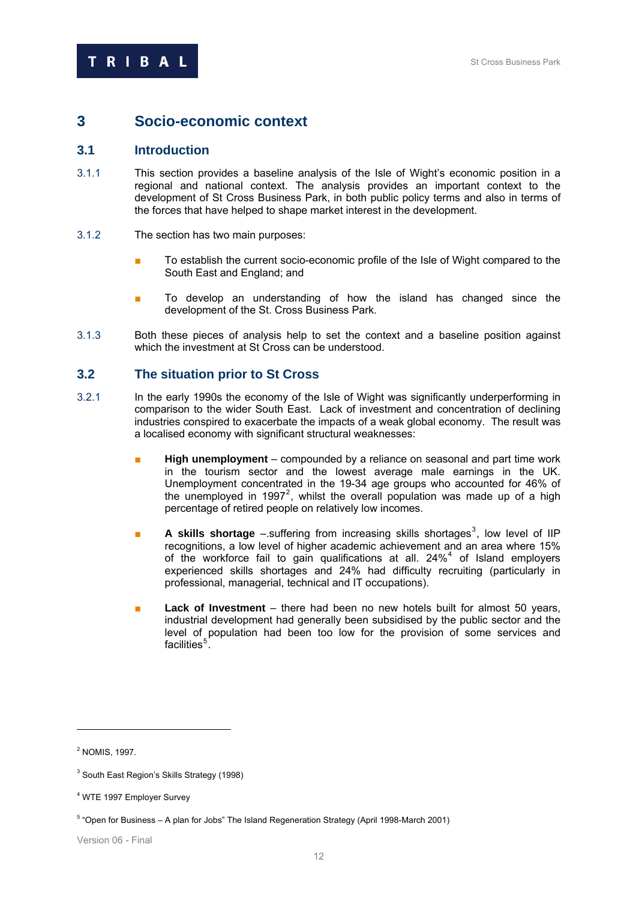# 3 Socio-economic context

## 3.1 Introduction

3.1.1 This section provides a baseline analysis of the Isle of Wight's economic position in a regional and national context. The analysis provides an important context to the development of St Cross Business Park, in both public policy terms and also in terms of the forces that have helped to shape market interest in the development.

3.1.2 The section has two main purposes:

- To establish the current socio-economic profile of the Isle of Wight compared to the South East and England; and
- To develop an understanding of how the island has changed since the development of the St. Cross Business Park.

3.1.3 Both these pieces of analysis help to set the context and a baseline position against which the investment at St Cross can be understood.

## 3.2 The situation prior to St Cross

3.2.1 In the early 1990s the economy of the Isle of Wight was significantly underperforming in comparison to the wider South East. Lack of investment and concentration of declining industries conspired to exacerbate the impacts of a weak global economy. The result was a localised economy with significant structural weaknesses:

- **High unemployment** – compounded by a reliance on seasonal and part time work in the tourism sector and the lowest average male earnings in the UK. Unemployment concentrated in the 19-34 age groups who accounted for 46% of the unemployed in 1997[2], whilst the overall population was made up of a high percentage of retired people on relatively low incomes.
- **A skills shortage** –.suffering from increasing skills shortages[3], low level of IIP recognitions, a low level of higher academic achievement and an area where 15% of the workforce fail to gain qualifications at all. 24%[4] of Island employers experienced skills shortages and 24% had difficulty recruiting (particularly in professional, managerial, technical and IT occupations).
- **Lack of Investment** – there had been no new hotels built for almost 50 years, industrial development had generally been subsidised by the public sector and the level of population had been too low for the provision of some services and facilities[5].

---

[2] NOMIS, 1997.

[3] South East Region's Skills Strategy (1998)

[4] WTE 1997 Employer Survey

[5] "Open for Business – A plan for Jobs" The Island Regeneration Strategy (April 1998-March 2001)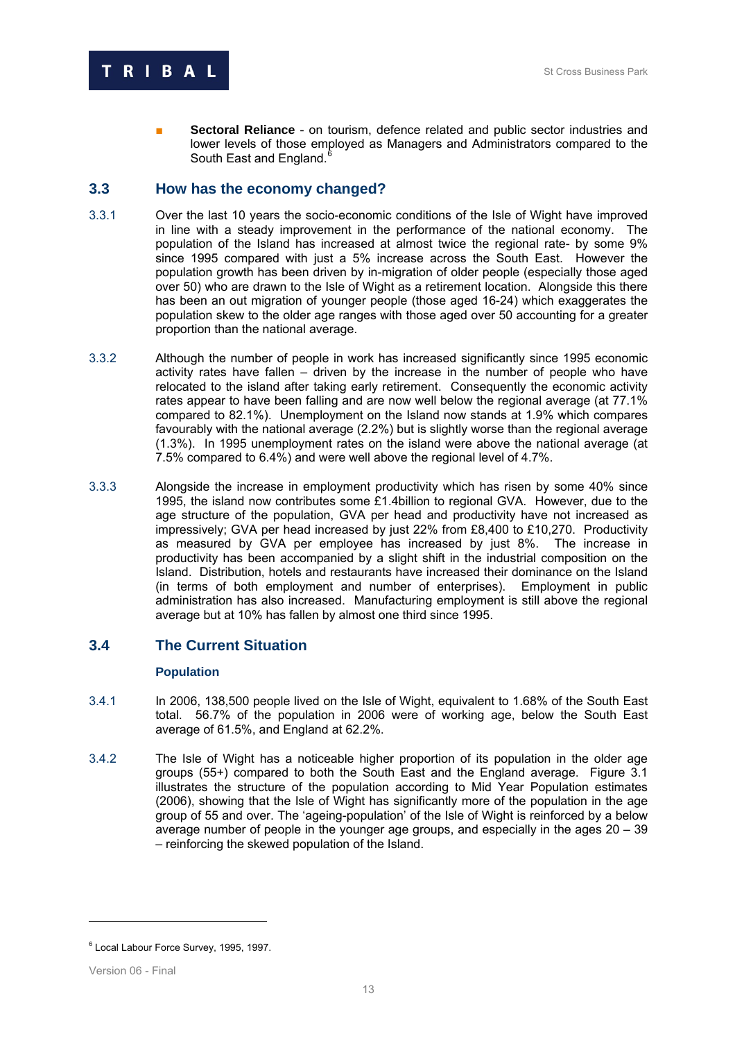- **Sectoral Reliance** - on tourism, defence related and public sector industries and lower levels of those employed as Managers and Administrators compared to the South East and England.[6]

## 3.3 How has the economy changed?

3.3.1 Over the last 10 years the socio-economic conditions of the Isle of Wight have improved in line with a steady improvement in the performance of the national economy. The population of the Island has increased at almost twice the regional rate- by some 9% since 1995 compared with just a 5% increase across the South East. However the population growth has been driven by in-migration of older people (especially those aged over 50) who are drawn to the Isle of Wight as a retirement location. Alongside this there has been an out migration of younger people (those aged 16-24) which exaggerates the population skew to the older age ranges with those aged over 50 accounting for a greater proportion than the national average.

3.3.2 Although the number of people in work has increased significantly since 1995 economic activity rates have fallen – driven by the increase in the number of people who have relocated to the island after taking early retirement. Consequently the economic activity rates appear to have been falling and are now well below the regional average (at 77.1% compared to 82.1%). Unemployment on the Island now stands at 1.9% which compares favourably with the national average (2.2%) but is slightly worse than the regional average (1.3%). In 1995 unemployment rates on the island were above the national average (at 7.5% compared to 6.4%) and were well above the regional level of 4.7%.

3.3.3 Alongside the increase in employment productivity which has risen by some 40% since 1995, the island now contributes some £1.4billion to regional GVA. However, due to the age structure of the population, GVA per head and productivity have not increased as impressively; GVA per head increased by just 22% from £8,400 to £10,270. Productivity as measured by GVA per employee has increased by just 8%. The increase in productivity has been accompanied by a slight shift in the industrial composition on the Island. Distribution, hotels and restaurants have increased their dominance on the Island (in terms of both employment and number of enterprises). Employment in public administration has also increased. Manufacturing employment is still above the regional average but at 10% has fallen by almost one third since 1995.

## 3.4 The Current Situation

### Population

3.4.1 In 2006, 138,500 people lived on the Isle of Wight, equivalent to 1.68% of the South East total. 56.7% of the population in 2006 were of working age, below the South East average of 61.5%, and England at 62.2%.

3.4.2 The Isle of Wight has a noticeable higher proportion of its population in the older age groups (55+) compared to both the South East and the England average. Figure 3.1 illustrates the structure of the population according to Mid Year Population estimates (2006), showing that the Isle of Wight has significantly more of the population in the age group of 55 and over. The 'ageing-population' of the Isle of Wight is reinforced by a below average number of people in the younger age groups, and especially in the ages 20 – 39 – reinforcing the skewed population of the Island.

---

[6] Local Labour Force Survey, 1995, 1997.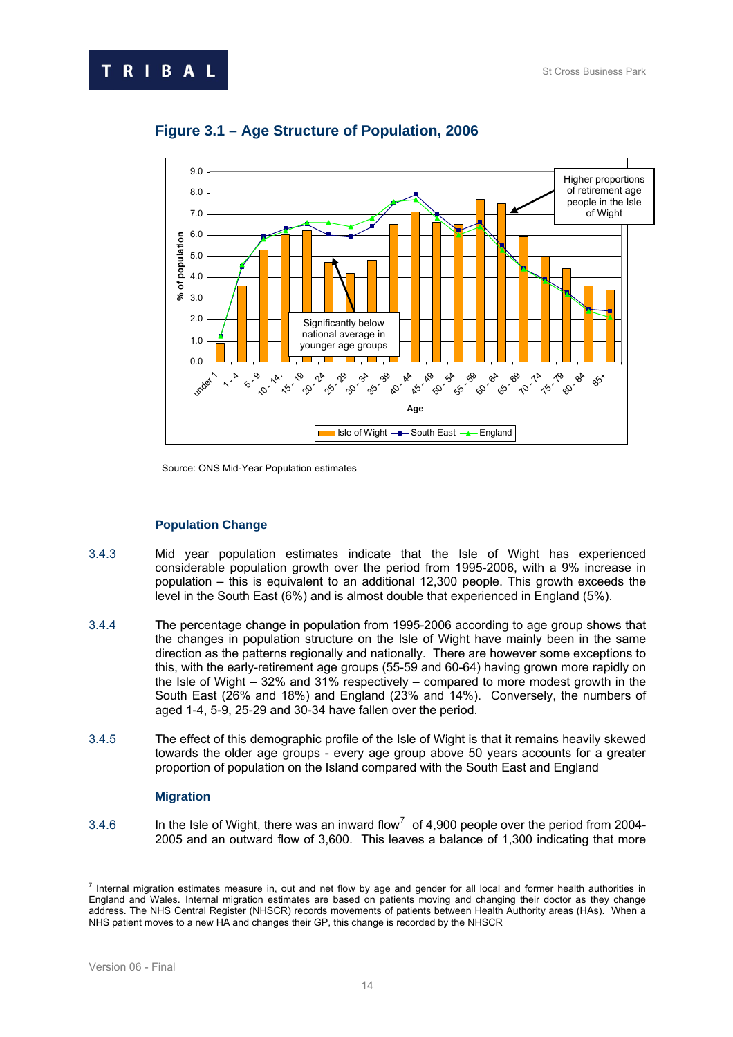## Figure 3.1 – Age Structure of Population, 2006

Source: ONS Mid-Year Population estimates

### Population Change

3.4.3 Mid year population estimates indicate that the Isle of Wight has experienced considerable population growth over the period from 1995-2006, with a 9% increase in population – this is equivalent to an additional 12,300 people. This growth exceeds the level in the South East (6%) and is almost double that experienced in England (5%).

3.4.4 The percentage change in population from 1995-2006 according to age group shows that the changes in population structure on the Isle of Wight have mainly been in the same direction as the patterns regionally and nationally. There are however some exceptions to this, with the early-retirement age groups (55-59 and 60-64) having grown more rapidly on the Isle of Wight – 32% and 31% respectively – compared to more modest growth in the South East (26% and 18%) and England (23% and 14%). Conversely, the numbers of aged 1-4, 5-9, 25-29 and 30-34 have fallen over the period.

3.4.5 The effect of this demographic profile of the Isle of Wight is that it remains heavily skewed towards the older age groups - every age group above 50 years accounts for a greater proportion of population on the Island compared with the South East and England

### Migration

3.4.6 In the Isle of Wight, there was an inward flow[7] of 4,900 people over the period from 2004-2005 and an outward flow of 3,600. This leaves a balance of 1,300 indicating that more

[7] Internal migration estimates measure in, out and net flow by age and gender for all local and former health authorities in England and Wales. Internal migration estimates are based on patients moving and changing their doctor as they change address. The NHS Central Register (NHSCR) records movements of patients between Health Authority areas (HAs). When a NHS patient moves to a new HA and changes their GP, this change is recorded by the NHSCR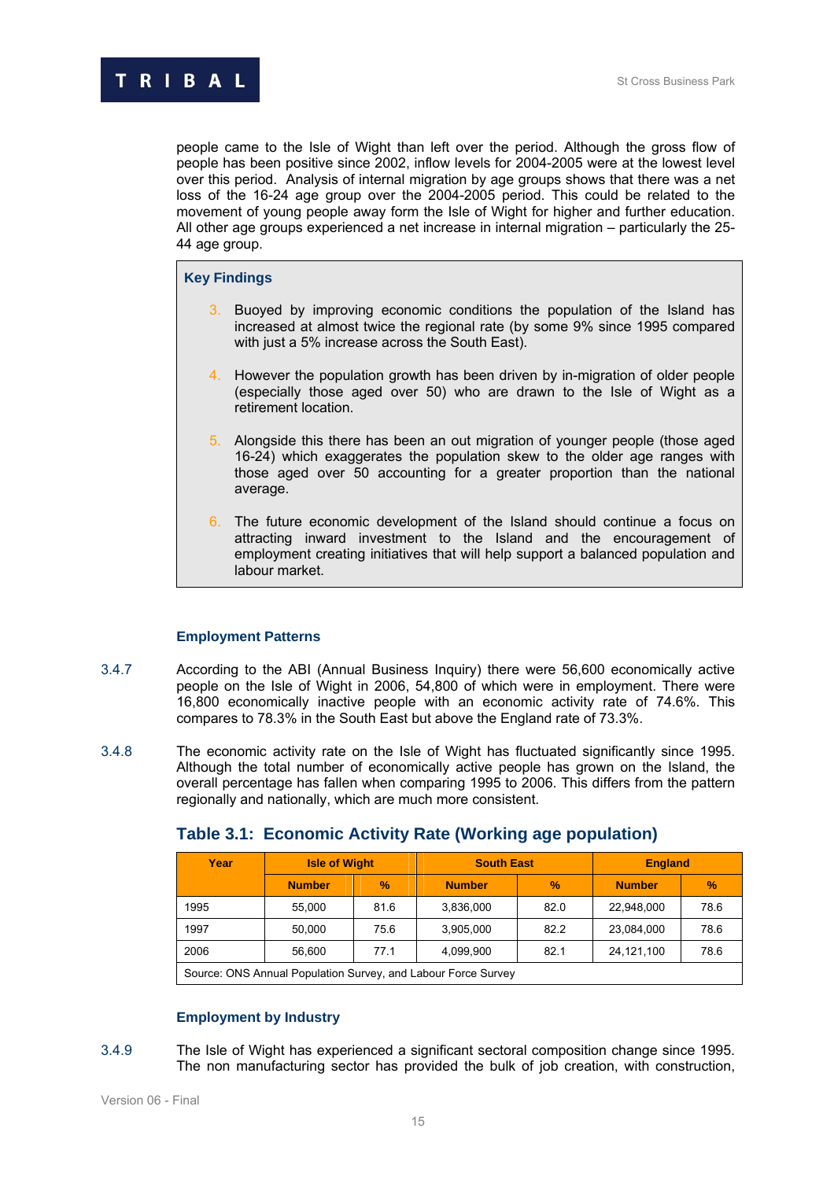people came to the Isle of Wight than left over the period. Although the gross flow of people has been positive since 2002, inflow levels for 2004-2005 were at the lowest level over this period. Analysis of internal migration by age groups shows that there was a net loss of the 16-24 age group over the 2004-2005 period. This could be related to the movement of young people away form the Isle of Wight for higher and further education. All other age groups experienced a net increase in internal migration – particularly the 25-44 age group.

**Key Findings**

3. Buoyed by improving economic conditions the population of the Island has increased at almost twice the regional rate (by some 9% since 1995 compared with just a 5% increase across the South East).

4. However the population growth has been driven by in-migration of older people (especially those aged over 50) who are drawn to the Isle of Wight as a retirement location.

5. Alongside this there has been an out migration of younger people (those aged 16-24) which exaggerates the population skew to the older age ranges with those aged over 50 accounting for a greater proportion than the national average.

6. The future economic development of the Island should continue a focus on attracting inward investment to the Island and the encouragement of employment creating initiatives that will help support a balanced population and labour market.

### Employment Patterns

3.4.7 According to the ABI (Annual Business Inquiry) there were 56,600 economically active people on the Isle of Wight in 2006, 54,800 of which were in employment. There were 16,800 economically inactive people with an economic activity rate of 74.6%. This compares to 78.3% in the South East but above the England rate of 73.3%.

3.4.8 The economic activity rate on the Isle of Wight has fluctuated significantly since 1995. Although the total number of economically active people has grown on the Island, the overall percentage has fallen when comparing 1995 to 2006. This differs from the pattern regionally and nationally, which are much more consistent.

## Table 3.1: Economic Activity Rate (Working age population)

| Year | Isle of Wight | | South East | | England | |
|---|---|---|---|---|---|---|
| | Number | % | Number | % | Number | % |
| 1995 | 55,000 | 81.6 | 3,836,000 | 82.0 | 22,948,000 | 78.6 |
| 1997 | 50,000 | 75.6 | 3,905,000 | 82.2 | 23,084,000 | 78.6 |
| 2006 | 56,600 | 77.1 | 4,099,900 | 82.1 | 24,121,100 | 78.6 |

Source: ONS Annual Population Survey, and Labour Force Survey

### Employment by Industry

3.4.9 The Isle of Wight has experienced a significant sectoral composition change since 1995. The non manufacturing sector has provided the bulk of job creation, with construction,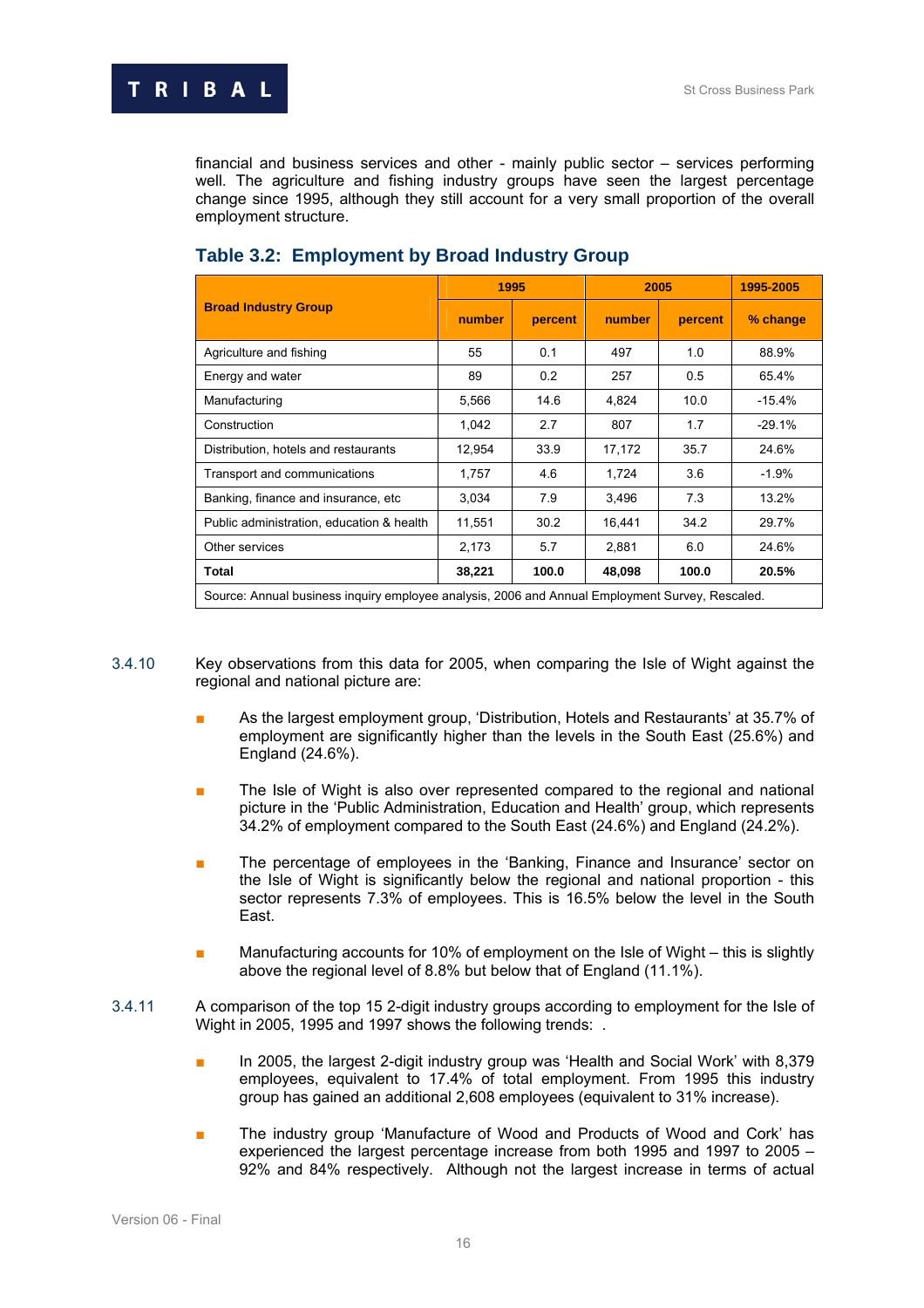financial and business services and other - mainly public sector – services performing well. The agriculture and fishing industry groups have seen the largest percentage change since 1995, although they still account for a very small proportion of the overall employment structure.

## Table 3.2: Employment by Broad Industry Group

| Broad Industry Group | 1995 | | 2005 | | 1995-2005 |
|---|---|---|---|---|---|
| | number | percent | number | percent | % change |
| Agriculture and fishing | 55 | 0.1 | 497 | 1.0 | 88.9% |
| Energy and water | 89 | 0.2 | 257 | 0.5 | 65.4% |
| Manufacturing | 5,566 | 14.6 | 4,824 | 10.0 | -15.4% |
| Construction | 1,042 | 2.7 | 807 | 1.7 | -29.1% |
| Distribution, hotels and restaurants | 12,954 | 33.9 | 17,172 | 35.7 | 24.6% |
| Transport and communications | 1,757 | 4.6 | 1,724 | 3.6 | -1.9% |
| Banking, finance and insurance, etc | 3,034 | 7.9 | 3,496 | 7.3 | 13.2% |
| Public administration, education & health | 11,551 | 30.2 | 16,441 | 34.2 | 29.7% |
| Other services | 2,173 | 5.7 | 2,881 | 6.0 | 24.6% |
| **Total** | **38,221** | **100.0** | **48,098** | **100.0** | **20.5%** |

Source: Annual business inquiry employee analysis, 2006 and Annual Employment Survey, Rescaled.

3.4.10 Key observations from this data for 2005, when comparing the Isle of Wight against the regional and national picture are:

- As the largest employment group, 'Distribution, Hotels and Restaurants' at 35.7% of employment are significantly higher than the levels in the South East (25.6%) and England (24.6%).
- The Isle of Wight is also over represented compared to the regional and national picture in the 'Public Administration, Education and Health' group, which represents 34.2% of employment compared to the South East (24.6%) and England (24.2%).
- The percentage of employees in the 'Banking, Finance and Insurance' sector on the Isle of Wight is significantly below the regional and national proportion - this sector represents 7.3% of employees. This is 16.5% below the level in the South East.
- Manufacturing accounts for 10% of employment on the Isle of Wight – this is slightly above the regional level of 8.8% but below that of England (11.1%).

3.4.11 A comparison of the top 15 2-digit industry groups according to employment for the Isle of Wight in 2005, 1995 and 1997 shows the following trends: .

- In 2005, the largest 2-digit industry group was 'Health and Social Work' with 8,379 employees, equivalent to 17.4% of total employment. From 1995 this industry group has gained an additional 2,608 employees (equivalent to 31% increase).
- The industry group 'Manufacture of Wood and Products of Wood and Cork' has experienced the largest percentage increase from both 1995 and 1997 to 2005 – 92% and 84% respectively. Although not the largest increase in terms of actual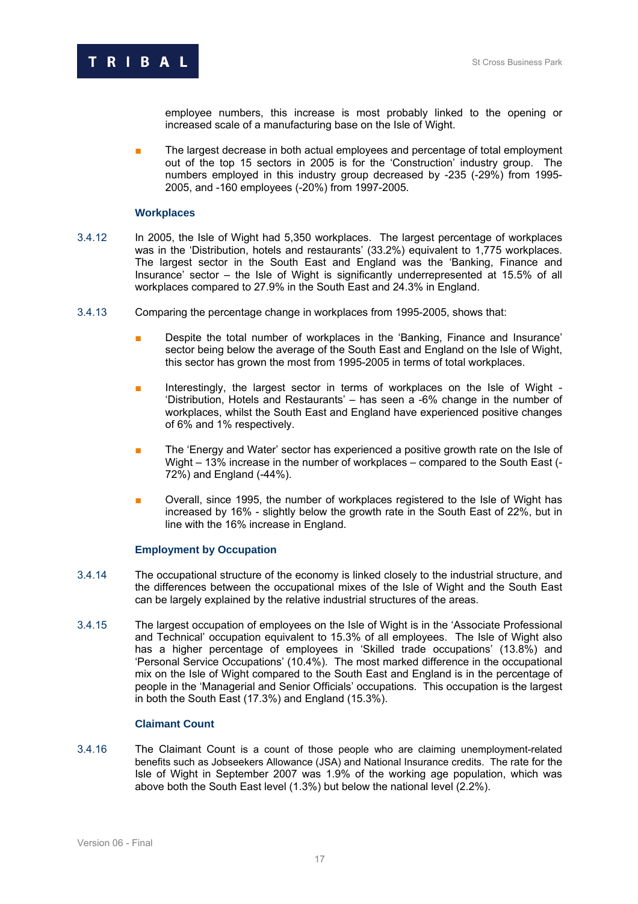employee numbers, this increase is most probably linked to the opening or increased scale of a manufacturing base on the Isle of Wight.

- The largest decrease in both actual employees and percentage of total employment out of the top 15 sectors in 2005 is for the 'Construction' industry group. The numbers employed in this industry group decreased by -235 (-29%) from 1995-2005, and -160 employees (-20%) from 1997-2005.

### Workplaces

3.4.12 In 2005, the Isle of Wight had 5,350 workplaces. The largest percentage of workplaces was in the 'Distribution, hotels and restaurants' (33.2%) equivalent to 1,775 workplaces. The largest sector in the South East and England was the 'Banking, Finance and Insurance' sector – the Isle of Wight is significantly underrepresented at 15.5% of all workplaces compared to 27.9% in the South East and 24.3% in England.

3.4.13 Comparing the percentage change in workplaces from 1995-2005, shows that:

- Despite the total number of workplaces in the 'Banking, Finance and Insurance' sector being below the average of the South East and England on the Isle of Wight, this sector has grown the most from 1995-2005 in terms of total workplaces.

- Interestingly, the largest sector in terms of workplaces on the Isle of Wight - 'Distribution, Hotels and Restaurants' – has seen a -6% change in the number of workplaces, whilst the South East and England have experienced positive changes of 6% and 1% respectively.

- The 'Energy and Water' sector has experienced a positive growth rate on the Isle of Wight – 13% increase in the number of workplaces – compared to the South East (-72%) and England (-44%).

- Overall, since 1995, the number of workplaces registered to the Isle of Wight has increased by 16% - slightly below the growth rate in the South East of 22%, but in line with the 16% increase in England.

### Employment by Occupation

3.4.14 The occupational structure of the economy is linked closely to the industrial structure, and the differences between the occupational mixes of the Isle of Wight and the South East can be largely explained by the relative industrial structures of the areas.

3.4.15 The largest occupation of employees on the Isle of Wight is in the 'Associate Professional and Technical' occupation equivalent to 15.3% of all employees. The Isle of Wight also has a higher percentage of employees in 'Skilled trade occupations' (13.8%) and 'Personal Service Occupations' (10.4%). The most marked difference in the occupational mix on the Isle of Wight compared to the South East and England is in the percentage of people in the 'Managerial and Senior Officials' occupations. This occupation is the largest in both the South East (17.3%) and England (15.3%).

### Claimant Count

3.4.16 The Claimant Count is a count of those people who are claiming unemployment-related benefits such as Jobseekers Allowance (JSA) and National Insurance credits. The rate for the Isle of Wight in September 2007 was 1.9% of the working age population, which was above both the South East level (1.3%) but below the national level (2.2%).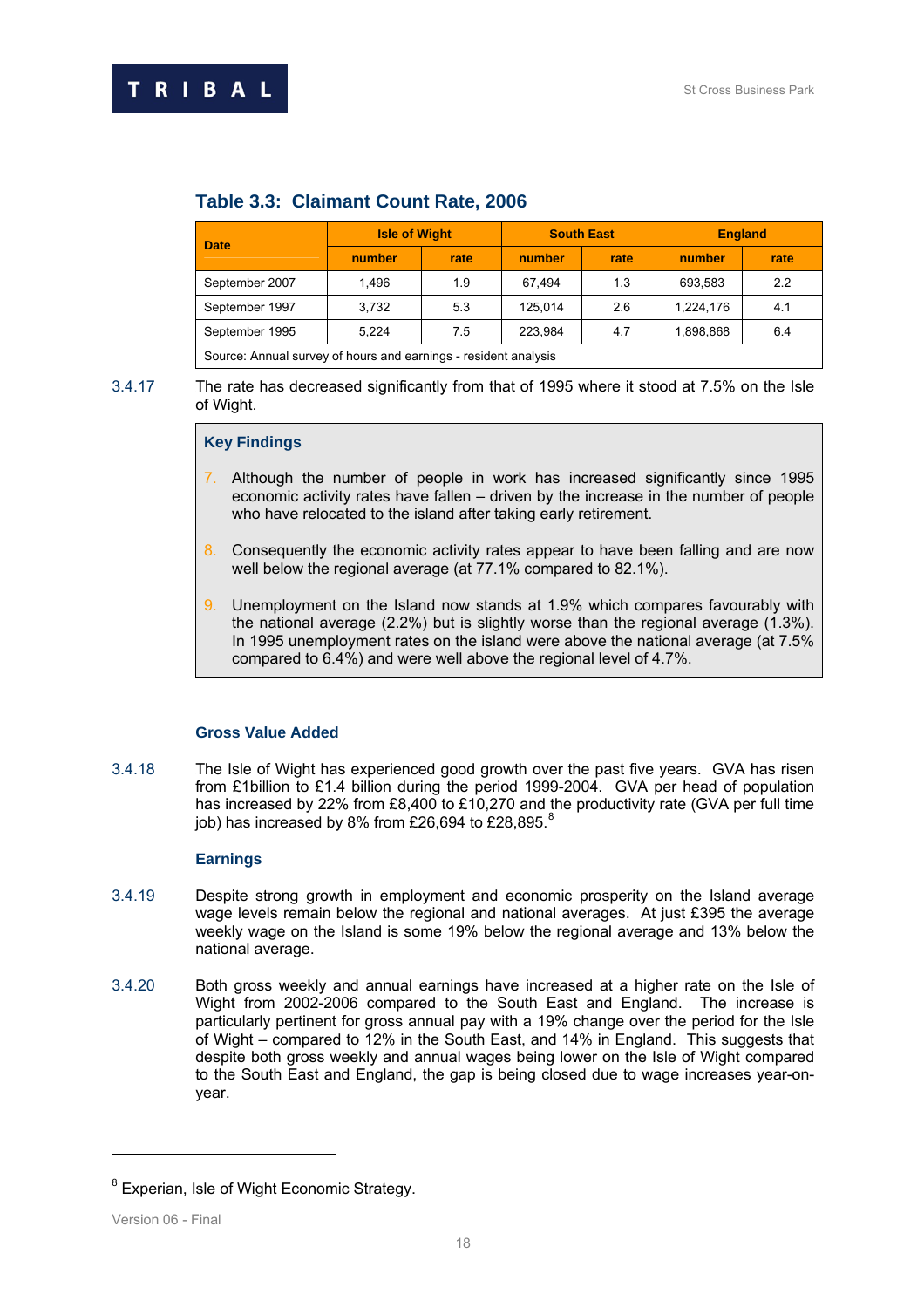### Table 3.3: Claimant Count Rate, 2006

| Date | Isle of Wight | | South East | | England | |
|---|---|---|---|---|---|---|
| | number | rate | number | rate | number | rate |
| September 2007 | 1,496 | 1.9 | 67,494 | 1.3 | 693,583 | 2.2 |
| September 1997 | 3,732 | 5.3 | 125,014 | 2.6 | 1,224,176 | 4.1 |
| September 1995 | 5,224 | 7.5 | 223,984 | 4.7 | 1,898,868 | 6.4 |
| Source: Annual survey of hours and earnings - resident analysis | | | | | | |

3.4.17 The rate has decreased significantly from that of 1995 where it stood at 7.5% on the Isle of Wight.

**Key Findings**

7. Although the number of people in work has increased significantly since 1995 economic activity rates have fallen – driven by the increase in the number of people who have relocated to the island after taking early retirement.

8. Consequently the economic activity rates appear to have been falling and are now well below the regional average (at 77.1% compared to 82.1%).

9. Unemployment on the Island now stands at 1.9% which compares favourably with the national average (2.2%) but is slightly worse than the regional average (1.3%). In 1995 unemployment rates on the island were above the national average (at 7.5% compared to 6.4%) and were well above the regional level of 4.7%.

#### Gross Value Added

3.4.18 The Isle of Wight has experienced good growth over the past five years. GVA has risen from £1billion to £1.4 billion during the period 1999-2004. GVA per head of population has increased by 22% from £8,400 to £10,270 and the productivity rate (GVA per full time job) has increased by 8% from £26,694 to £28,895.[8]

#### Earnings

3.4.19 Despite strong growth in employment and economic prosperity on the Island average wage levels remain below the regional and national averages. At just £395 the average weekly wage on the Island is some 19% below the regional average and 13% below the national average.

3.4.20 Both gross weekly and annual earnings have increased at a higher rate on the Isle of Wight from 2002-2006 compared to the South East and England. The increase is particularly pertinent for gross annual pay with a 19% change over the period for the Isle of Wight – compared to 12% in the South East, and 14% in England. This suggests that despite both gross weekly and annual wages being lower on the Isle of Wight compared to the South East and England, the gap is being closed due to wage increases year-on-year.

---

[8] Experian, Isle of Wight Economic Strategy.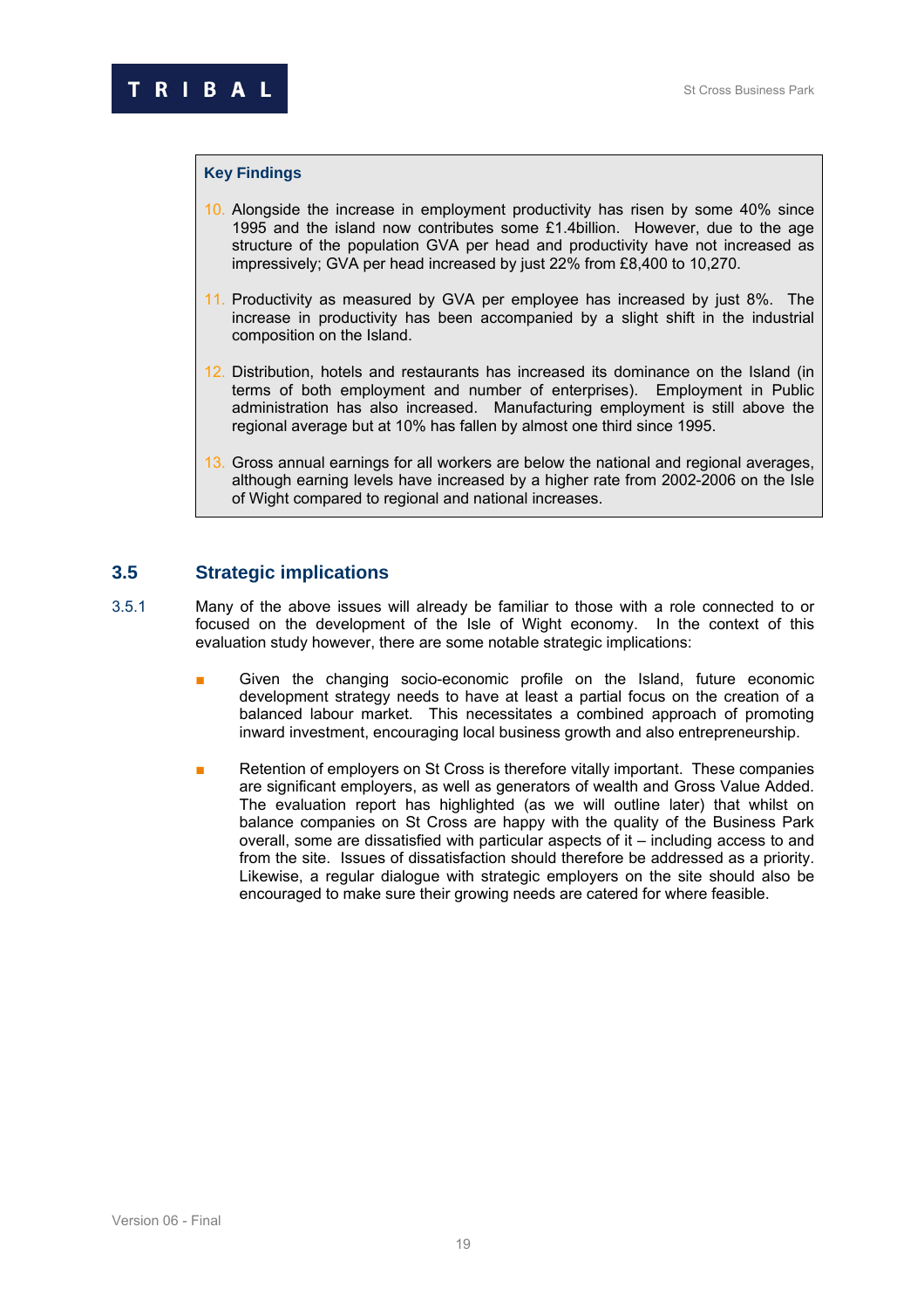**Key Findings**

10. Alongside the increase in employment productivity has risen by some 40% since 1995 and the island now contributes some £1.4billion. However, due to the age structure of the population GVA per head and productivity have not increased as impressively; GVA per head increased by just 22% from £8,400 to 10,270.

11. Productivity as measured by GVA per employee has increased by just 8%. The increase in productivity has been accompanied by a slight shift in the industrial composition on the Island.

12. Distribution, hotels and restaurants has increased its dominance on the Island (in terms of both employment and number of enterprises). Employment in Public administration has also increased. Manufacturing employment is still above the regional average but at 10% has fallen by almost one third since 1995.

13. Gross annual earnings for all workers are below the national and regional averages, although earning levels have increased by a higher rate from 2002-2006 on the Isle of Wight compared to regional and national increases.

## 3.5 Strategic implications

3.5.1 Many of the above issues will already be familiar to those with a role connected to or focused on the development of the Isle of Wight economy. In the context of this evaluation study however, there are some notable strategic implications:

- Given the changing socio-economic profile on the Island, future economic development strategy needs to have at least a partial focus on the creation of a balanced labour market. This necessitates a combined approach of promoting inward investment, encouraging local business growth and also entrepreneurship.

- Retention of employers on St Cross is therefore vitally important. These companies are significant employers, as well as generators of wealth and Gross Value Added. The evaluation report has highlighted (as we will outline later) that whilst on balance companies on St Cross are happy with the quality of the Business Park overall, some are dissatisfied with particular aspects of it – including access to and from the site. Issues of dissatisfaction should therefore be addressed as a priority. Likewise, a regular dialogue with strategic employers on the site should also be encouraged to make sure their growing needs are catered for where feasible.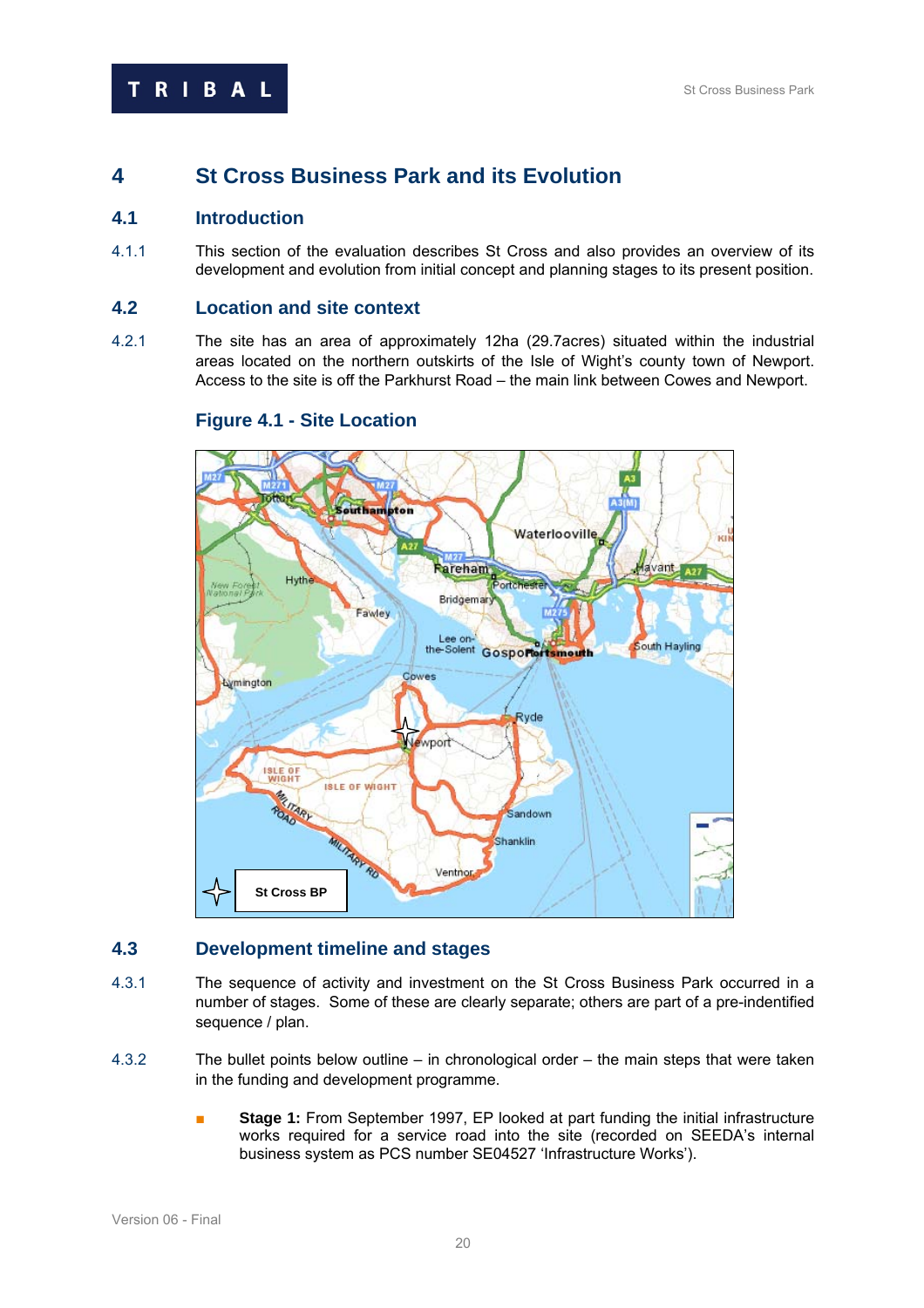# 4 St Cross Business Park and its Evolution

## 4.1 Introduction

4.1.1 This section of the evaluation describes St Cross and also provides an overview of its development and evolution from initial concept and planning stages to its present position.

## 4.2 Location and site context

4.2.1 The site has an area of approximately 12ha (29.7acres) situated within the industrial areas located on the northern outskirts of the Isle of Wight's county town of Newport. Access to the site is off the Parkhurst Road – the main link between Cowes and Newport.

### Figure 4.1 - Site Location

## 4.3 Development timeline and stages

4.3.1 The sequence of activity and investment on the St Cross Business Park occurred in a number of stages. Some of these are clearly separate; others are part of a pre-indentified sequence / plan.

4.3.2 The bullet points below outline – in chronological order – the main steps that were taken in the funding and development programme.

- **Stage 1:** From September 1997, EP looked at part funding the initial infrastructure works required for a service road into the site (recorded on SEEDA's internal business system as PCS number SE04527 'Infrastructure Works').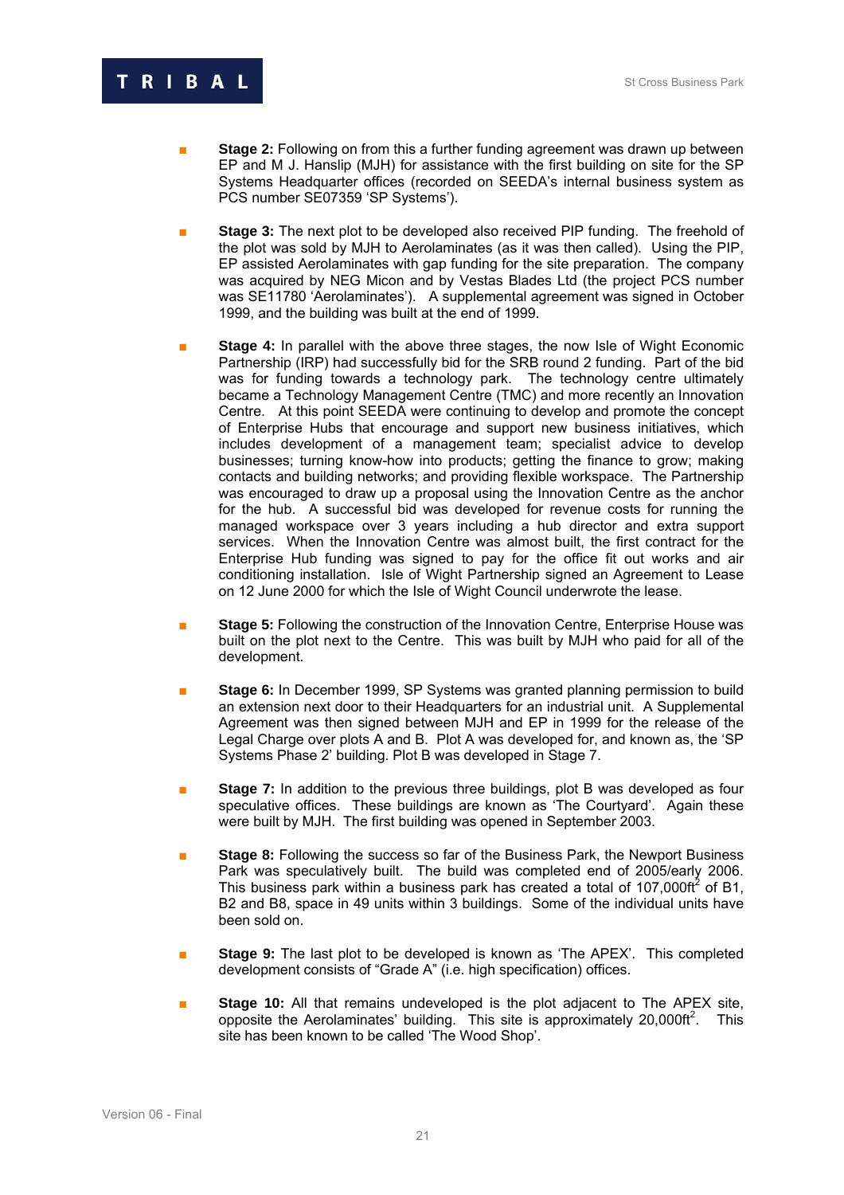- **Stage 2:** Following on from this a further funding agreement was drawn up between EP and M J. Hanslip (MJH) for assistance with the first building on site for the SP Systems Headquarter offices (recorded on SEEDA's internal business system as PCS number SE07359 'SP Systems').

- **Stage 3:** The next plot to be developed also received PIP funding. The freehold of the plot was sold by MJH to Aerolaminates (as it was then called). Using the PIP, EP assisted Aerolaminates with gap funding for the site preparation. The company was acquired by NEG Micon and by Vestas Blades Ltd (the project PCS number was SE11780 'Aerolaminates'). A supplemental agreement was signed in October 1999, and the building was built at the end of 1999.

- **Stage 4:** In parallel with the above three stages, the now Isle of Wight Economic Partnership (IRP) had successfully bid for the SRB round 2 funding. Part of the bid was for funding towards a technology park. The technology centre ultimately became a Technology Management Centre (TMC) and more recently an Innovation Centre. At this point SEEDA were continuing to develop and promote the concept of Enterprise Hubs that encourage and support new business initiatives, which includes development of a management team; specialist advice to develop businesses; turning know-how into products; getting the finance to grow; making contacts and building networks; and providing flexible workspace. The Partnership was encouraged to draw up a proposal using the Innovation Centre as the anchor for the hub. A successful bid was developed for revenue costs for running the managed workspace over 3 years including a hub director and extra support services. When the Innovation Centre was almost built, the first contract for the Enterprise Hub funding was signed to pay for the office fit out works and air conditioning installation. Isle of Wight Partnership signed an Agreement to Lease on 12 June 2000 for which the Isle of Wight Council underwrote the lease.

- **Stage 5:** Following the construction of the Innovation Centre, Enterprise House was built on the plot next to the Centre. This was built by MJH who paid for all of the development.

- **Stage 6:** In December 1999, SP Systems was granted planning permission to build an extension next door to their Headquarters for an industrial unit. A Supplemental Agreement was then signed between MJH and EP in 1999 for the release of the Legal Charge over plots A and B. Plot A was developed for, and known as, the 'SP Systems Phase 2' building. Plot B was developed in Stage 7.

- **Stage 7:** In addition to the previous three buildings, plot B was developed as four speculative offices. These buildings are known as 'The Courtyard'. Again these were built by MJH. The first building was opened in September 2003.

- **Stage 8:** Following the success so far of the Business Park, the Newport Business Park was speculatively built. The build was completed end of 2005/early 2006. This business park within a business park has created a total of 107,000ft$^2$ of B1, B2 and B8, space in 49 units within 3 buildings. Some of the individual units have been sold on.

- **Stage 9:** The last plot to be developed is known as 'The APEX'. This completed development consists of "Grade A" (i.e. high specification) offices.

- **Stage 10:** All that remains undeveloped is the plot adjacent to The APEX site, opposite the Aerolaminates' building. This site is approximately 20,000ft$^2$. This site has been known to be called 'The Wood Shop'.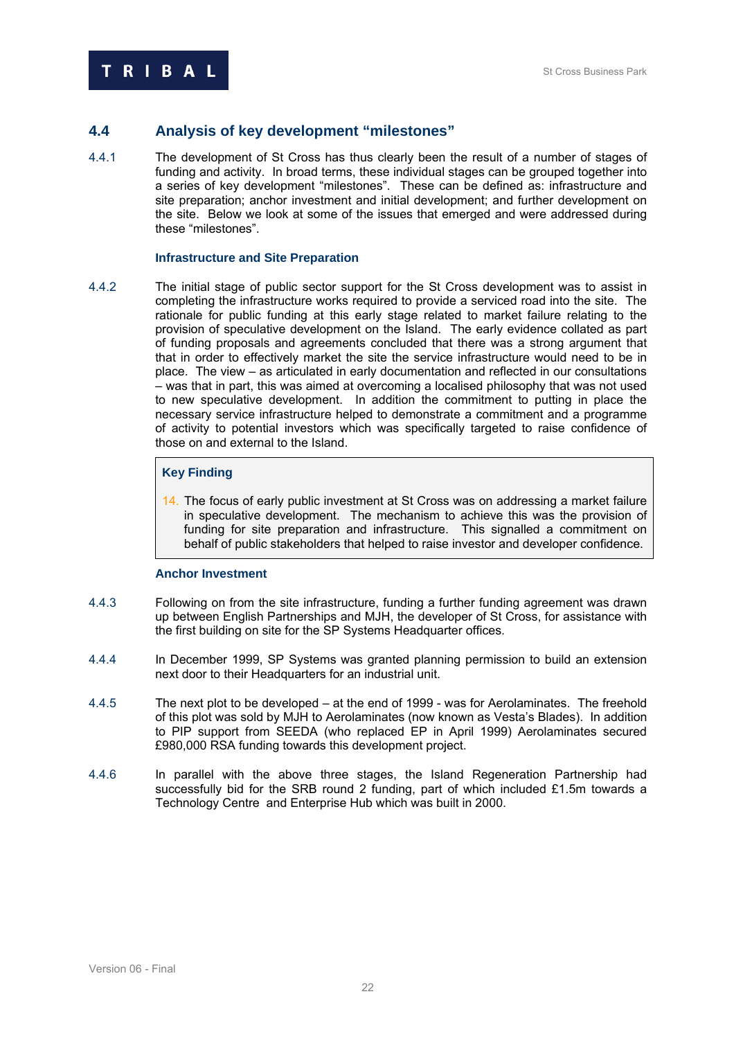## 4.4 Analysis of key development "milestones"

4.4.1 The development of St Cross has thus clearly been the result of a number of stages of funding and activity. In broad terms, these individual stages can be grouped together into a series of key development "milestones". These can be defined as: infrastructure and site preparation; anchor investment and initial development; and further development on the site. Below we look at some of the issues that emerged and were addressed during these "milestones".

### Infrastructure and Site Preparation

4.4.2 The initial stage of public sector support for the St Cross development was to assist in completing the infrastructure works required to provide a serviced road into the site. The rationale for public funding at this early stage related to market failure relating to the provision of speculative development on the Island. The early evidence collated as part of funding proposals and agreements concluded that there was a strong argument that that in order to effectively market the site the service infrastructure would need to be in place. The view – as articulated in early documentation and reflected in our consultations – was that in part, this was aimed at overcoming a localised philosophy that was not used to new speculative development. In addition the commitment to putting in place the necessary service infrastructure helped to demonstrate a commitment and a programme of activity to potential investors which was specifically targeted to raise confidence of those on and external to the Island.

> **Key Finding**
>
> 14. The focus of early public investment at St Cross was on addressing a market failure in speculative development. The mechanism to achieve this was the provision of funding for site preparation and infrastructure. This signalled a commitment on behalf of public stakeholders that helped to raise investor and developer confidence.

### Anchor Investment

4.4.3 Following on from the site infrastructure, funding a further funding agreement was drawn up between English Partnerships and MJH, the developer of St Cross, for assistance with the first building on site for the SP Systems Headquarter offices.

4.4.4 In December 1999, SP Systems was granted planning permission to build an extension next door to their Headquarters for an industrial unit.

4.4.5 The next plot to be developed – at the end of 1999 - was for Aerolaminates. The freehold of this plot was sold by MJH to Aerolaminates (now known as Vesta's Blades). In addition to PIP support from SEEDA (who replaced EP in April 1999) Aerolaminates secured £980,000 RSA funding towards this development project.

4.4.6 In parallel with the above three stages, the Island Regeneration Partnership had successfully bid for the SRB round 2 funding, part of which included £1.5m towards a Technology Centre and Enterprise Hub which was built in 2000.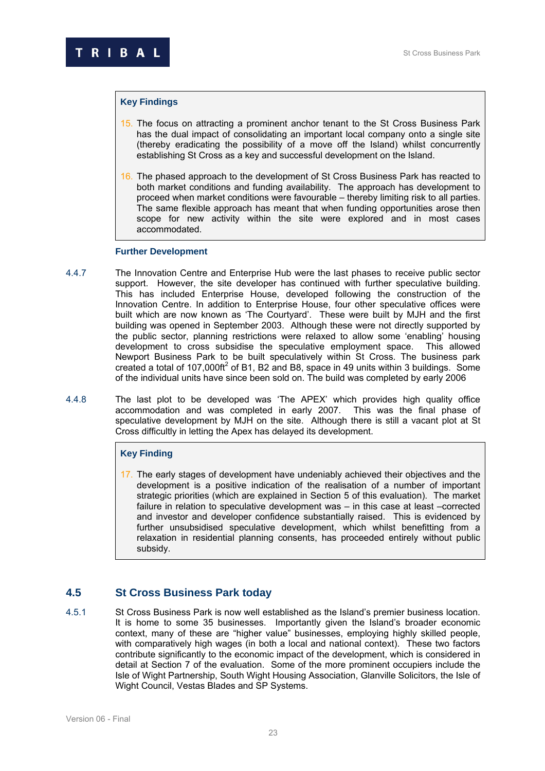**Key Findings**

15. The focus on attracting a prominent anchor tenant to the St Cross Business Park has the dual impact of consolidating an important local company onto a single site (thereby eradicating the possibility of a move off the Island) whilst concurrently establishing St Cross as a key and successful development on the Island.

16. The phased approach to the development of St Cross Business Park has reacted to both market conditions and funding availability. The approach has development to proceed when market conditions were favourable – thereby limiting risk to all parties. The same flexible approach has meant that when funding opportunities arose then scope for new activity within the site were explored and in most cases accommodated.

### Further Development

4.4.7 The Innovation Centre and Enterprise Hub were the last phases to receive public sector support. However, the site developer has continued with further speculative building. This has included Enterprise House, developed following the construction of the Innovation Centre. In addition to Enterprise House, four other speculative offices were built which are now known as 'The Courtyard'. These were built by MJH and the first building was opened in September 2003. Although these were not directly supported by the public sector, planning restrictions were relaxed to allow some 'enabling' housing development to cross subsidise the speculative employment space. This allowed Newport Business Park to be built speculatively within St Cross. The business park created a total of 107,000ft$^2$ of B1, B2 and B8, space in 49 units within 3 buildings. Some of the individual units have since been sold on. The build was completed by early 2006

4.4.8 The last plot to be developed was 'The APEX' which provides high quality office accommodation and was completed in early 2007. This was the final phase of speculative development by MJH on the site. Although there is still a vacant plot at St Cross difficultly in letting the Apex has delayed its development.

**Key Finding**

17. The early stages of development have undeniably achieved their objectives and the development is a positive indication of the realisation of a number of important strategic priorities (which are explained in Section 5 of this evaluation). The market failure in relation to speculative development was – in this case at least –corrected and investor and developer confidence substantially raised. This is evidenced by further unsubsidised speculative development, which whilst benefitting from a relaxation in residential planning consents, has proceeded entirely without public subsidy.

## 4.5 St Cross Business Park today

4.5.1 St Cross Business Park is now well established as the Island's premier business location. It is home to some 35 businesses. Importantly given the Island's broader economic context, many of these are "higher value" businesses, employing highly skilled people, with comparatively high wages (in both a local and national context). These two factors contribute significantly to the economic impact of the development, which is considered in detail at Section 7 of the evaluation. Some of the more prominent occupiers include the Isle of Wight Partnership, South Wight Housing Association, Glanville Solicitors, the Isle of Wight Council, Vestas Blades and SP Systems.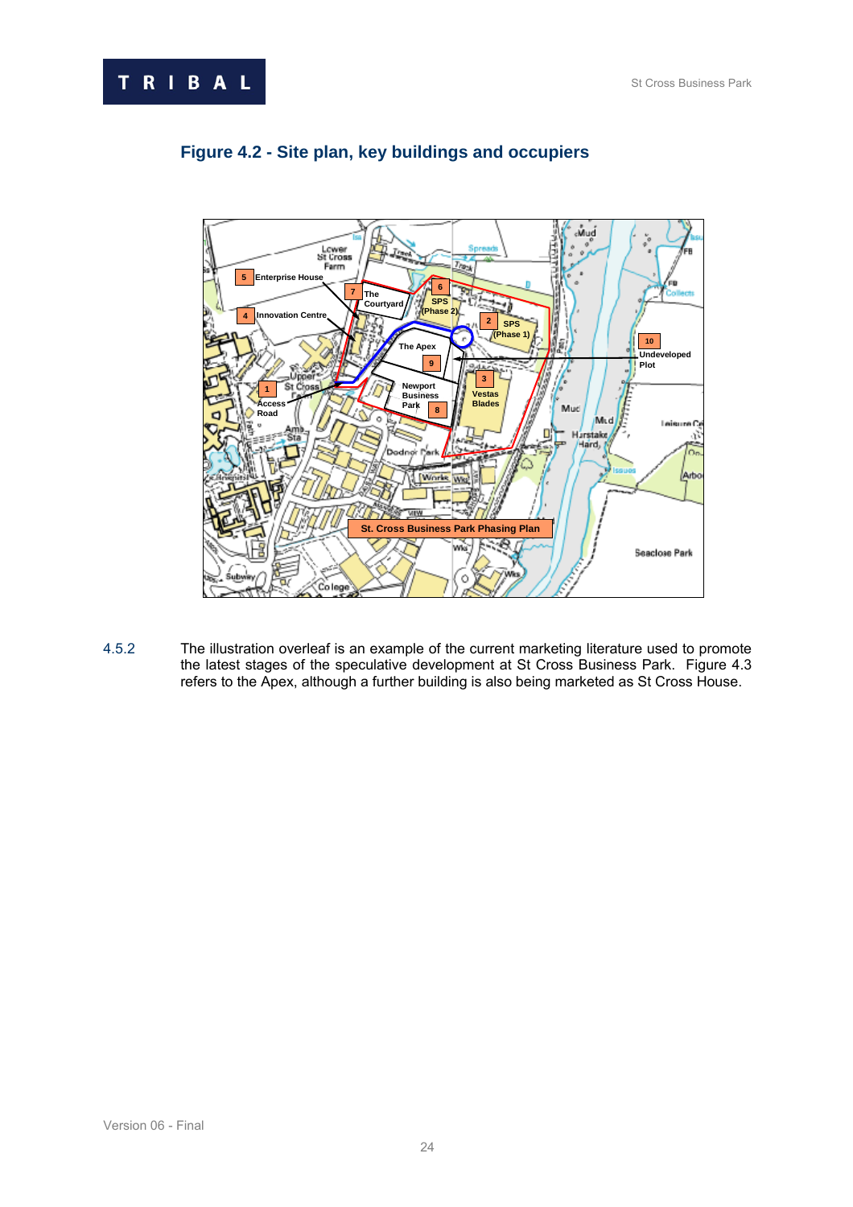## Figure 4.2 - Site plan, key buildings and occupiers

4.5.2 The illustration overleaf is an example of the current marketing literature used to promote the latest stages of the speculative development at St Cross Business Park. Figure 4.3 refers to the Apex, although a further building is also being marketed as St Cross House.

Version 06 - Final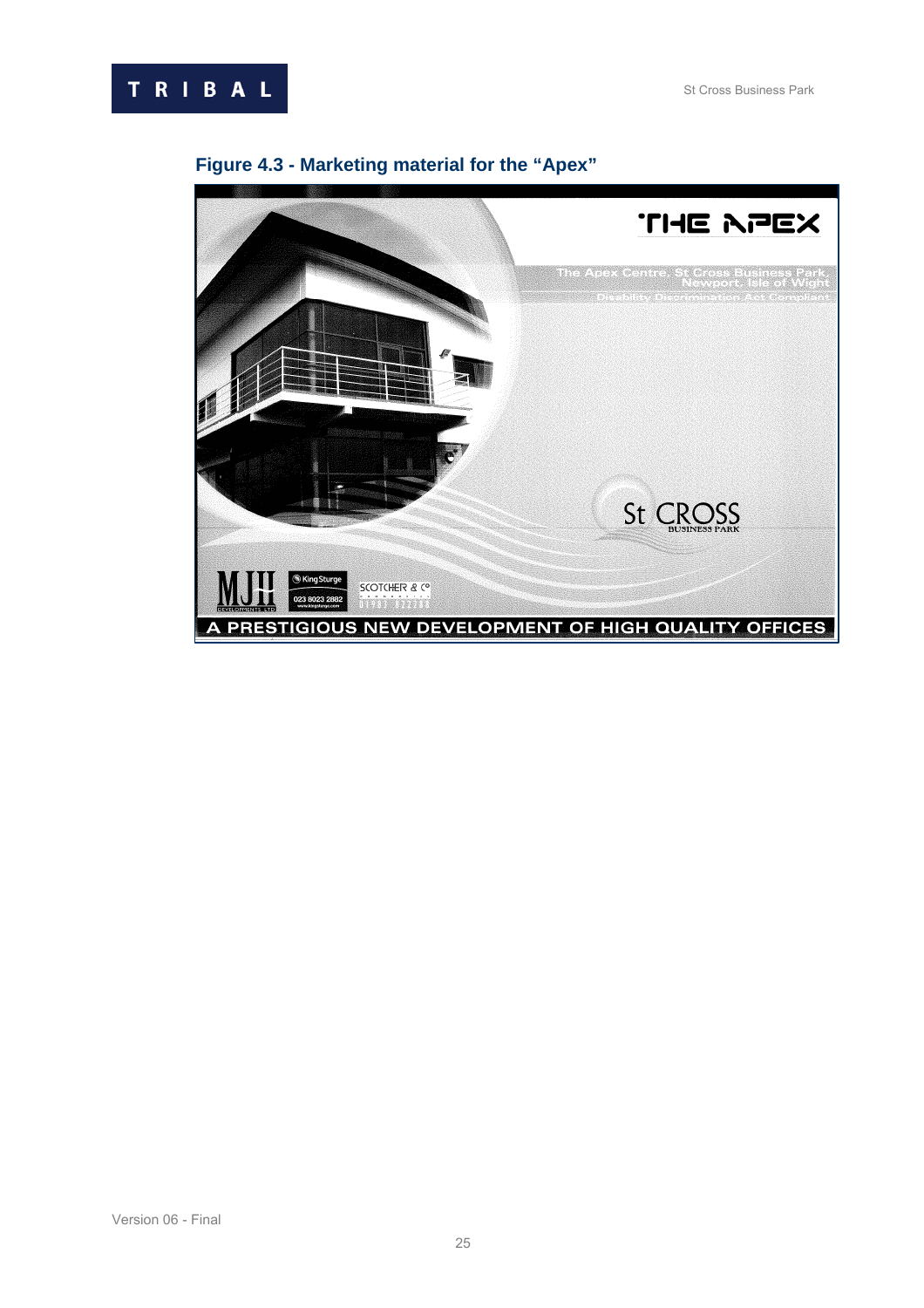**Figure 4.3 - Marketing material for the "Apex"**

THE APEX

The Apex Centre, St Cross Business Park, Newport, Isle of Wight

Disability Discrimination Act Compliant

St CROSS BUSINESS PARK

MJH DEVELOPMENTS LTD

King Sturge 023 8023 2882

SCOTCHER & Co 01983 822288

A PRESTIGIOUS NEW DEVELOPMENT OF HIGH QUALITY OFFICES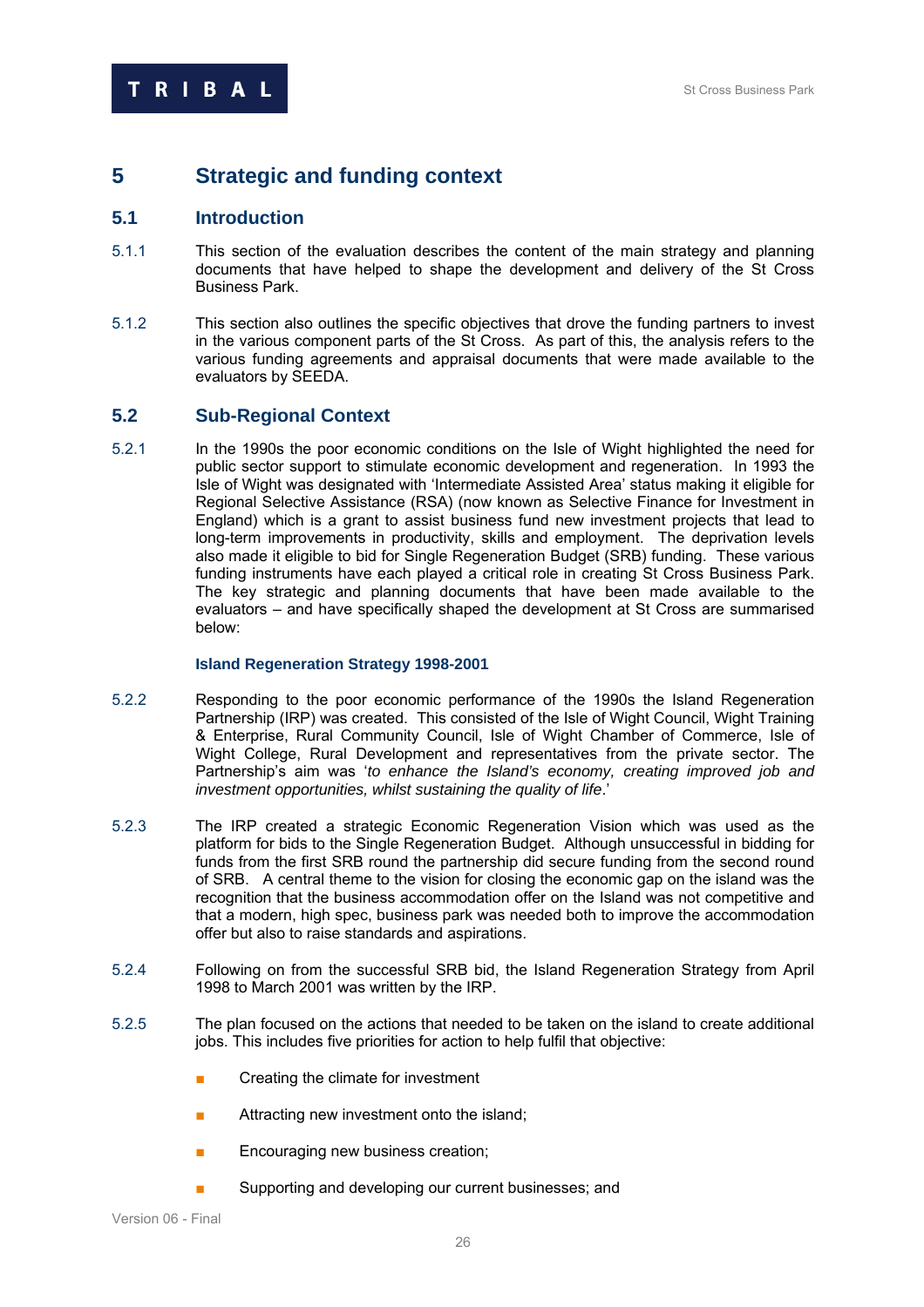# 5 Strategic and funding context

## 5.1 Introduction

5.1.1 This section of the evaluation describes the content of the main strategy and planning documents that have helped to shape the development and delivery of the St Cross Business Park.

5.1.2 This section also outlines the specific objectives that drove the funding partners to invest in the various component parts of the St Cross. As part of this, the analysis refers to the various funding agreements and appraisal documents that were made available to the evaluators by SEEDA.

## 5.2 Sub-Regional Context

5.2.1 In the 1990s the poor economic conditions on the Isle of Wight highlighted the need for public sector support to stimulate economic development and regeneration. In 1993 the Isle of Wight was designated with 'Intermediate Assisted Area' status making it eligible for Regional Selective Assistance (RSA) (now known as Selective Finance for Investment in England) which is a grant to assist business fund new investment projects that lead to long-term improvements in productivity, skills and employment. The deprivation levels also made it eligible to bid for Single Regeneration Budget (SRB) funding. These various funding instruments have each played a critical role in creating St Cross Business Park. The key strategic and planning documents that have been made available to the evaluators – and have specifically shaped the development at St Cross are summarised below:

### Island Regeneration Strategy 1998-2001

5.2.2 Responding to the poor economic performance of the 1990s the Island Regeneration Partnership (IRP) was created. This consisted of the Isle of Wight Council, Wight Training & Enterprise, Rural Community Council, Isle of Wight Chamber of Commerce, Isle of Wight College, Rural Development and representatives from the private sector. The Partnership's aim was '*to enhance the Island's economy, creating improved job and investment opportunities, whilst sustaining the quality of life*.'

5.2.3 The IRP created a strategic Economic Regeneration Vision which was used as the platform for bids to the Single Regeneration Budget. Although unsuccessful in bidding for funds from the first SRB round the partnership did secure funding from the second round of SRB. A central theme to the vision for closing the economic gap on the island was the recognition that the business accommodation offer on the Island was not competitive and that a modern, high spec, business park was needed both to improve the accommodation offer but also to raise standards and aspirations.

5.2.4 Following on from the successful SRB bid, the Island Regeneration Strategy from April 1998 to March 2001 was written by the IRP.

5.2.5 The plan focused on the actions that needed to be taken on the island to create additional jobs. This includes five priorities for action to help fulfil that objective:

- Creating the climate for investment
- Attracting new investment onto the island;
- Encouraging new business creation;
- Supporting and developing our current businesses; and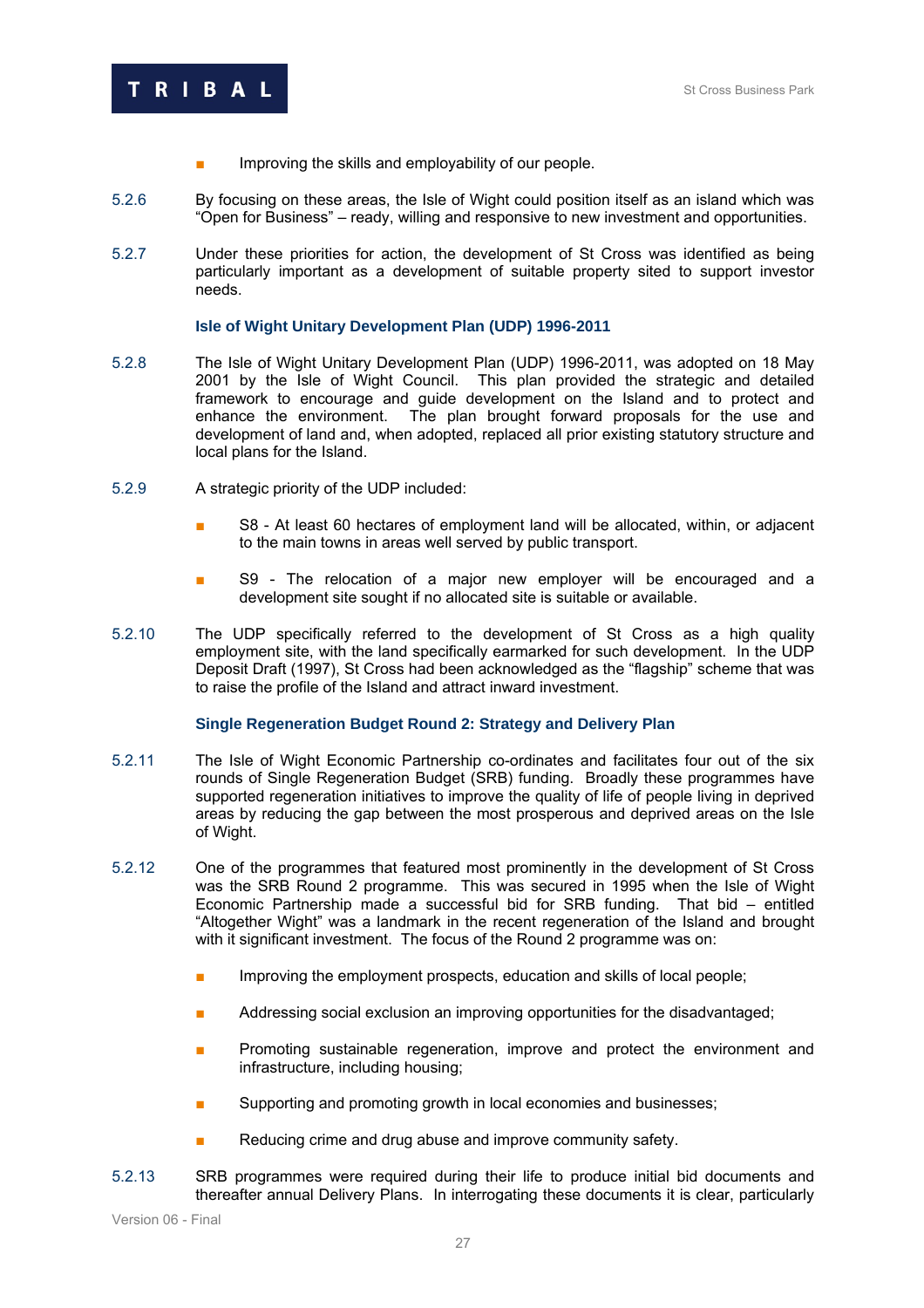- Improving the skills and employability of our people.

5.2.6 By focusing on these areas, the Isle of Wight could position itself as an island which was "Open for Business" – ready, willing and responsive to new investment and opportunities.

5.2.7 Under these priorities for action, the development of St Cross was identified as being particularly important as a development of suitable property sited to support investor needs.

### Isle of Wight Unitary Development Plan (UDP) 1996-2011

5.2.8 The Isle of Wight Unitary Development Plan (UDP) 1996-2011, was adopted on 18 May 2001 by the Isle of Wight Council. This plan provided the strategic and detailed framework to encourage and guide development on the Island and to protect and enhance the environment. The plan brought forward proposals for the use and development of land and, when adopted, replaced all prior existing statutory structure and local plans for the Island.

5.2.9 A strategic priority of the UDP included:

- S8 - At least 60 hectares of employment land will be allocated, within, or adjacent to the main towns in areas well served by public transport.
- S9 - The relocation of a major new employer will be encouraged and a development site sought if no allocated site is suitable or available.

5.2.10 The UDP specifically referred to the development of St Cross as a high quality employment site, with the land specifically earmarked for such development. In the UDP Deposit Draft (1997), St Cross had been acknowledged as the "flagship" scheme that was to raise the profile of the Island and attract inward investment.

### Single Regeneration Budget Round 2: Strategy and Delivery Plan

5.2.11 The Isle of Wight Economic Partnership co-ordinates and facilitates four out of the six rounds of Single Regeneration Budget (SRB) funding. Broadly these programmes have supported regeneration initiatives to improve the quality of life of people living in deprived areas by reducing the gap between the most prosperous and deprived areas on the Isle of Wight.

5.2.12 One of the programmes that featured most prominently in the development of St Cross was the SRB Round 2 programme. This was secured in 1995 when the Isle of Wight Economic Partnership made a successful bid for SRB funding. That bid – entitled "Altogether Wight" was a landmark in the recent regeneration of the Island and brought with it significant investment. The focus of the Round 2 programme was on:

- Improving the employment prospects, education and skills of local people;
- Addressing social exclusion an improving opportunities for the disadvantaged;
- Promoting sustainable regeneration, improve and protect the environment and infrastructure, including housing;
- Supporting and promoting growth in local economies and businesses;
- Reducing crime and drug abuse and improve community safety.

5.2.13 SRB programmes were required during their life to produce initial bid documents and thereafter annual Delivery Plans. In interrogating these documents it is clear, particularly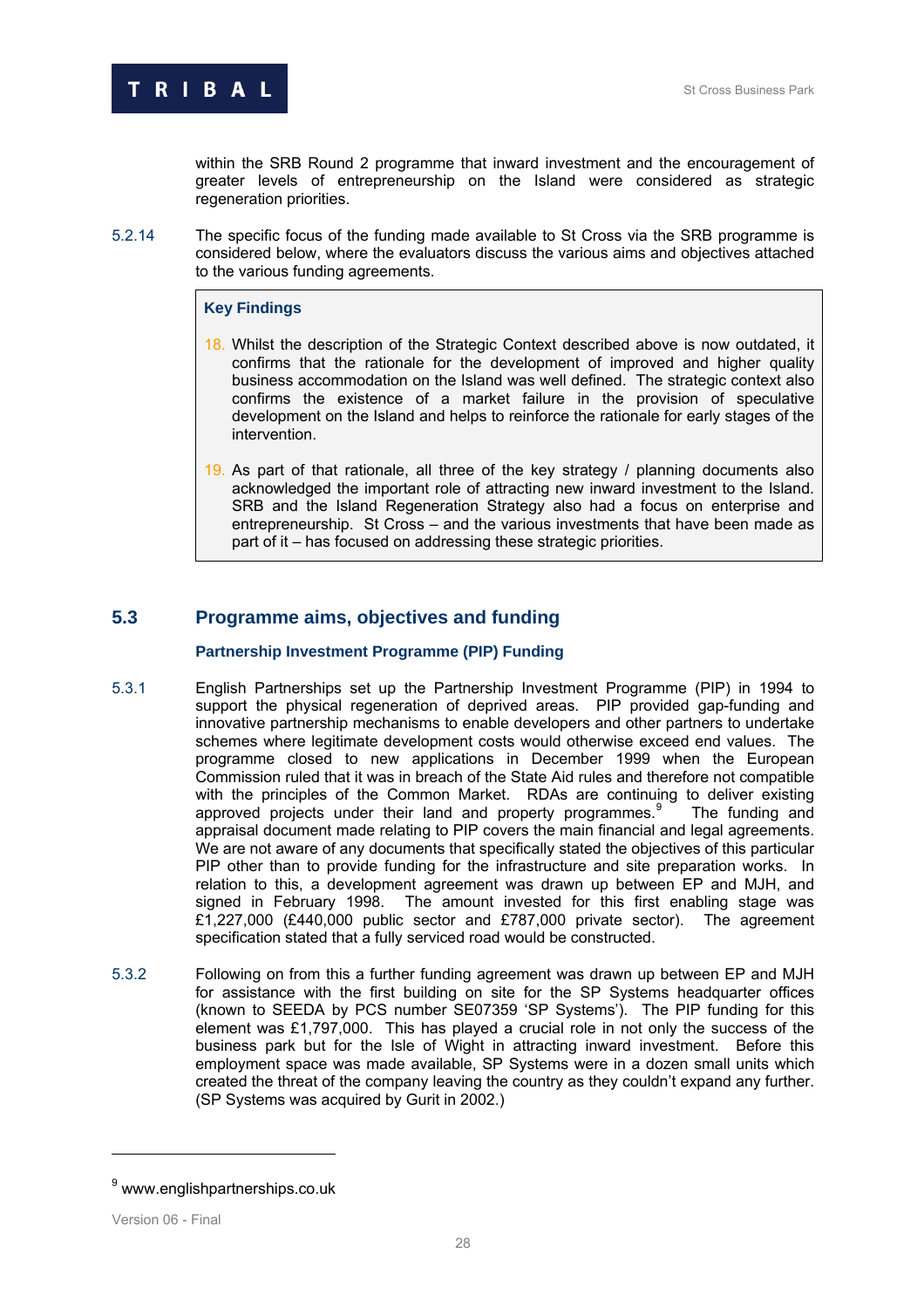within the SRB Round 2 programme that inward investment and the encouragement of greater levels of entrepreneurship on the Island were considered as strategic regeneration priorities.

5.2.14 The specific focus of the funding made available to St Cross via the SRB programme is considered below, where the evaluators discuss the various aims and objectives attached to the various funding agreements.

> **Key Findings**
>
> 18. Whilst the description of the Strategic Context described above is now outdated, it confirms that the rationale for the development of improved and higher quality business accommodation on the Island was well defined. The strategic context also confirms the existence of a market failure in the provision of speculative development on the Island and helps to reinforce the rationale for early stages of the intervention.
>
> 19. As part of that rationale, all three of the key strategy / planning documents also acknowledged the important role of attracting new inward investment to the Island. SRB and the Island Regeneration Strategy also had a focus on enterprise and entrepreneurship. St Cross – and the various investments that have been made as part of it – has focused on addressing these strategic priorities.

## 5.3 Programme aims, objectives and funding

### Partnership Investment Programme (PIP) Funding

5.3.1 English Partnerships set up the Partnership Investment Programme (PIP) in 1994 to support the physical regeneration of deprived areas. PIP provided gap-funding and innovative partnership mechanisms to enable developers and other partners to undertake schemes where legitimate development costs would otherwise exceed end values. The programme closed to new applications in December 1999 when the European Commission ruled that it was in breach of the State Aid rules and therefore not compatible with the principles of the Common Market. RDAs are continuing to deliver existing approved projects under their land and property programmes.[9] The funding and appraisal document made relating to PIP covers the main financial and legal agreements. We are not aware of any documents that specifically stated the objectives of this particular PIP other than to provide funding for the infrastructure and site preparation works. In relation to this, a development agreement was drawn up between EP and MJH, and signed in February 1998. The amount invested for this first enabling stage was £1,227,000 (£440,000 public sector and £787,000 private sector). The agreement specification stated that a fully serviced road would be constructed.

5.3.2 Following on from this a further funding agreement was drawn up between EP and MJH for assistance with the first building on site for the SP Systems headquarter offices (known to SEEDA by PCS number SE07359 'SP Systems'). The PIP funding for this element was £1,797,000. This has played a crucial role in not only the success of the business park but for the Isle of Wight in attracting inward investment. Before this employment space was made available, SP Systems were in a dozen small units which created the threat of the company leaving the country as they couldn't expand any further. (SP Systems was acquired by Gurit in 2002.)

[9] www.englishpartnerships.co.uk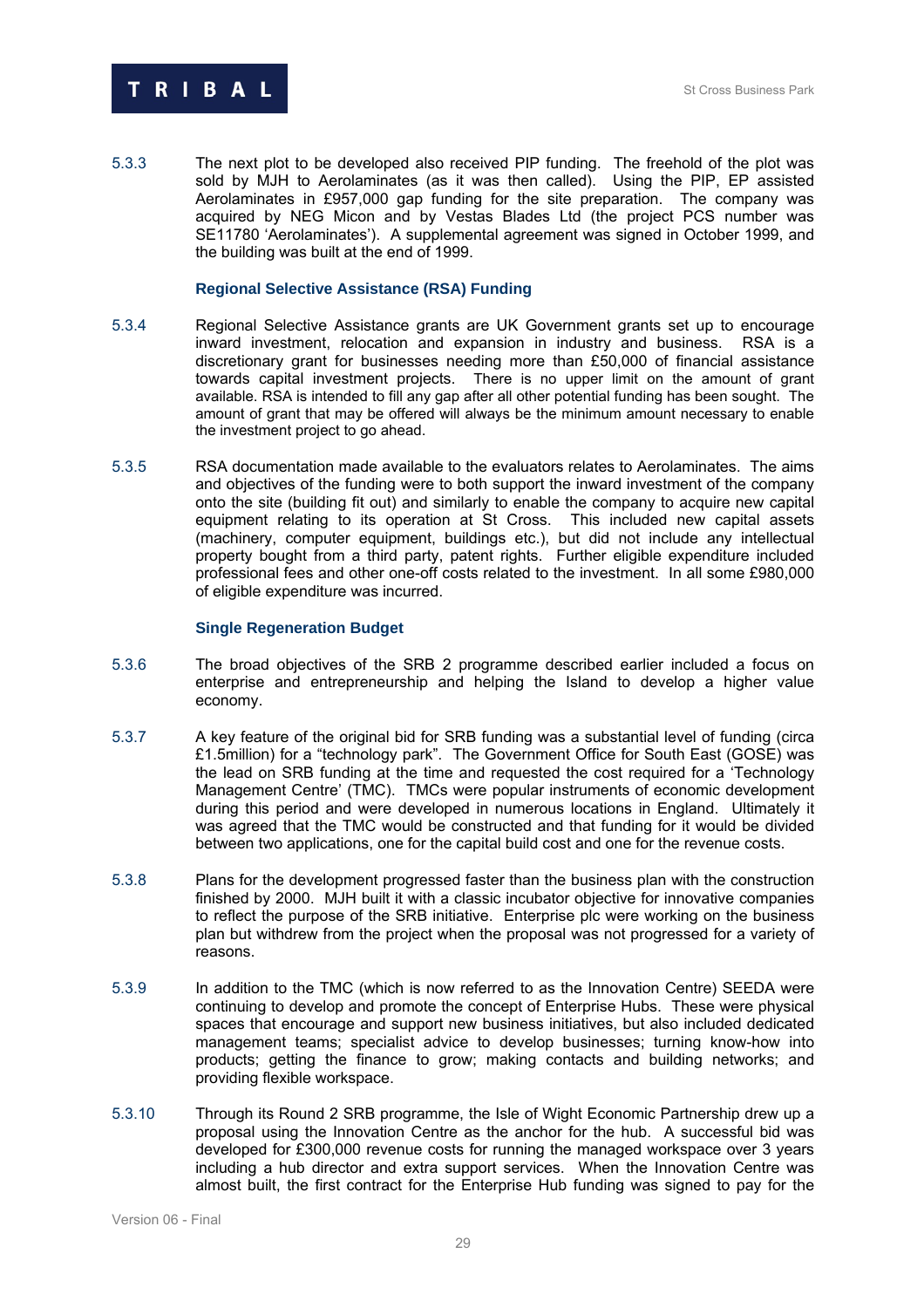5.3.3 The next plot to be developed also received PIP funding. The freehold of the plot was sold by MJH to Aerolaminates (as it was then called). Using the PIP, EP assisted Aerolaminates in £957,000 gap funding for the site preparation. The company was acquired by NEG Micon and by Vestas Blades Ltd (the project PCS number was SE11780 'Aerolaminates'). A supplemental agreement was signed in October 1999, and the building was built at the end of 1999.

### Regional Selective Assistance (RSA) Funding

5.3.4 Regional Selective Assistance grants are UK Government grants set up to encourage inward investment, relocation and expansion in industry and business. RSA is a discretionary grant for businesses needing more than £50,000 of financial assistance towards capital investment projects. There is no upper limit on the amount of grant available. RSA is intended to fill any gap after all other potential funding has been sought. The amount of grant that may be offered will always be the minimum amount necessary to enable the investment project to go ahead.

5.3.5 RSA documentation made available to the evaluators relates to Aerolaminates. The aims and objectives of the funding were to both support the inward investment of the company onto the site (building fit out) and similarly to enable the company to acquire new capital equipment relating to its operation at St Cross. This included new capital assets (machinery, computer equipment, buildings etc.), but did not include any intellectual property bought from a third party, patent rights. Further eligible expenditure included professional fees and other one-off costs related to the investment. In all some £980,000 of eligible expenditure was incurred.

### Single Regeneration Budget

5.3.6 The broad objectives of the SRB 2 programme described earlier included a focus on enterprise and entrepreneurship and helping the Island to develop a higher value economy.

5.3.7 A key feature of the original bid for SRB funding was a substantial level of funding (circa £1.5million) for a "technology park". The Government Office for South East (GOSE) was the lead on SRB funding at the time and requested the cost required for a 'Technology Management Centre' (TMC). TMCs were popular instruments of economic development during this period and were developed in numerous locations in England. Ultimately it was agreed that the TMC would be constructed and that funding for it would be divided between two applications, one for the capital build cost and one for the revenue costs.

5.3.8 Plans for the development progressed faster than the business plan with the construction finished by 2000. MJH built it with a classic incubator objective for innovative companies to reflect the purpose of the SRB initiative. Enterprise plc were working on the business plan but withdrew from the project when the proposal was not progressed for a variety of reasons.

5.3.9 In addition to the TMC (which is now referred to as the Innovation Centre) SEEDA were continuing to develop and promote the concept of Enterprise Hubs. These were physical spaces that encourage and support new business initiatives, but also included dedicated management teams; specialist advice to develop businesses; turning know-how into products; getting the finance to grow; making contacts and building networks; and providing flexible workspace.

5.3.10 Through its Round 2 SRB programme, the Isle of Wight Economic Partnership drew up a proposal using the Innovation Centre as the anchor for the hub. A successful bid was developed for £300,000 revenue costs for running the managed workspace over 3 years including a hub director and extra support services. When the Innovation Centre was almost built, the first contract for the Enterprise Hub funding was signed to pay for the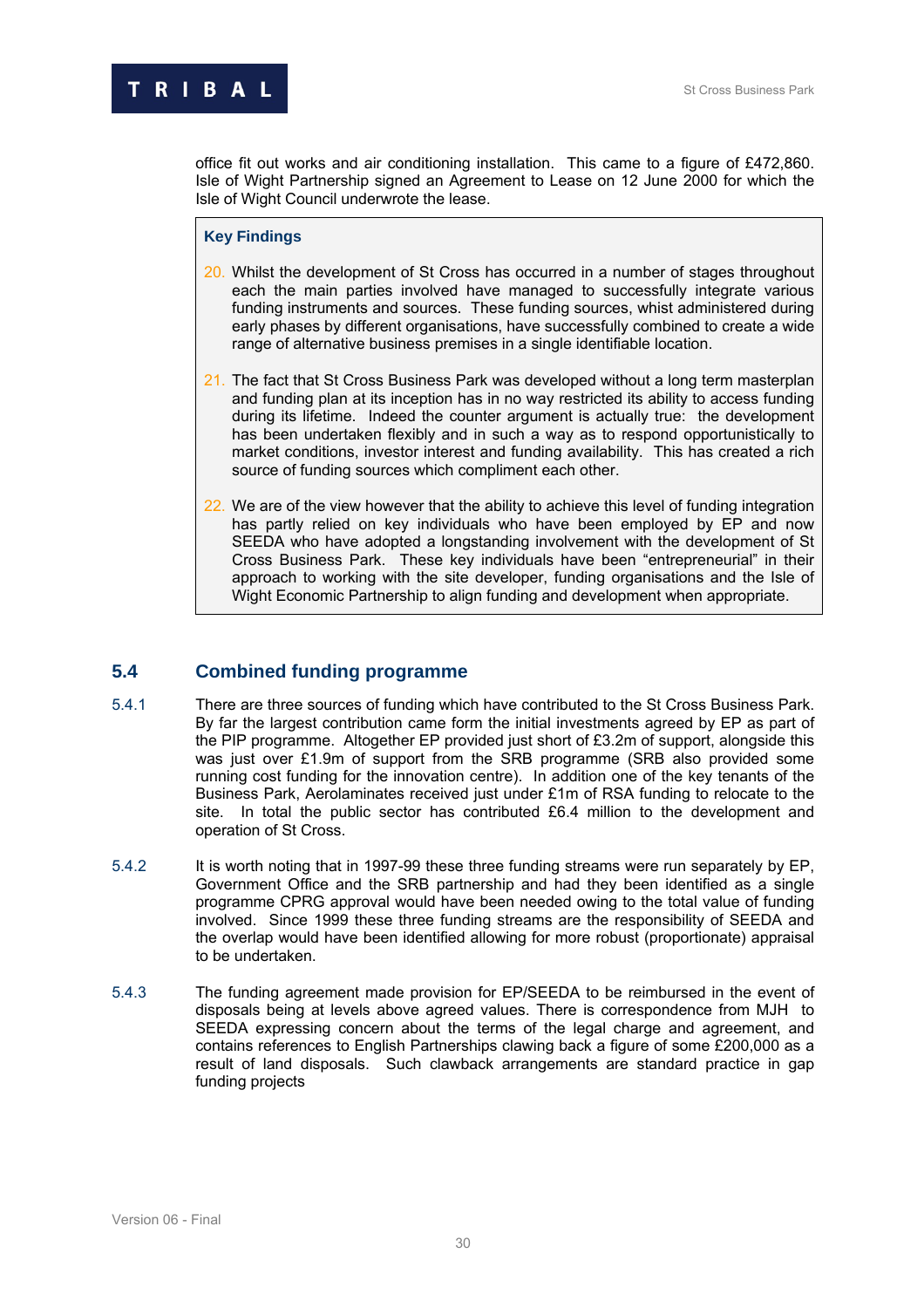office fit out works and air conditioning installation. This came to a figure of £472,860. Isle of Wight Partnership signed an Agreement to Lease on 12 June 2000 for which the Isle of Wight Council underwrote the lease.

> **Key Findings**
>
> 20. Whilst the development of St Cross has occurred in a number of stages throughout each the main parties involved have managed to successfully integrate various funding instruments and sources. These funding sources, whist administered during early phases by different organisations, have successfully combined to create a wide range of alternative business premises in a single identifiable location.
>
> 21. The fact that St Cross Business Park was developed without a long term masterplan and funding plan at its inception has in no way restricted its ability to access funding during its lifetime. Indeed the counter argument is actually true: the development has been undertaken flexibly and in such a way as to respond opportunistically to market conditions, investor interest and funding availability. This has created a rich source of funding sources which compliment each other.
>
> 22. We are of the view however that the ability to achieve this level of funding integration has partly relied on key individuals who have been employed by EP and now SEEDA who have adopted a longstanding involvement with the development of St Cross Business Park. These key individuals have been "entrepreneurial" in their approach to working with the site developer, funding organisations and the Isle of Wight Economic Partnership to align funding and development when appropriate.

## 5.4 Combined funding programme

5.4.1 There are three sources of funding which have contributed to the St Cross Business Park. By far the largest contribution came form the initial investments agreed by EP as part of the PIP programme. Altogether EP provided just short of £3.2m of support, alongside this was just over £1.9m of support from the SRB programme (SRB also provided some running cost funding for the innovation centre). In addition one of the key tenants of the Business Park, Aerolaminates received just under £1m of RSA funding to relocate to the site. In total the public sector has contributed £6.4 million to the development and operation of St Cross.

5.4.2 It is worth noting that in 1997-99 these three funding streams were run separately by EP, Government Office and the SRB partnership and had they been identified as a single programme CPRG approval would have been needed owing to the total value of funding involved. Since 1999 these three funding streams are the responsibility of SEEDA and the overlap would have been identified allowing for more robust (proportionate) appraisal to be undertaken.

5.4.3 The funding agreement made provision for EP/SEEDA to be reimbursed in the event of disposals being at levels above agreed values. There is correspondence from MJH to SEEDA expressing concern about the terms of the legal charge and agreement, and contains references to English Partnerships clawing back a figure of some £200,000 as a result of land disposals. Such clawback arrangements are standard practice in gap funding projects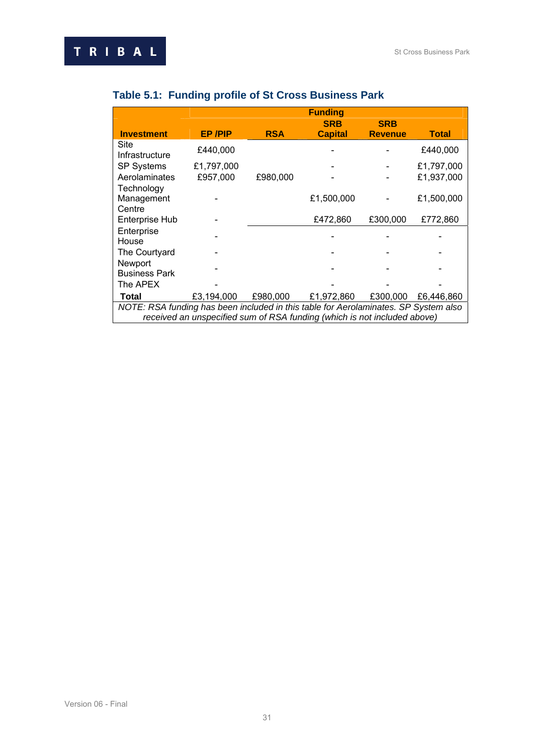### Table 5.1: Funding profile of St Cross Business Park

| Investment | Funding | | | | |
|---|---|---|---|---|---|
| | EP /PIP | RSA | SRB Capital | SRB Revenue | Total |
| Site Infrastructure | £440,000 | | - | - | £440,000 |
| SP Systems | £1,797,000 | | - | - | £1,797,000 |
| Aerolaminates | £957,000 | £980,000 | - | - | £1,937,000 |
| Technology Management Centre | - | | £1,500,000 | - | £1,500,000 |
| Enterprise Hub | - | | £472,860 | £300,000 | £772,860 |
| Enterprise House | - | | - | - | - |
| The Courtyard | - | | - | - | - |
| Newport Business Park | - | | - | - | - |
| The APEX | - | | - | - | - |
| **Total** | £3,194,000 | £980,000 | £1,972,860 | £300,000 | £6,446,860 |

*NOTE: RSA funding has been included in this table for Aerolaminates. SP System also received an unspecified sum of RSA funding (which is not included above)*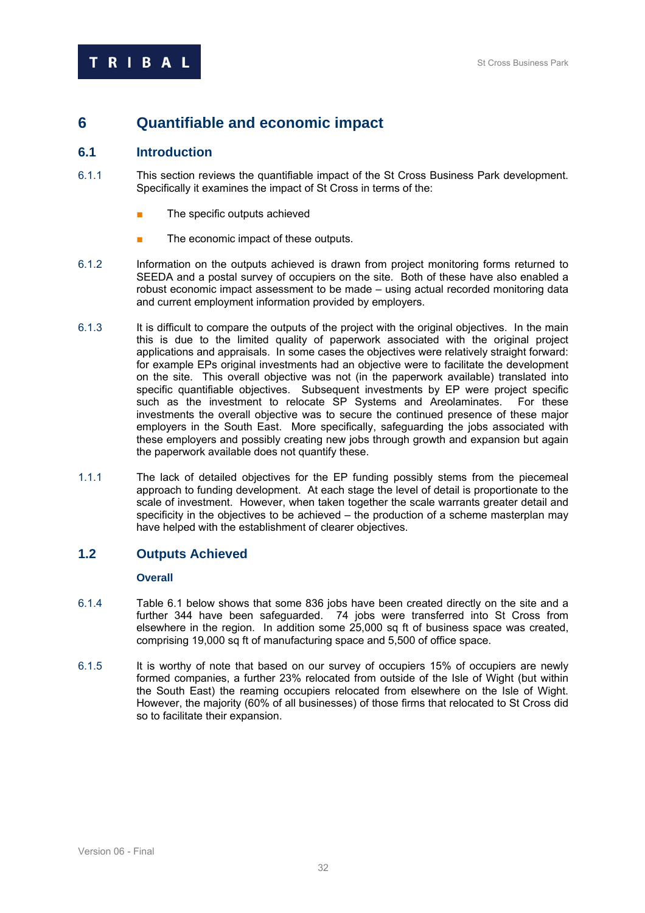# 6 Quantifiable and economic impact

## 6.1 Introduction

6.1.1 This section reviews the quantifiable impact of the St Cross Business Park development. Specifically it examines the impact of St Cross in terms of the:

- The specific outputs achieved
- The economic impact of these outputs.

6.1.2 Information on the outputs achieved is drawn from project monitoring forms returned to SEEDA and a postal survey of occupiers on the site. Both of these have also enabled a robust economic impact assessment to be made – using actual recorded monitoring data and current employment information provided by employers.

6.1.3 It is difficult to compare the outputs of the project with the original objectives. In the main this is due to the limited quality of paperwork associated with the original project applications and appraisals. In some cases the objectives were relatively straight forward: for example EPs original investments had an objective were to facilitate the development on the site. This overall objective was not (in the paperwork available) translated into specific quantifiable objectives. Subsequent investments by EP were project specific such as the investment to relocate SP Systems and Areolaminates. For these investments the overall objective was to secure the continued presence of these major employers in the South East. More specifically, safeguarding the jobs associated with these employers and possibly creating new jobs through growth and expansion but again the paperwork available does not quantify these.

1.1.1 The lack of detailed objectives for the EP funding possibly stems from the piecemeal approach to funding development. At each stage the level of detail is proportionate to the scale of investment. However, when taken together the scale warrants greater detail and specificity in the objectives to be achieved – the production of a scheme masterplan may have helped with the establishment of clearer objectives.

## 1.2 Outputs Achieved

### Overall

6.1.4 Table 6.1 below shows that some 836 jobs have been created directly on the site and a further 344 have been safeguarded. 74 jobs were transferred into St Cross from elsewhere in the region. In addition some 25,000 sq ft of business space was created, comprising 19,000 sq ft of manufacturing space and 5,500 of office space.

6.1.5 It is worthy of note that based on our survey of occupiers 15% of occupiers are newly formed companies, a further 23% relocated from outside of the Isle of Wight (but within the South East) the reaming occupiers relocated from elsewhere on the Isle of Wight. However, the majority (60% of all businesses) of those firms that relocated to St Cross did so to facilitate their expansion.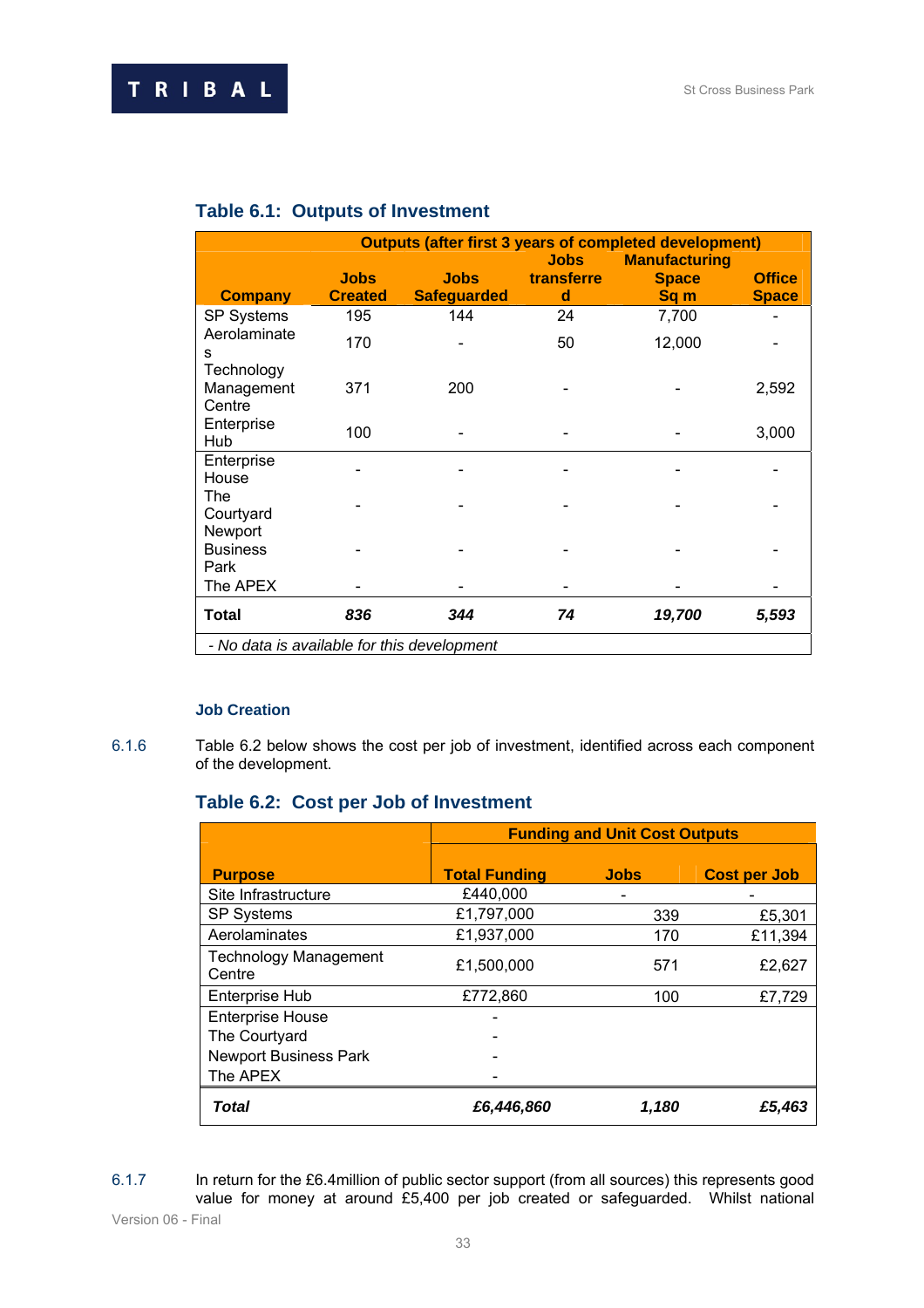### Table 6.1: Outputs of Investment

| Company | Outputs (after first 3 years of completed development) | | | | |
|---|---|---|---|---|---|
| | Jobs Created | Jobs Safeguarded | Jobs transferred | Manufacturing Space Sq m | Office Space |
| SP Systems | 195 | 144 | 24 | 7,700 | - |
| Aerolaminates | 170 | - | 50 | 12,000 | - |
| Technology Management Centre | 371 | 200 | - | - | 2,592 |
| Enterprise Hub | 100 | - | - | - | 3,000 |
| Enterprise House | - | - | - | - | - |
| The Courtyard | - | - | - | - | - |
| Newport Business Park | - | - | - | - | - |
| The APEX | - | - | - | - | - |
| **Total** | ***836*** | ***344*** | ***74*** | ***19,700*** | ***5,593*** |

*- No data is available for this development*

#### Job Creation

6.1.6 Table 6.2 below shows the cost per job of investment, identified across each component of the development.

### Table 6.2: Cost per Job of Investment

| Purpose | Funding and Unit Cost Outputs | | |
|---|---|---|---|
| | Total Funding | Jobs | Cost per Job |
| Site Infrastructure | £440,000 | - | - |
| SP Systems | £1,797,000 | 339 | £5,301 |
| Aerolaminates | £1,937,000 | 170 | £11,394 |
| Technology Management Centre | £1,500,000 | 571 | £2,627 |
| Enterprise Hub | £772,860 | 100 | £7,729 |
| Enterprise House | - | | |
| The Courtyard | - | | |
| Newport Business Park | - | | |
| The APEX | - | | |
| ***Total*** | ***£6,446,860*** | ***1,180*** | ***£5,463*** |

6.1.7 In return for the £6.4million of public sector support (from all sources) this represents good value for money at around £5,400 per job created or safeguarded. Whilst national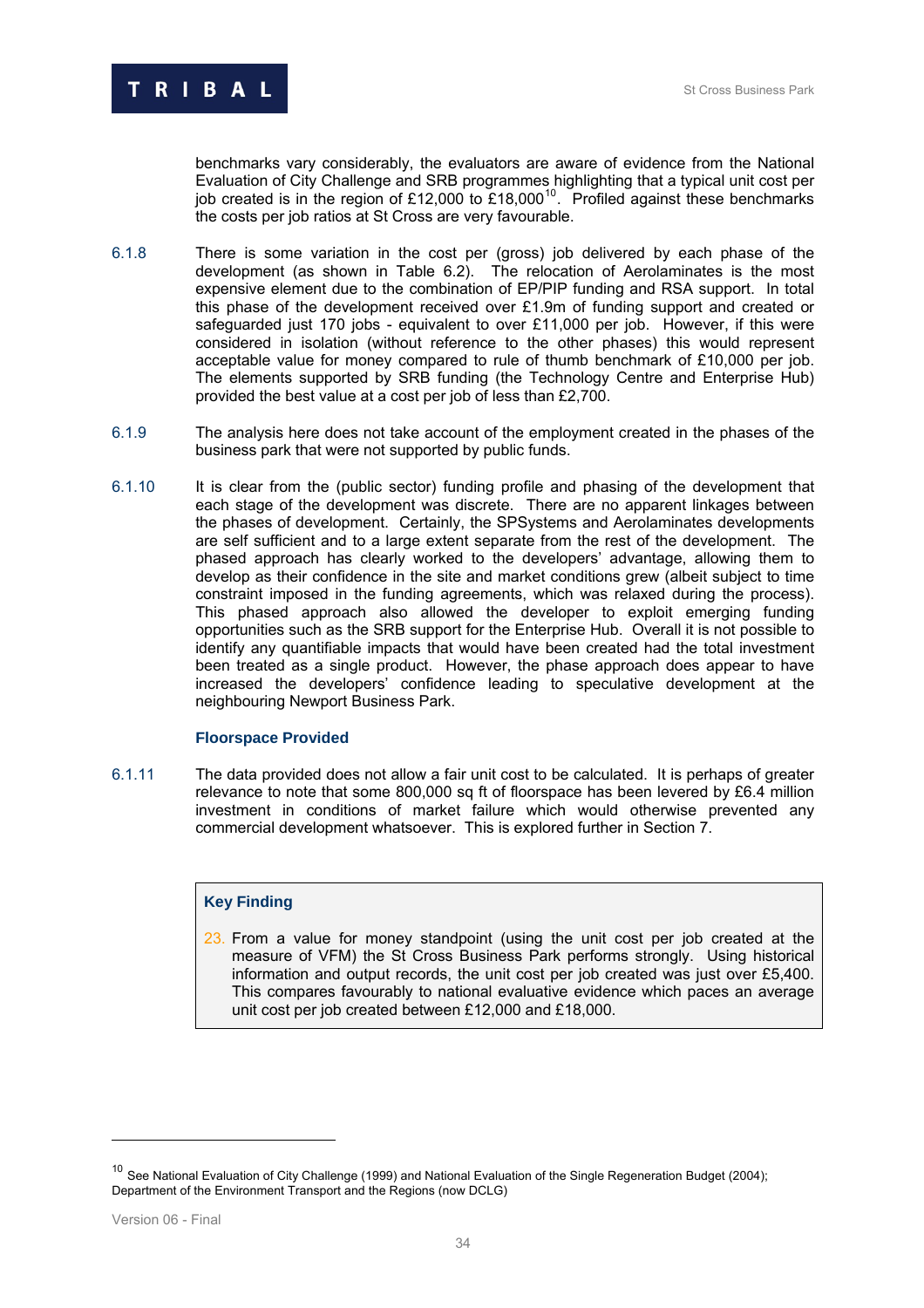benchmarks vary considerably, the evaluators are aware of evidence from the National Evaluation of City Challenge and SRB programmes highlighting that a typical unit cost per job created is in the region of £12,000 to £18,000[10]. Profiled against these benchmarks the costs per job ratios at St Cross are very favourable.

6.1.8 There is some variation in the cost per (gross) job delivered by each phase of the development (as shown in Table 6.2). The relocation of Aerolaminates is the most expensive element due to the combination of EP/PIP funding and RSA support. In total this phase of the development received over £1.9m of funding support and created or safeguarded just 170 jobs - equivalent to over £11,000 per job. However, if this were considered in isolation (without reference to the other phases) this would represent acceptable value for money compared to rule of thumb benchmark of £10,000 per job. The elements supported by SRB funding (the Technology Centre and Enterprise Hub) provided the best value at a cost per job of less than £2,700.

6.1.9 The analysis here does not take account of the employment created in the phases of the business park that were not supported by public funds.

6.1.10 It is clear from the (public sector) funding profile and phasing of the development that each stage of the development was discrete. There are no apparent linkages between the phases of development. Certainly, the SPSystems and Aerolaminates developments are self sufficient and to a large extent separate from the rest of the development. The phased approach has clearly worked to the developers' advantage, allowing them to develop as their confidence in the site and market conditions grew (albeit subject to time constraint imposed in the funding agreements, which was relaxed during the process). This phased approach also allowed the developer to exploit emerging funding opportunities such as the SRB support for the Enterprise Hub. Overall it is not possible to identify any quantifiable impacts that would have been created had the total investment been treated as a single product. However, the phase approach does appear to have increased the developers' confidence leading to speculative development at the neighbouring Newport Business Park.

### Floorspace Provided

6.1.11 The data provided does not allow a fair unit cost to be calculated. It is perhaps of greater relevance to note that some 800,000 sq ft of floorspace has been levered by £6.4 million investment in conditions of market failure which would otherwise prevented any commercial development whatsoever. This is explored further in Section 7.

**Key Finding**

23. From a value for money standpoint (using the unit cost per job created at the measure of VFM) the St Cross Business Park performs strongly. Using historical information and output records, the unit cost per job created was just over £5,400. This compares favourably to national evaluative evidence which paces an average unit cost per job created between £12,000 and £18,000.

---

[10] See National Evaluation of City Challenge (1999) and National Evaluation of the Single Regeneration Budget (2004); Department of the Environment Transport and the Regions (now DCLG)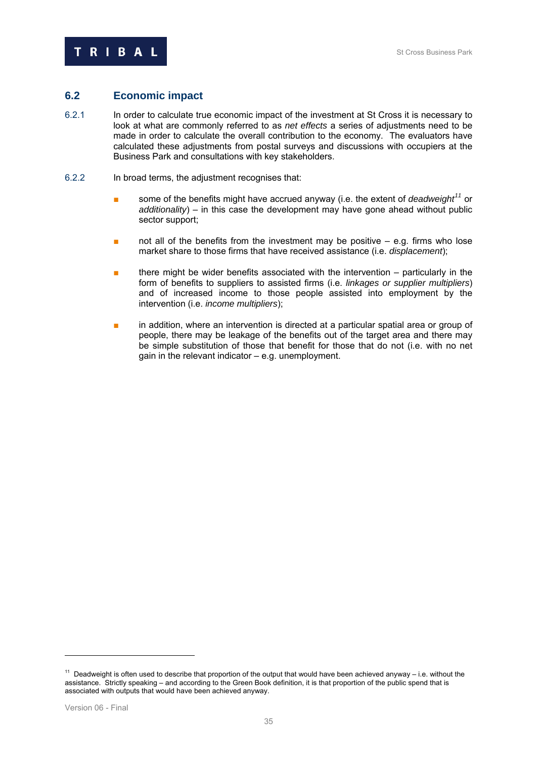## 6.2 Economic impact

6.2.1 In order to calculate true economic impact of the investment at St Cross it is necessary to look at what are commonly referred to as *net effects* a series of adjustments need to be made in order to calculate the overall contribution to the economy. The evaluators have calculated these adjustments from postal surveys and discussions with occupiers at the Business Park and consultations with key stakeholders.

6.2.2 In broad terms, the adjustment recognises that:

- some of the benefits might have accrued anyway (i.e. the extent of *deadweight*[11] or *additionality*) – in this case the development may have gone ahead without public sector support;
- not all of the benefits from the investment may be positive – e.g. firms who lose market share to those firms that have received assistance (i.e. *displacement*);
- there might be wider benefits associated with the intervention – particularly in the form of benefits to suppliers to assisted firms (i.e. *linkages or supplier multipliers*) and of increased income to those people assisted into employment by the intervention (i.e. *income multipliers*);
- in addition, where an intervention is directed at a particular spatial area or group of people, there may be leakage of the benefits out of the target area and there may be simple substitution of those that benefit for those that do not (i.e. with no net gain in the relevant indicator – e.g. unemployment.

---

[11] Deadweight is often used to describe that proportion of the output that would have been achieved anyway – i.e. without the assistance. Strictly speaking – and according to the Green Book definition, it is that proportion of the public spend that is associated with outputs that would have been achieved anyway.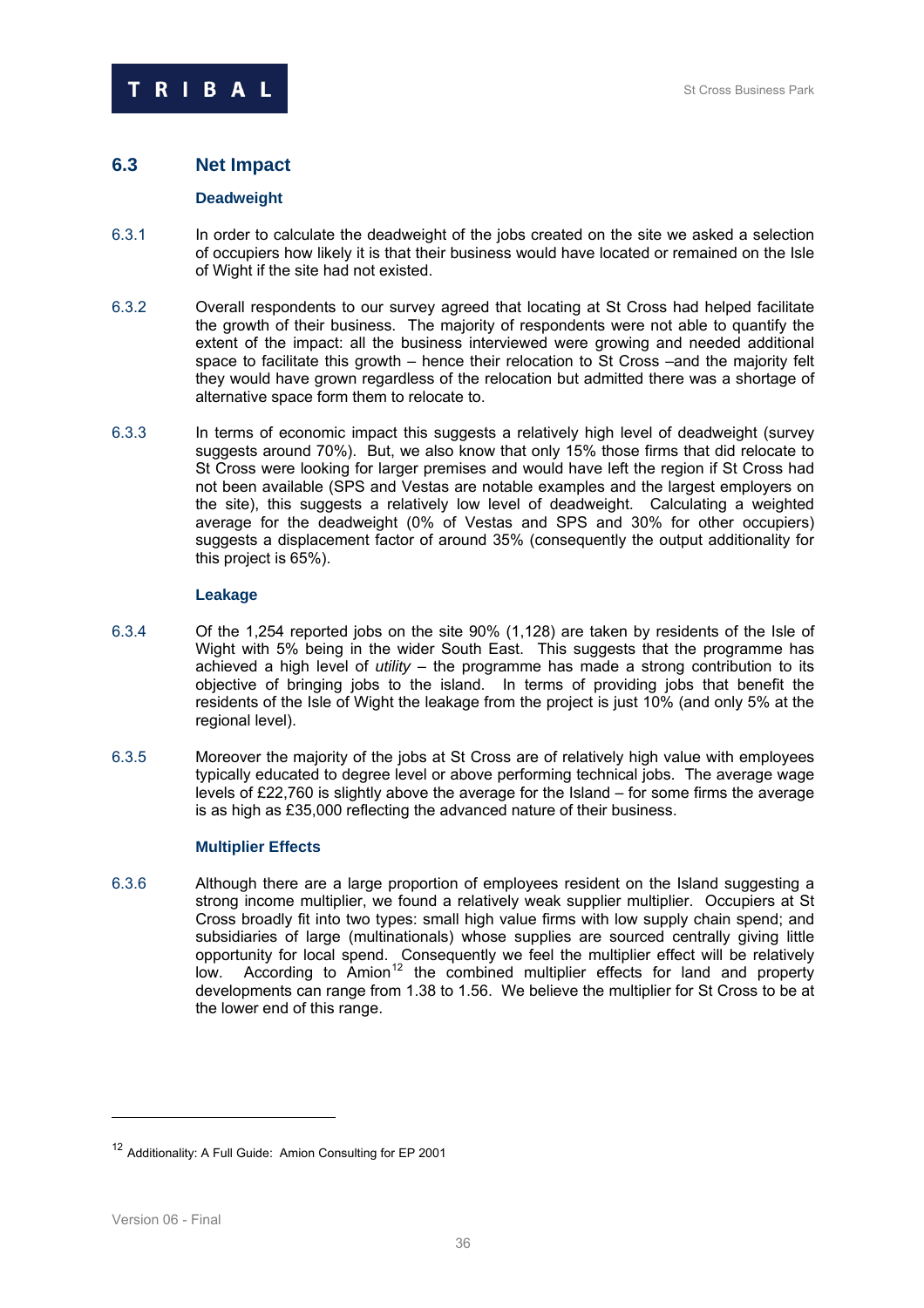## 6.3 Net Impact

### Deadweight

6.3.1 In order to calculate the deadweight of the jobs created on the site we asked a selection of occupiers how likely it is that their business would have located or remained on the Isle of Wight if the site had not existed.

6.3.2 Overall respondents to our survey agreed that locating at St Cross had helped facilitate the growth of their business. The majority of respondents were not able to quantify the extent of the impact: all the business interviewed were growing and needed additional space to facilitate this growth – hence their relocation to St Cross –and the majority felt they would have grown regardless of the relocation but admitted there was a shortage of alternative space form them to relocate to.

6.3.3 In terms of economic impact this suggests a relatively high level of deadweight (survey suggests around 70%). But, we also know that only 15% those firms that did relocate to St Cross were looking for larger premises and would have left the region if St Cross had not been available (SPS and Vestas are notable examples and the largest employers on the site), this suggests a relatively low level of deadweight. Calculating a weighted average for the deadweight (0% of Vestas and SPS and 30% for other occupiers) suggests a displacement factor of around 35% (consequently the output additionality for this project is 65%).

### Leakage

6.3.4 Of the 1,254 reported jobs on the site 90% (1,128) are taken by residents of the Isle of Wight with 5% being in the wider South East. This suggests that the programme has achieved a high level of *utility* – the programme has made a strong contribution to its objective of bringing jobs to the island. In terms of providing jobs that benefit the residents of the Isle of Wight the leakage from the project is just 10% (and only 5% at the regional level).

6.3.5 Moreover the majority of the jobs at St Cross are of relatively high value with employees typically educated to degree level or above performing technical jobs. The average wage levels of £22,760 is slightly above the average for the Island – for some firms the average is as high as £35,000 reflecting the advanced nature of their business.

### Multiplier Effects

6.3.6 Although there are a large proportion of employees resident on the Island suggesting a strong income multiplier, we found a relatively weak supplier multiplier. Occupiers at St Cross broadly fit into two types: small high value firms with low supply chain spend; and subsidiaries of large (multinationals) whose supplies are sourced centrally giving little opportunity for local spend. Consequently we feel the multiplier effect will be relatively low. According to Amion[12] the combined multiplier effects for land and property developments can range from 1.38 to 1.56. We believe the multiplier for St Cross to be at the lower end of this range.

---

[12] Additionality: A Full Guide: Amion Consulting for EP 2001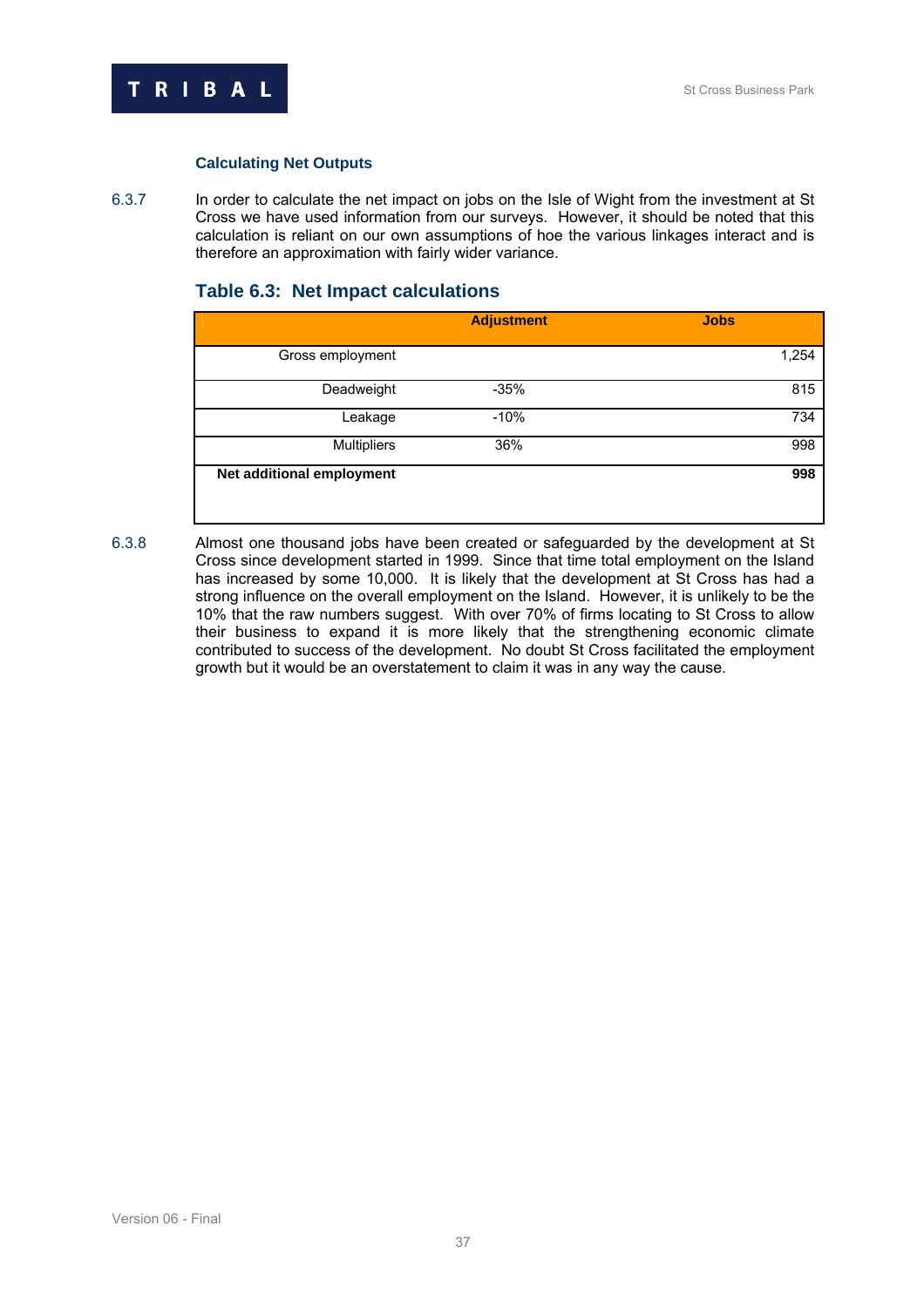### Calculating Net Outputs

6.3.7 In order to calculate the net impact on jobs on the Isle of Wight from the investment at St Cross we have used information from our surveys. However, it should be noted that this calculation is reliant on our own assumptions of hoe the various linkages interact and is therefore an approximation with fairly wider variance.

## Table 6.3: Net Impact calculations

| | Adjustment | Jobs |
|---|---|---|
| Gross employment | | 1,254 |
| Deadweight | -35% | 815 |
| Leakage | -10% | 734 |
| Multipliers | 36% | 998 |
| **Net additional employment** | | **998** |

6.3.8 Almost one thousand jobs have been created or safeguarded by the development at St Cross since development started in 1999. Since that time total employment on the Island has increased by some 10,000. It is likely that the development at St Cross has had a strong influence on the overall employment on the Island. However, it is unlikely to be the 10% that the raw numbers suggest. With over 70% of firms locating to St Cross to allow their business to expand it is more likely that the strengthening economic climate contributed to success of the development. No doubt St Cross facilitated the employment growth but it would be an overstatement to claim it was in any way the cause.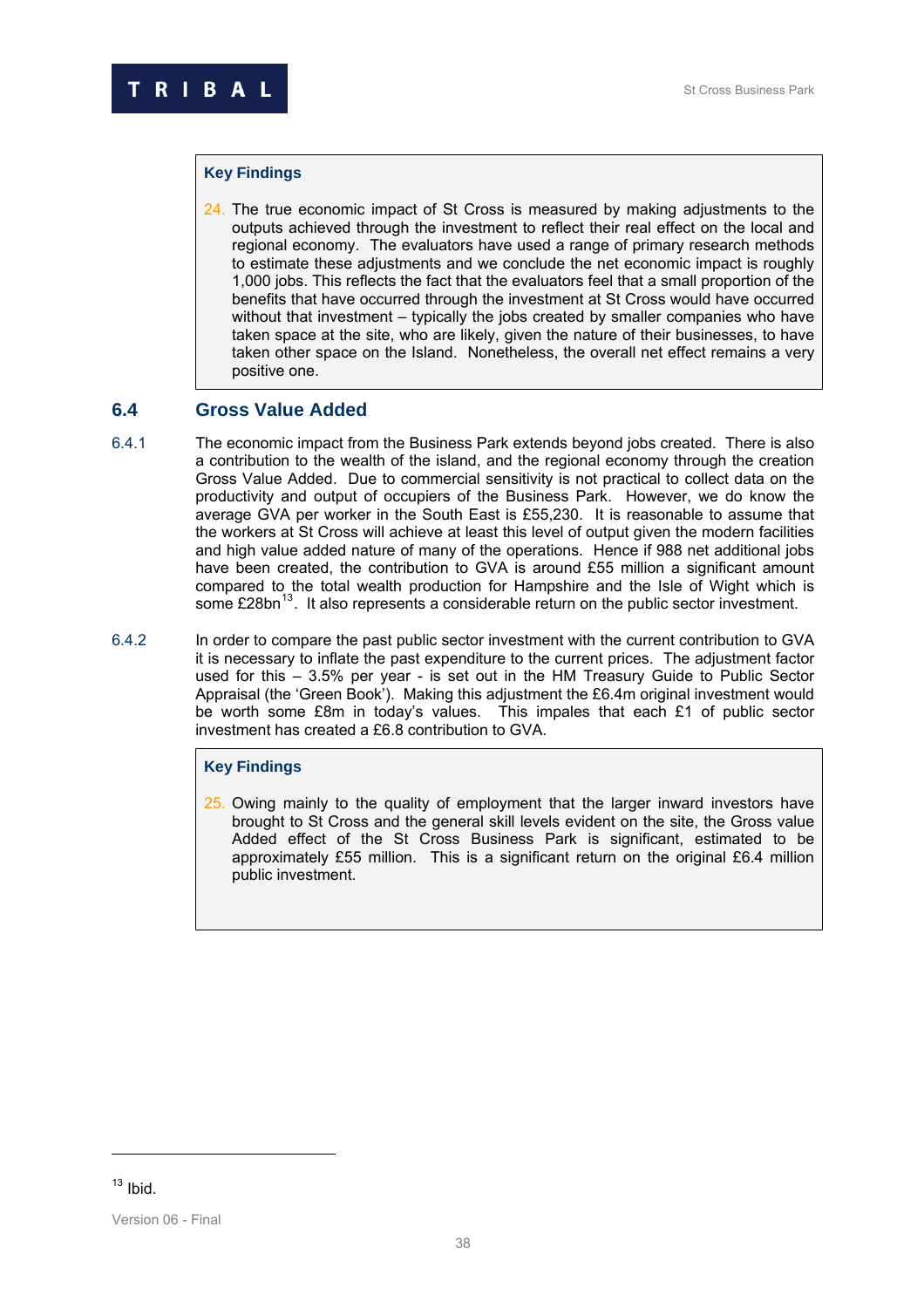**Key Findings**

24. The true economic impact of St Cross is measured by making adjustments to the outputs achieved through the investment to reflect their real effect on the local and regional economy. The evaluators have used a range of primary research methods to estimate these adjustments and we conclude the net economic impact is roughly 1,000 jobs. This reflects the fact that the evaluators feel that a small proportion of the benefits that have occurred through the investment at St Cross would have occurred without that investment – typically the jobs created by smaller companies who have taken space at the site, who are likely, given the nature of their businesses, to have taken other space on the Island. Nonetheless, the overall net effect remains a very positive one.

## 6.4 Gross Value Added

6.4.1 The economic impact from the Business Park extends beyond jobs created. There is also a contribution to the wealth of the island, and the regional economy through the creation Gross Value Added. Due to commercial sensitivity is not practical to collect data on the productivity and output of occupiers of the Business Park. However, we do know the average GVA per worker in the South East is £55,230. It is reasonable to assume that the workers at St Cross will achieve at least this level of output given the modern facilities and high value added nature of many of the operations. Hence if 988 net additional jobs have been created, the contribution to GVA is around £55 million a significant amount compared to the total wealth production for Hampshire and the Isle of Wight which is some £28bn[13]. It also represents a considerable return on the public sector investment.

6.4.2 In order to compare the past public sector investment with the current contribution to GVA it is necessary to inflate the past expenditure to the current prices. The adjustment factor used for this – 3.5% per year - is set out in the HM Treasury Guide to Public Sector Appraisal (the 'Green Book'). Making this adjustment the £6.4m original investment would be worth some £8m in today's values. This impales that each £1 of public sector investment has created a £6.8 contribution to GVA.

**Key Findings**

25. Owing mainly to the quality of employment that the larger inward investors have brought to St Cross and the general skill levels evident on the site, the Gross value Added effect of the St Cross Business Park is significant, estimated to be approximately £55 million. This is a significant return on the original £6.4 million public investment.

[13] Ibid.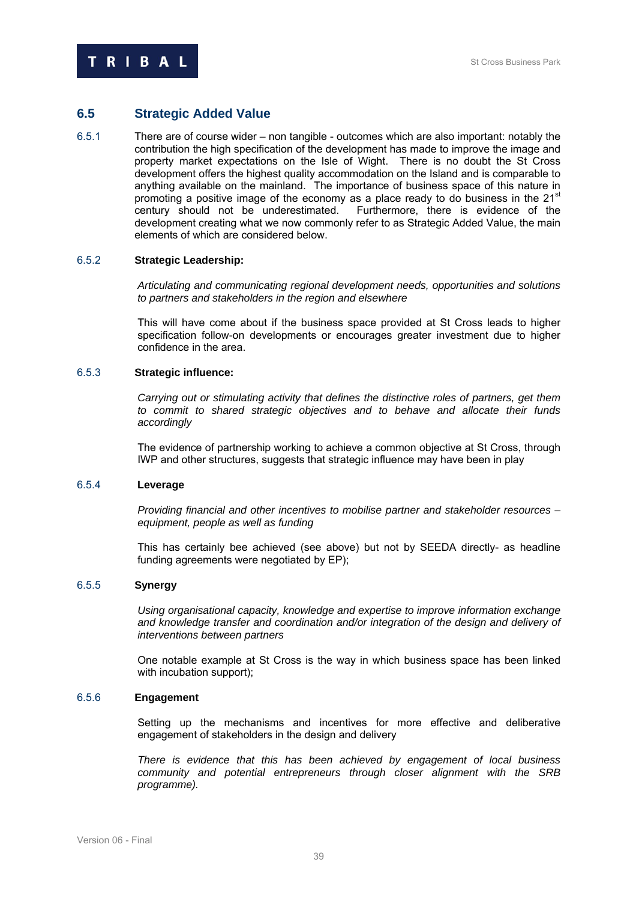## 6.5 Strategic Added Value

6.5.1 There are of course wider – non tangible - outcomes which are also important: notably the contribution the high specification of the development has made to improve the image and property market expectations on the Isle of Wight. There is no doubt the St Cross development offers the highest quality accommodation on the Island and is comparable to anything available on the mainland. The importance of business space of this nature in promoting a positive image of the economy as a place ready to do business in the 21st century should not be underestimated. Furthermore, there is evidence of the development creating what we now commonly refer to as Strategic Added Value, the main elements of which are considered below.

6.5.2 **Strategic Leadership:**

*Articulating and communicating regional development needs, opportunities and solutions to partners and stakeholders in the region and elsewhere*

This will have come about if the business space provided at St Cross leads to higher specification follow-on developments or encourages greater investment due to higher confidence in the area.

6.5.3 **Strategic influence:**

*Carrying out or stimulating activity that defines the distinctive roles of partners, get them to commit to shared strategic objectives and to behave and allocate their funds accordingly*

The evidence of partnership working to achieve a common objective at St Cross, through IWP and other structures, suggests that strategic influence may have been in play

6.5.4 **Leverage**

*Providing financial and other incentives to mobilise partner and stakeholder resources – equipment, people as well as funding*

This has certainly bee achieved (see above) but not by SEEDA directly- as headline funding agreements were negotiated by EP);

6.5.5 **Synergy**

*Using organisational capacity, knowledge and expertise to improve information exchange and knowledge transfer and coordination and/or integration of the design and delivery of interventions between partners*

One notable example at St Cross is the way in which business space has been linked with incubation support);

6.5.6 **Engagement**

Setting up the mechanisms and incentives for more effective and deliberative engagement of stakeholders in the design and delivery

*There is evidence that this has been achieved by engagement of local business community and potential entrepreneurs through closer alignment with the SRB programme).*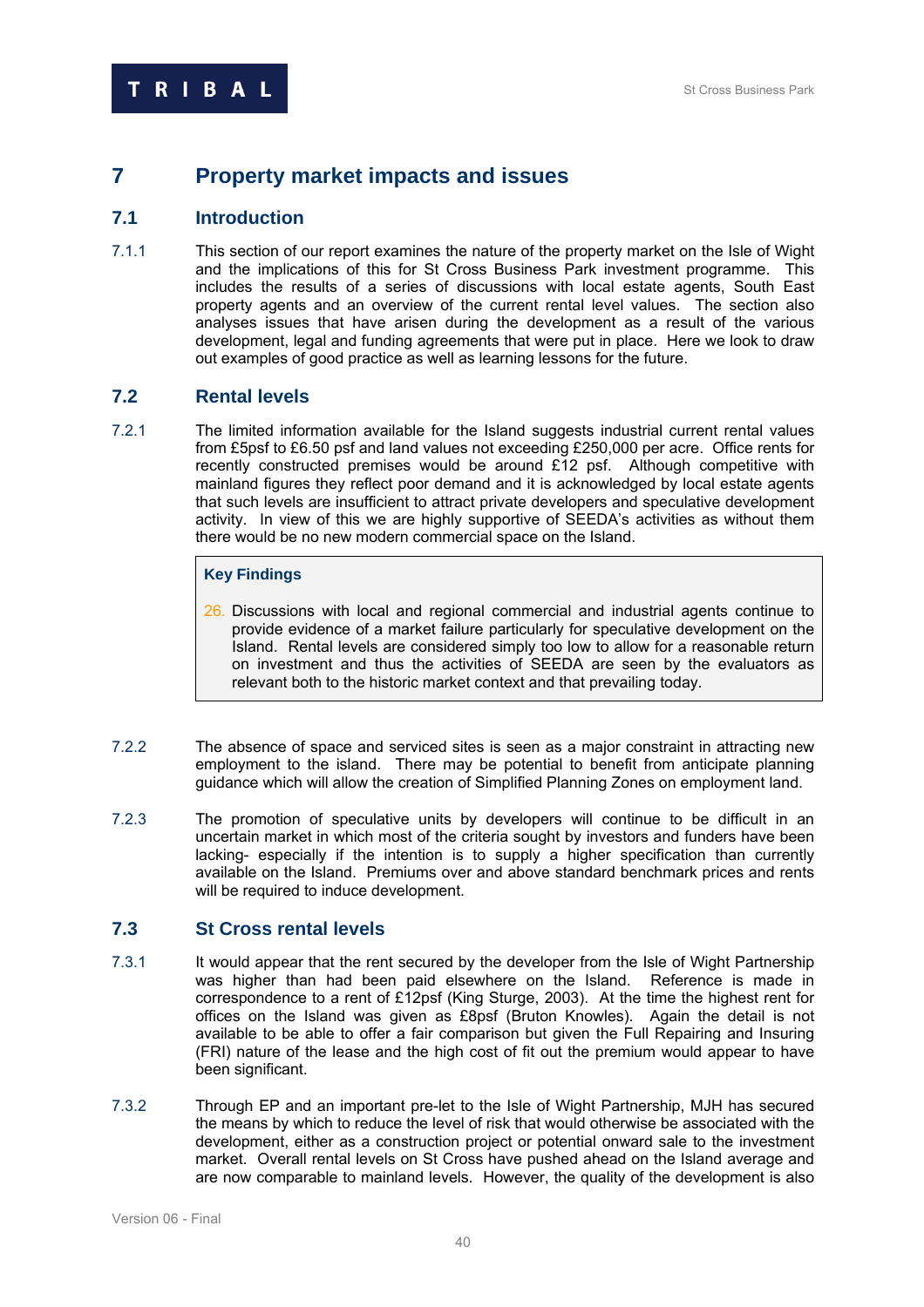# 7 Property market impacts and issues

## 7.1 Introduction

7.1.1 This section of our report examines the nature of the property market on the Isle of Wight and the implications of this for St Cross Business Park investment programme. This includes the results of a series of discussions with local estate agents, South East property agents and an overview of the current rental level values. The section also analyses issues that have arisen during the development as a result of the various development, legal and funding agreements that were put in place. Here we look to draw out examples of good practice as well as learning lessons for the future.

## 7.2 Rental levels

7.2.1 The limited information available for the Island suggests industrial current rental values from £5psf to £6.50 psf and land values not exceeding £250,000 per acre. Office rents for recently constructed premises would be around £12 psf. Although competitive with mainland figures they reflect poor demand and it is acknowledged by local estate agents that such levels are insufficient to attract private developers and speculative development activity. In view of this we are highly supportive of SEEDA's activities as without them there would be no new modern commercial space on the Island.

> **Key Findings**
>
> 26. Discussions with local and regional commercial and industrial agents continue to provide evidence of a market failure particularly for speculative development on the Island. Rental levels are considered simply too low to allow for a reasonable return on investment and thus the activities of SEEDA are seen by the evaluators as relevant both to the historic market context and that prevailing today.

7.2.2 The absence of space and serviced sites is seen as a major constraint in attracting new employment to the island. There may be potential to benefit from anticipate planning guidance which will allow the creation of Simplified Planning Zones on employment land.

7.2.3 The promotion of speculative units by developers will continue to be difficult in an uncertain market in which most of the criteria sought by investors and funders have been lacking- especially if the intention is to supply a higher specification than currently available on the Island. Premiums over and above standard benchmark prices and rents will be required to induce development.

## 7.3 St Cross rental levels

7.3.1 It would appear that the rent secured by the developer from the Isle of Wight Partnership was higher than had been paid elsewhere on the Island. Reference is made in correspondence to a rent of £12psf (King Sturge, 2003). At the time the highest rent for offices on the Island was given as £8psf (Bruton Knowles). Again the detail is not available to be able to offer a fair comparison but given the Full Repairing and Insuring (FRI) nature of the lease and the high cost of fit out the premium would appear to have been significant.

7.3.2 Through EP and an important pre-let to the Isle of Wight Partnership, MJH has secured the means by which to reduce the level of risk that would otherwise be associated with the development, either as a construction project or potential onward sale to the investment market. Overall rental levels on St Cross have pushed ahead on the Island average and are now comparable to mainland levels. However, the quality of the development is also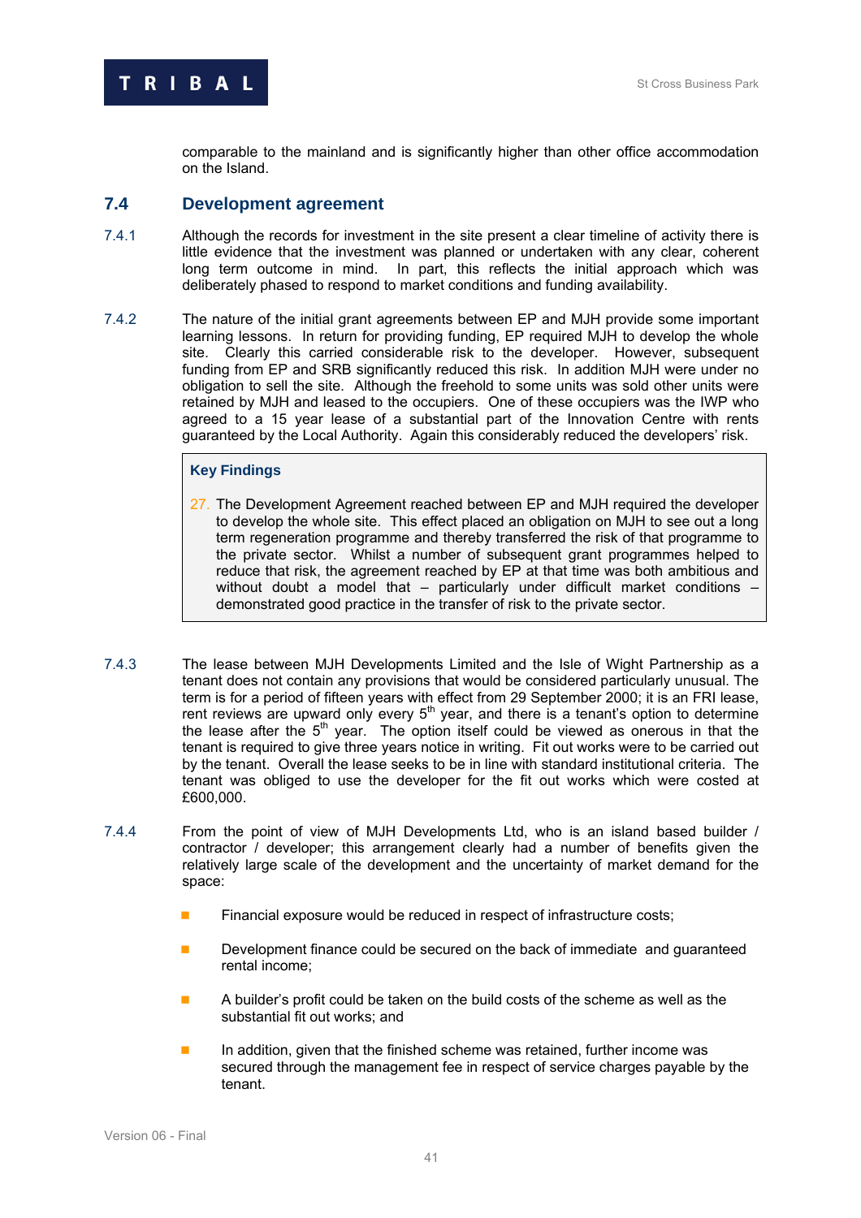comparable to the mainland and is significantly higher than other office accommodation on the Island.

## 7.4 Development agreement

7.4.1 Although the records for investment in the site present a clear timeline of activity there is little evidence that the investment was planned or undertaken with any clear, coherent long term outcome in mind. In part, this reflects the initial approach which was deliberately phased to respond to market conditions and funding availability.

7.4.2 The nature of the initial grant agreements between EP and MJH provide some important learning lessons. In return for providing funding, EP required MJH to develop the whole site. Clearly this carried considerable risk to the developer. However, subsequent funding from EP and SRB significantly reduced this risk. In addition MJH were under no obligation to sell the site. Although the freehold to some units was sold other units were retained by MJH and leased to the occupiers. One of these occupiers was the IWP who agreed to a 15 year lease of a substantial part of the Innovation Centre with rents guaranteed by the Local Authority. Again this considerably reduced the developers' risk.

**Key Findings**

27. The Development Agreement reached between EP and MJH required the developer to develop the whole site. This effect placed an obligation on MJH to see out a long term regeneration programme and thereby transferred the risk of that programme to the private sector. Whilst a number of subsequent grant programmes helped to reduce that risk, the agreement reached by EP at that time was both ambitious and without doubt a model that – particularly under difficult market conditions – demonstrated good practice in the transfer of risk to the private sector.

7.4.3 The lease between MJH Developments Limited and the Isle of Wight Partnership as a tenant does not contain any provisions that would be considered particularly unusual. The term is for a period of fifteen years with effect from 29 September 2000; it is an FRI lease, rent reviews are upward only every 5th year, and there is a tenant's option to determine the lease after the 5th year. The option itself could be viewed as onerous in that the tenant is required to give three years notice in writing. Fit out works were to be carried out by the tenant. Overall the lease seeks to be in line with standard institutional criteria. The tenant was obliged to use the developer for the fit out works which were costed at £600,000.

7.4.4 From the point of view of MJH Developments Ltd, who is an island based builder / contractor / developer; this arrangement clearly had a number of benefits given the relatively large scale of the development and the uncertainty of market demand for the space:

- Financial exposure would be reduced in respect of infrastructure costs;
- Development finance could be secured on the back of immediate and guaranteed rental income;
- A builder's profit could be taken on the build costs of the scheme as well as the substantial fit out works; and
- In addition, given that the finished scheme was retained, further income was secured through the management fee in respect of service charges payable by the tenant.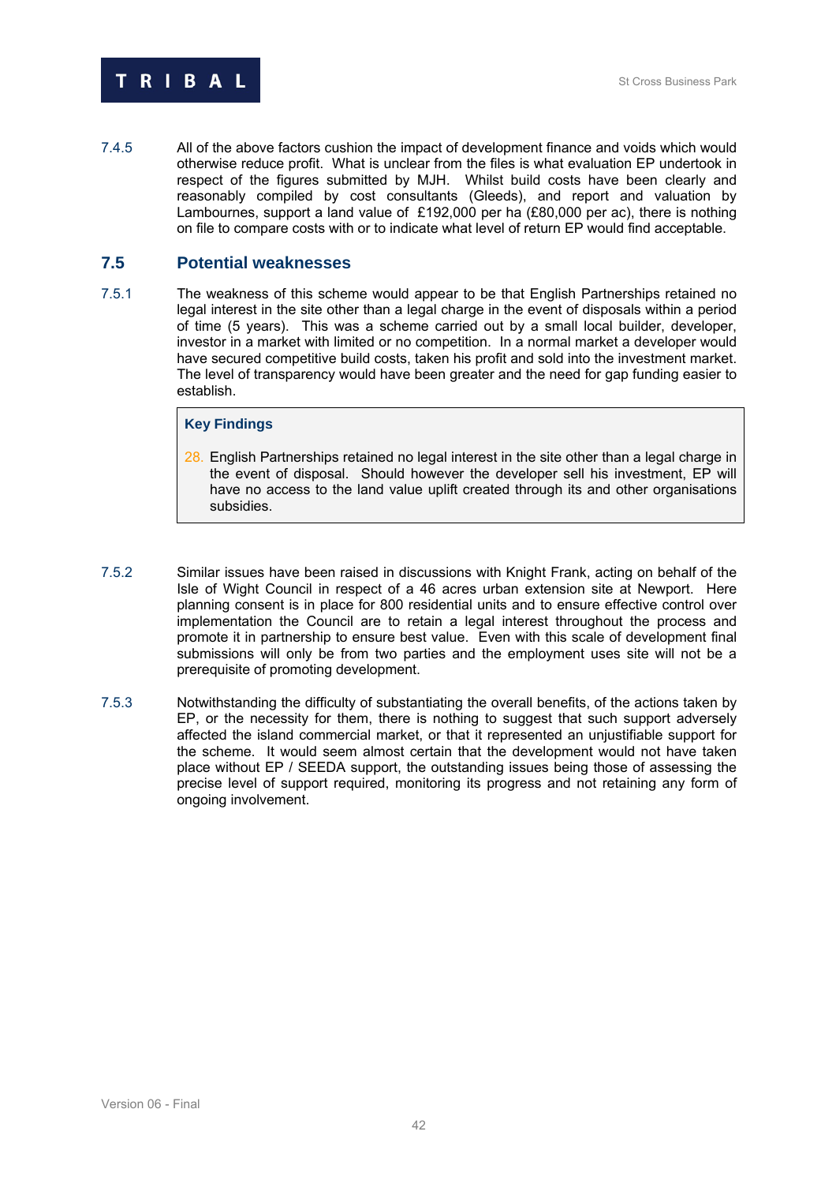7.4.5 All of the above factors cushion the impact of development finance and voids which would otherwise reduce profit. What is unclear from the files is what evaluation EP undertook in respect of the figures submitted by MJH. Whilst build costs have been clearly and reasonably compiled by cost consultants (Gleeds), and report and valuation by Lambournes, support a land value of £192,000 per ha (£80,000 per ac), there is nothing on file to compare costs with or to indicate what level of return EP would find acceptable.

## 7.5 Potential weaknesses

7.5.1 The weakness of this scheme would appear to be that English Partnerships retained no legal interest in the site other than a legal charge in the event of disposals within a period of time (5 years). This was a scheme carried out by a small local builder, developer, investor in a market with limited or no competition. In a normal market a developer would have secured competitive build costs, taken his profit and sold into the investment market. The level of transparency would have been greater and the need for gap funding easier to establish.

> **Key Findings**
>
> 28. English Partnerships retained no legal interest in the site other than a legal charge in the event of disposal. Should however the developer sell his investment, EP will have no access to the land value uplift created through its and other organisations subsidies.

7.5.2 Similar issues have been raised in discussions with Knight Frank, acting on behalf of the Isle of Wight Council in respect of a 46 acres urban extension site at Newport. Here planning consent is in place for 800 residential units and to ensure effective control over implementation the Council are to retain a legal interest throughout the process and promote it in partnership to ensure best value. Even with this scale of development final submissions will only be from two parties and the employment uses site will not be a prerequisite of promoting development.

7.5.3 Notwithstanding the difficulty of substantiating the overall benefits, of the actions taken by EP, or the necessity for them, there is nothing to suggest that such support adversely affected the island commercial market, or that it represented an unjustifiable support for the scheme. It would seem almost certain that the development would not have taken place without EP / SEEDA support, the outstanding issues being those of assessing the precise level of support required, monitoring its progress and not retaining any form of ongoing involvement.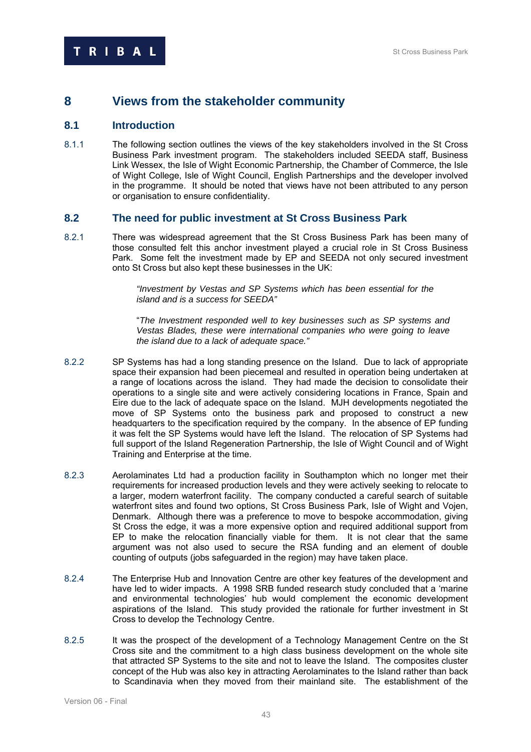# 8 Views from the stakeholder community

## 8.1 Introduction

8.1.1 The following section outlines the views of the key stakeholders involved in the St Cross Business Park investment program. The stakeholders included SEEDA staff, Business Link Wessex, the Isle of Wight Economic Partnership, the Chamber of Commerce, the Isle of Wight College, Isle of Wight Council, English Partnerships and the developer involved in the programme. It should be noted that views have not been attributed to any person or organisation to ensure confidentiality.

## 8.2 The need for public investment at St Cross Business Park

8.2.1 There was widespread agreement that the St Cross Business Park has been many of those consulted felt this anchor investment played a crucial role in St Cross Business Park. Some felt the investment made by EP and SEEDA not only secured investment onto St Cross but also kept these businesses in the UK:

> *"Investment by Vestas and SP Systems which has been essential for the island and is a success for SEEDA"*

> "*The Investment responded well to key businesses such as SP systems and Vestas Blades, these were international companies who were going to leave the island due to a lack of adequate space."*

8.2.2 SP Systems has had a long standing presence on the Island. Due to lack of appropriate space their expansion had been piecemeal and resulted in operation being undertaken at a range of locations across the island. They had made the decision to consolidate their operations to a single site and were actively considering locations in France, Spain and Eire due to the lack of adequate space on the Island. MJH developments negotiated the move of SP Systems onto the business park and proposed to construct a new headquarters to the specification required by the company. In the absence of EP funding it was felt the SP Systems would have left the Island. The relocation of SP Systems had full support of the Island Regeneration Partnership, the Isle of Wight Council and of Wight Training and Enterprise at the time.

8.2.3 Aerolaminates Ltd had a production facility in Southampton which no longer met their requirements for increased production levels and they were actively seeking to relocate to a larger, modern waterfront facility. The company conducted a careful search of suitable waterfront sites and found two options, St Cross Business Park, Isle of Wight and Vojen, Denmark. Although there was a preference to move to bespoke accommodation, giving St Cross the edge, it was a more expensive option and required additional support from EP to make the relocation financially viable for them. It is not clear that the same argument was not also used to secure the RSA funding and an element of double counting of outputs (jobs safeguarded in the region) may have taken place.

8.2.4 The Enterprise Hub and Innovation Centre are other key features of the development and have led to wider impacts. A 1998 SRB funded research study concluded that a 'marine and environmental technologies' hub would complement the economic development aspirations of the Island. This study provided the rationale for further investment in St Cross to develop the Technology Centre.

8.2.5 It was the prospect of the development of a Technology Management Centre on the St Cross site and the commitment to a high class business development on the whole site that attracted SP Systems to the site and not to leave the Island. The composites cluster concept of the Hub was also key in attracting Aerolaminates to the Island rather than back to Scandinavia when they moved from their mainland site. The establishment of the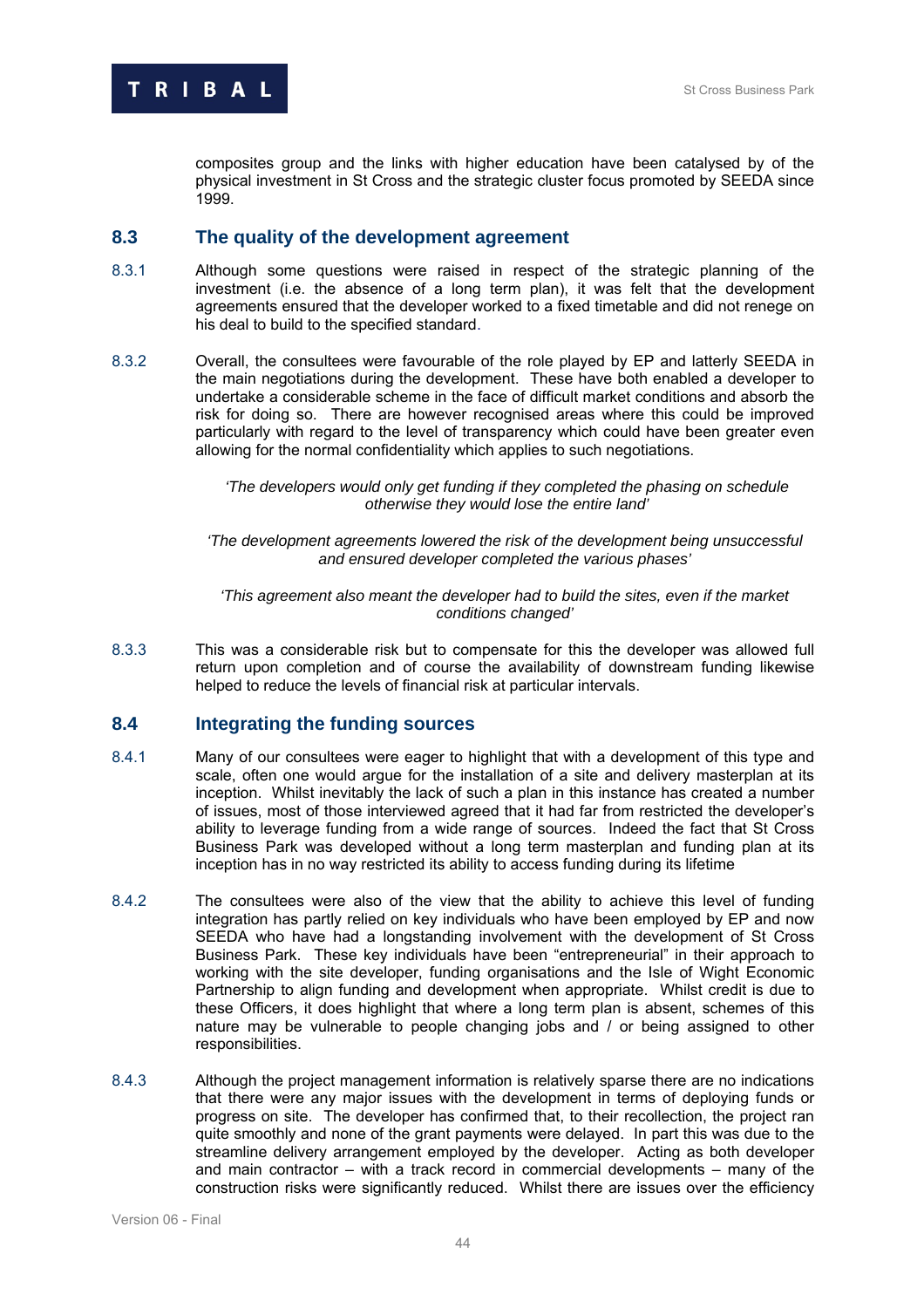composites group and the links with higher education have been catalysed by of the physical investment in St Cross and the strategic cluster focus promoted by SEEDA since 1999.

## 8.3 The quality of the development agreement

8.3.1 Although some questions were raised in respect of the strategic planning of the investment (i.e. the absence of a long term plan), it was felt that the development agreements ensured that the developer worked to a fixed timetable and did not renege on his deal to build to the specified standard.

8.3.2 Overall, the consultees were favourable of the role played by EP and latterly SEEDA in the main negotiations during the development. These have both enabled a developer to undertake a considerable scheme in the face of difficult market conditions and absorb the risk for doing so. There are however recognised areas where this could be improved particularly with regard to the level of transparency which could have been greater even allowing for the normal confidentiality which applies to such negotiations.

*'The developers would only get funding if they completed the phasing on schedule otherwise they would lose the entire land'*

*'The development agreements lowered the risk of the development being unsuccessful and ensured developer completed the various phases'*

*'This agreement also meant the developer had to build the sites, even if the market conditions changed'*

8.3.3 This was a considerable risk but to compensate for this the developer was allowed full return upon completion and of course the availability of downstream funding likewise helped to reduce the levels of financial risk at particular intervals.

## 8.4 Integrating the funding sources

8.4.1 Many of our consultees were eager to highlight that with a development of this type and scale, often one would argue for the installation of a site and delivery masterplan at its inception. Whilst inevitably the lack of such a plan in this instance has created a number of issues, most of those interviewed agreed that it had far from restricted the developer's ability to leverage funding from a wide range of sources. Indeed the fact that St Cross Business Park was developed without a long term masterplan and funding plan at its inception has in no way restricted its ability to access funding during its lifetime

8.4.2 The consultees were also of the view that the ability to achieve this level of funding integration has partly relied on key individuals who have been employed by EP and now SEEDA who have had a longstanding involvement with the development of St Cross Business Park. These key individuals have been "entrepreneurial" in their approach to working with the site developer, funding organisations and the Isle of Wight Economic Partnership to align funding and development when appropriate. Whilst credit is due to these Officers, it does highlight that where a long term plan is absent, schemes of this nature may be vulnerable to people changing jobs and / or being assigned to other responsibilities.

8.4.3 Although the project management information is relatively sparse there are no indications that there were any major issues with the development in terms of deploying funds or progress on site. The developer has confirmed that, to their recollection, the project ran quite smoothly and none of the grant payments were delayed. In part this was due to the streamline delivery arrangement employed by the developer. Acting as both developer and main contractor – with a track record in commercial developments – many of the construction risks were significantly reduced. Whilst there are issues over the efficiency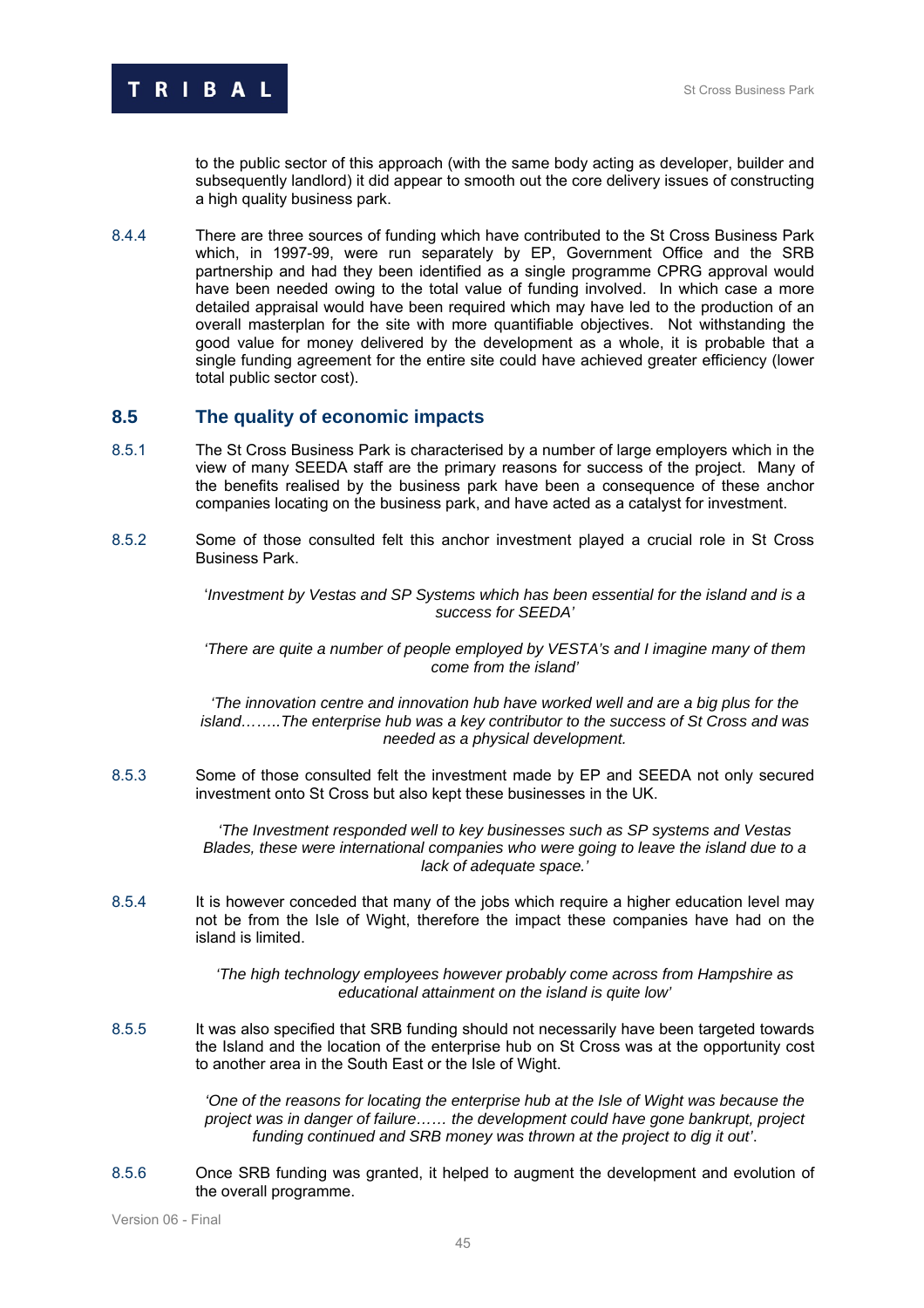to the public sector of this approach (with the same body acting as developer, builder and subsequently landlord) it did appear to smooth out the core delivery issues of constructing a high quality business park.

8.4.4 There are three sources of funding which have contributed to the St Cross Business Park which, in 1997-99, were run separately by EP, Government Office and the SRB partnership and had they been identified as a single programme CPRG approval would have been needed owing to the total value of funding involved. In which case a more detailed appraisal would have been required which may have led to the production of an overall masterplan for the site with more quantifiable objectives. Not withstanding the good value for money delivered by the development as a whole, it is probable that a single funding agreement for the entire site could have achieved greater efficiency (lower total public sector cost).

## 8.5 The quality of economic impacts

8.5.1 The St Cross Business Park is characterised by a number of large employers which in the view of many SEEDA staff are the primary reasons for success of the project. Many of the benefits realised by the business park have been a consequence of these anchor companies locating on the business park, and have acted as a catalyst for investment.

8.5.2 Some of those consulted felt this anchor investment played a crucial role in St Cross Business Park.

> '*Investment by Vestas and SP Systems which has been essential for the island and is a success for SEEDA'*

> *'There are quite a number of people employed by VESTA's and I imagine many of them come from the island'*

> *'The innovation centre and innovation hub have worked well and are a big plus for the island……..The enterprise hub was a key contributor to the success of St Cross and was needed as a physical development.*

8.5.3 Some of those consulted felt the investment made by EP and SEEDA not only secured investment onto St Cross but also kept these businesses in the UK.

> *'The Investment responded well to key businesses such as SP systems and Vestas Blades, these were international companies who were going to leave the island due to a lack of adequate space.'*

8.5.4 It is however conceded that many of the jobs which require a higher education level may not be from the Isle of Wight, therefore the impact these companies have had on the island is limited.

> *'The high technology employees however probably come across from Hampshire as educational attainment on the island is quite low'*

8.5.5 It was also specified that SRB funding should not necessarily have been targeted towards the Island and the location of the enterprise hub on St Cross was at the opportunity cost to another area in the South East or the Isle of Wight.

> *'One of the reasons for locating the enterprise hub at the Isle of Wight was because the project was in danger of failure…… the development could have gone bankrupt, project funding continued and SRB money was thrown at the project to dig it out'*.

8.5.6 Once SRB funding was granted, it helped to augment the development and evolution of the overall programme.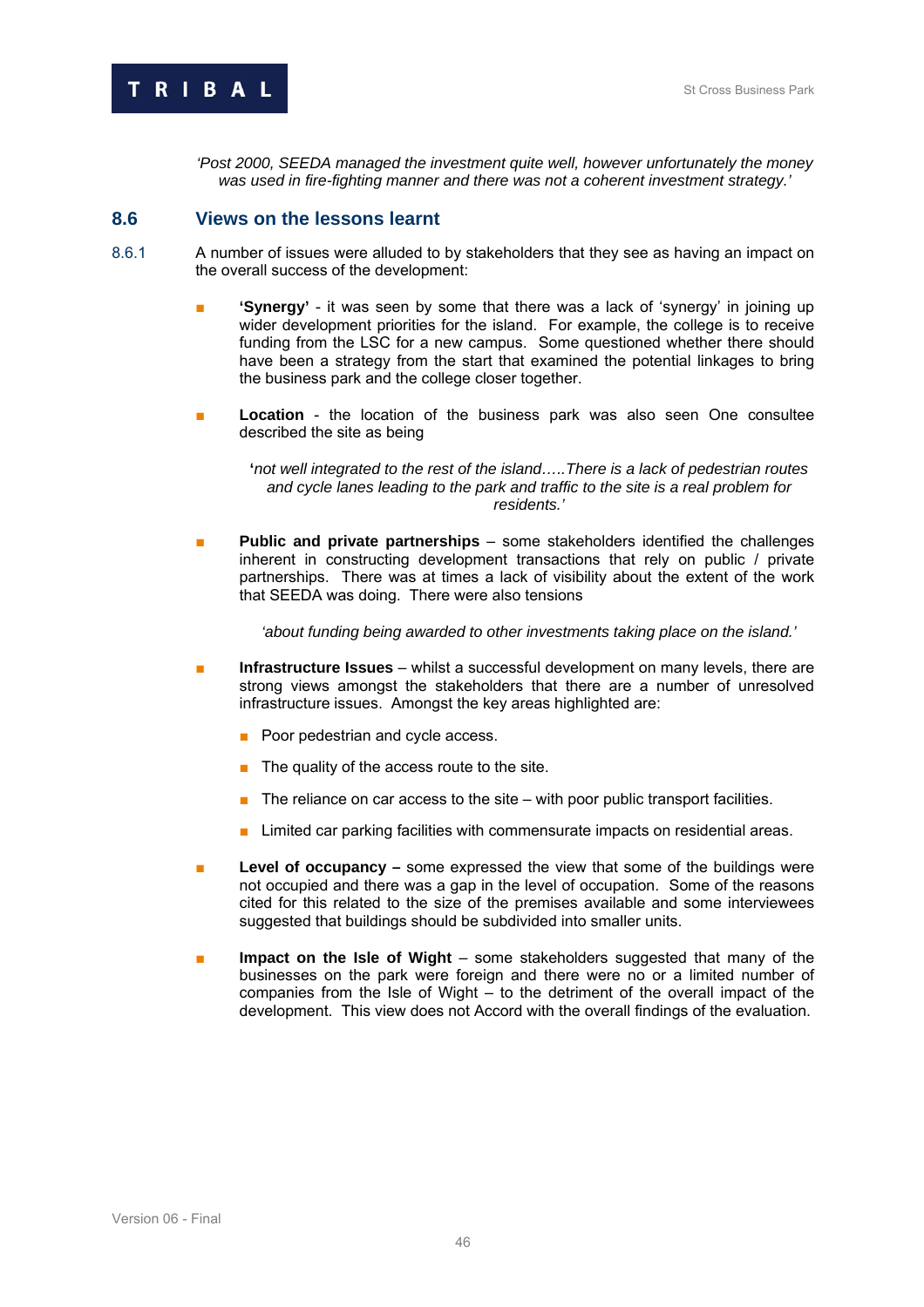*'Post 2000, SEEDA managed the investment quite well, however unfortunately the money was used in fire-fighting manner and there was not a coherent investment strategy.'*

## 8.6 Views on the lessons learnt

8.6.1 A number of issues were alluded to by stakeholders that they see as having an impact on the overall success of the development:

- **'Synergy'** - it was seen by some that there was a lack of 'synergy' in joining up wider development priorities for the island. For example, the college is to receive funding from the LSC for a new campus. Some questioned whether there should have been a strategy from the start that examined the potential linkages to bring the business park and the college closer together.

- **Location** - the location of the business park was also seen One consultee described the site as being

  **'***not well integrated to the rest of the island…..There is a lack of pedestrian routes and cycle lanes leading to the park and traffic to the site is a real problem for residents.'*

- **Public and private partnerships** – some stakeholders identified the challenges inherent in constructing development transactions that rely on public / private partnerships. There was at times a lack of visibility about the extent of the work that SEEDA was doing. There were also tensions

  *'about funding being awarded to other investments taking place on the island.'*

- **Infrastructure Issues** – whilst a successful development on many levels, there are strong views amongst the stakeholders that there are a number of unresolved infrastructure issues. Amongst the key areas highlighted are:

  - Poor pedestrian and cycle access.
  - The quality of the access route to the site.
  - The reliance on car access to the site – with poor public transport facilities.
  - Limited car parking facilities with commensurate impacts on residential areas.

- **Level of occupancy –** some expressed the view that some of the buildings were not occupied and there was a gap in the level of occupation. Some of the reasons cited for this related to the size of the premises available and some interviewees suggested that buildings should be subdivided into smaller units.

- **Impact on the Isle of Wight** – some stakeholders suggested that many of the businesses on the park were foreign and there were no or a limited number of companies from the Isle of Wight – to the detriment of the overall impact of the development. This view does not Accord with the overall findings of the evaluation.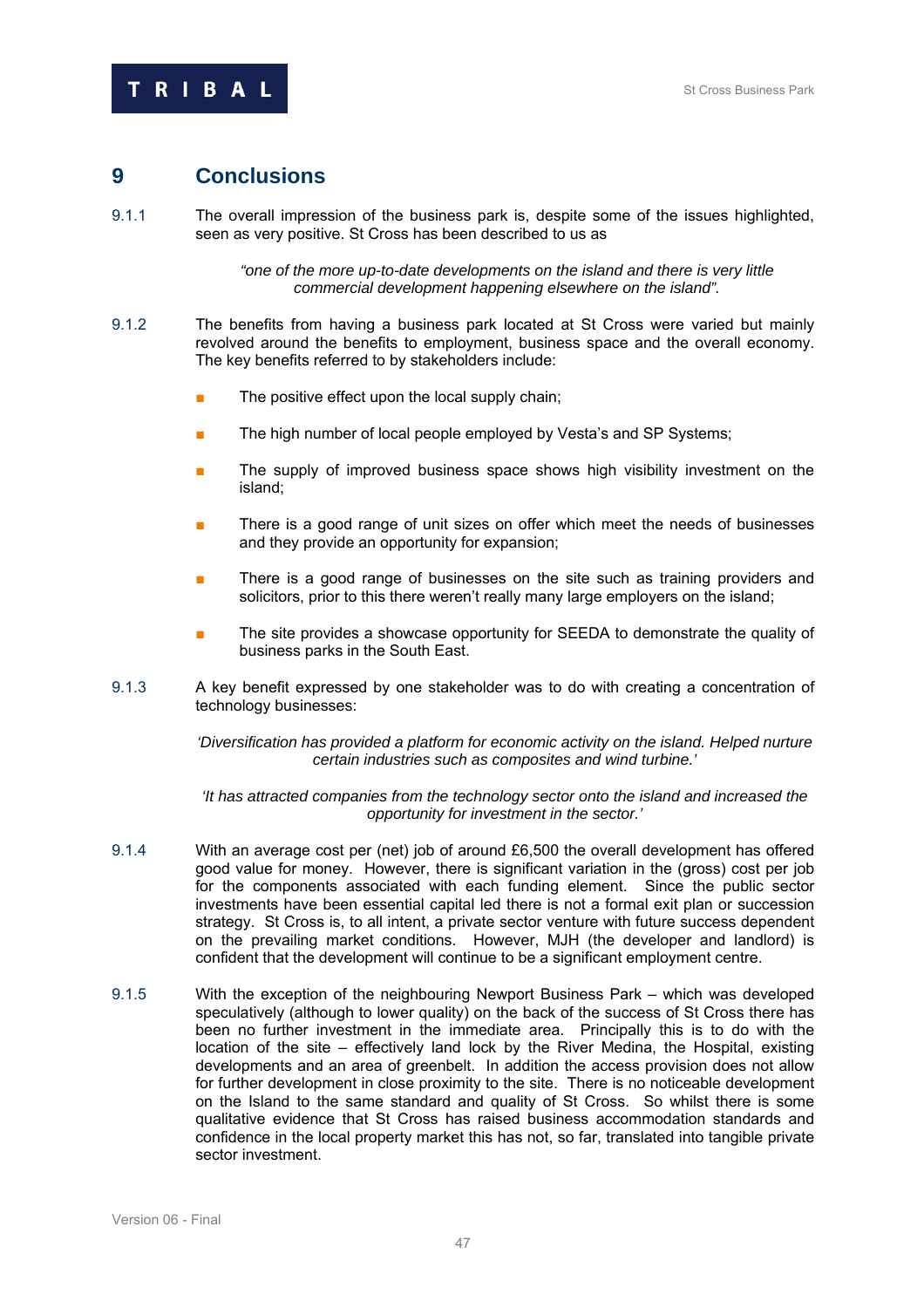# 9 Conclusions

9.1.1 The overall impression of the business park is, despite some of the issues highlighted, seen as very positive. St Cross has been described to us as

> *"one of the more up-to-date developments on the island and there is very little commercial development happening elsewhere on the island".*

9.1.2 The benefits from having a business park located at St Cross were varied but mainly revolved around the benefits to employment, business space and the overall economy. The key benefits referred to by stakeholders include:

- The positive effect upon the local supply chain;
- The high number of local people employed by Vesta's and SP Systems;
- The supply of improved business space shows high visibility investment on the island;
- There is a good range of unit sizes on offer which meet the needs of businesses and they provide an opportunity for expansion;
- There is a good range of businesses on the site such as training providers and solicitors, prior to this there weren't really many large employers on the island;
- The site provides a showcase opportunity for SEEDA to demonstrate the quality of business parks in the South East.

9.1.3 A key benefit expressed by one stakeholder was to do with creating a concentration of technology businesses:

> *'Diversification has provided a platform for economic activity on the island. Helped nurture certain industries such as composites and wind turbine.'*

> *'It has attracted companies from the technology sector onto the island and increased the opportunity for investment in the sector.'*

9.1.4 With an average cost per (net) job of around £6,500 the overall development has offered good value for money. However, there is significant variation in the (gross) cost per job for the components associated with each funding element. Since the public sector investments have been essential capital led there is not a formal exit plan or succession strategy. St Cross is, to all intent, a private sector venture with future success dependent on the prevailing market conditions. However, MJH (the developer and landlord) is confident that the development will continue to be a significant employment centre.

9.1.5 With the exception of the neighbouring Newport Business Park – which was developed speculatively (although to lower quality) on the back of the success of St Cross there has been no further investment in the immediate area. Principally this is to do with the location of the site – effectively land lock by the River Medina, the Hospital, existing developments and an area of greenbelt. In addition the access provision does not allow for further development in close proximity to the site. There is no noticeable development on the Island to the same standard and quality of St Cross. So whilst there is some qualitative evidence that St Cross has raised business accommodation standards and confidence in the local property market this has not, so far, translated into tangible private sector investment.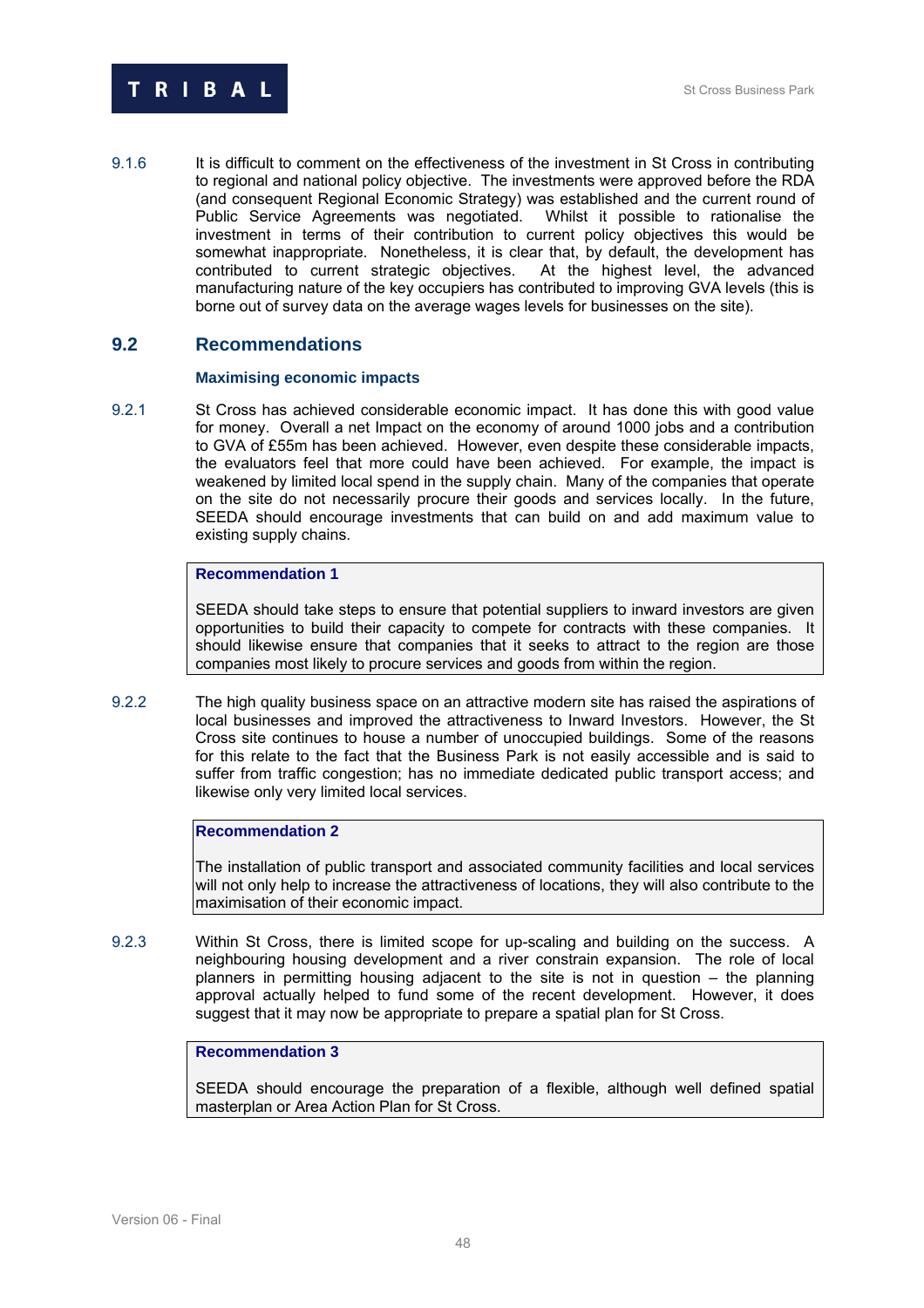9.1.6 It is difficult to comment on the effectiveness of the investment in St Cross in contributing to regional and national policy objective. The investments were approved before the RDA (and consequent Regional Economic Strategy) was established and the current round of Public Service Agreements was negotiated. Whilst it possible to rationalise the investment in terms of their contribution to current policy objectives this would be somewhat inappropriate. Nonetheless, it is clear that, by default, the development has contributed to current strategic objectives. At the highest level, the advanced manufacturing nature of the key occupiers has contributed to improving GVA levels (this is borne out of survey data on the average wages levels for businesses on the site).

## 9.2 Recommendations

### Maximising economic impacts

9.2.1 St Cross has achieved considerable economic impact. It has done this with good value for money. Overall a net Impact on the economy of around 1000 jobs and a contribution to GVA of £55m has been achieved. However, even despite these considerable impacts, the evaluators feel that more could have been achieved. For example, the impact is weakened by limited local spend in the supply chain. Many of the companies that operate on the site do not necessarily procure their goods and services locally. In the future, SEEDA should encourage investments that can build on and add maximum value to existing supply chains.

> **Recommendation 1**
>
> SEEDA should take steps to ensure that potential suppliers to inward investors are given opportunities to build their capacity to compete for contracts with these companies. It should likewise ensure that companies that it seeks to attract to the region are those companies most likely to procure services and goods from within the region.

9.2.2 The high quality business space on an attractive modern site has raised the aspirations of local businesses and improved the attractiveness to Inward Investors. However, the St Cross site continues to house a number of unoccupied buildings. Some of the reasons for this relate to the fact that the Business Park is not easily accessible and is said to suffer from traffic congestion; has no immediate dedicated public transport access; and likewise only very limited local services.

> **Recommendation 2**
>
> The installation of public transport and associated community facilities and local services will not only help to increase the attractiveness of locations, they will also contribute to the maximisation of their economic impact.

9.2.3 Within St Cross, there is limited scope for up-scaling and building on the success. A neighbouring housing development and a river constrain expansion. The role of local planners in permitting housing adjacent to the site is not in question – the planning approval actually helped to fund some of the recent development. However, it does suggest that it may now be appropriate to prepare a spatial plan for St Cross.

> **Recommendation 3**
>
> SEEDA should encourage the preparation of a flexible, although well defined spatial masterplan or Area Action Plan for St Cross.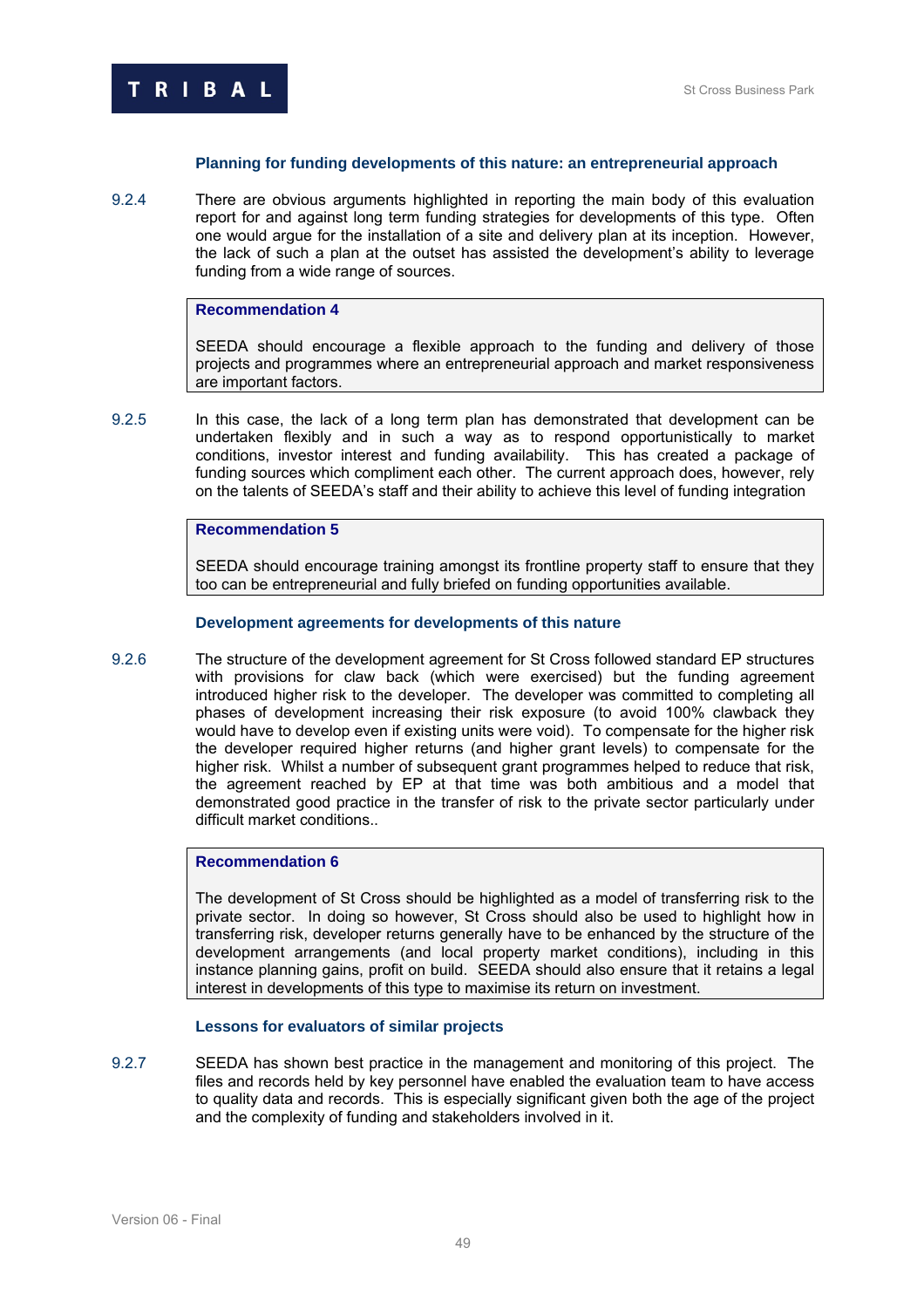### Planning for funding developments of this nature: an entrepreneurial approach

9.2.4 There are obvious arguments highlighted in reporting the main body of this evaluation report for and against long term funding strategies for developments of this type. Often one would argue for the installation of a site and delivery plan at its inception. However, the lack of such a plan at the outset has assisted the development's ability to leverage funding from a wide range of sources.

> **Recommendation 4**
>
> SEEDA should encourage a flexible approach to the funding and delivery of those projects and programmes where an entrepreneurial approach and market responsiveness are important factors.

9.2.5 In this case, the lack of a long term plan has demonstrated that development can be undertaken flexibly and in such a way as to respond opportunistically to market conditions, investor interest and funding availability. This has created a package of funding sources which compliment each other. The current approach does, however, rely on the talents of SEEDA's staff and their ability to achieve this level of funding integration

> **Recommendation 5**
>
> SEEDA should encourage training amongst its frontline property staff to ensure that they too can be entrepreneurial and fully briefed on funding opportunities available.

### Development agreements for developments of this nature

9.2.6 The structure of the development agreement for St Cross followed standard EP structures with provisions for claw back (which were exercised) but the funding agreement introduced higher risk to the developer. The developer was committed to completing all phases of development increasing their risk exposure (to avoid 100% clawback they would have to develop even if existing units were void). To compensate for the higher risk the developer required higher returns (and higher grant levels) to compensate for the higher risk. Whilst a number of subsequent grant programmes helped to reduce that risk, the agreement reached by EP at that time was both ambitious and a model that demonstrated good practice in the transfer of risk to the private sector particularly under difficult market conditions..

> **Recommendation 6**
>
> The development of St Cross should be highlighted as a model of transferring risk to the private sector. In doing so however, St Cross should also be used to highlight how in transferring risk, developer returns generally have to be enhanced by the structure of the development arrangements (and local property market conditions), including in this instance planning gains, profit on build. SEEDA should also ensure that it retains a legal interest in developments of this type to maximise its return on investment.

### Lessons for evaluators of similar projects

9.2.7 SEEDA has shown best practice in the management and monitoring of this project. The files and records held by key personnel have enabled the evaluation team to have access to quality data and records. This is especially significant given both the age of the project and the complexity of funding and stakeholders involved in it.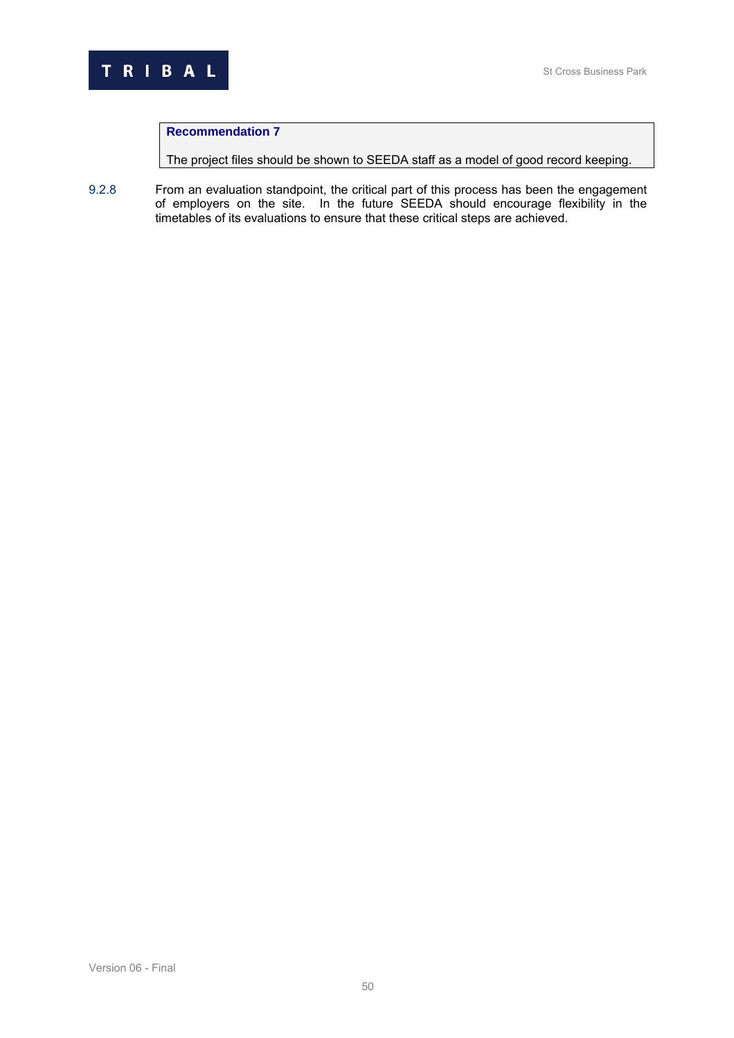**Recommendation 7**

The project files should be shown to SEEDA staff as a model of good record keeping.

9.2.8 From an evaluation standpoint, the critical part of this process has been the engagement of employers on the site. In the future SEEDA should encourage flexibility in the timetables of its evaluations to ensure that these critical steps are achieved.